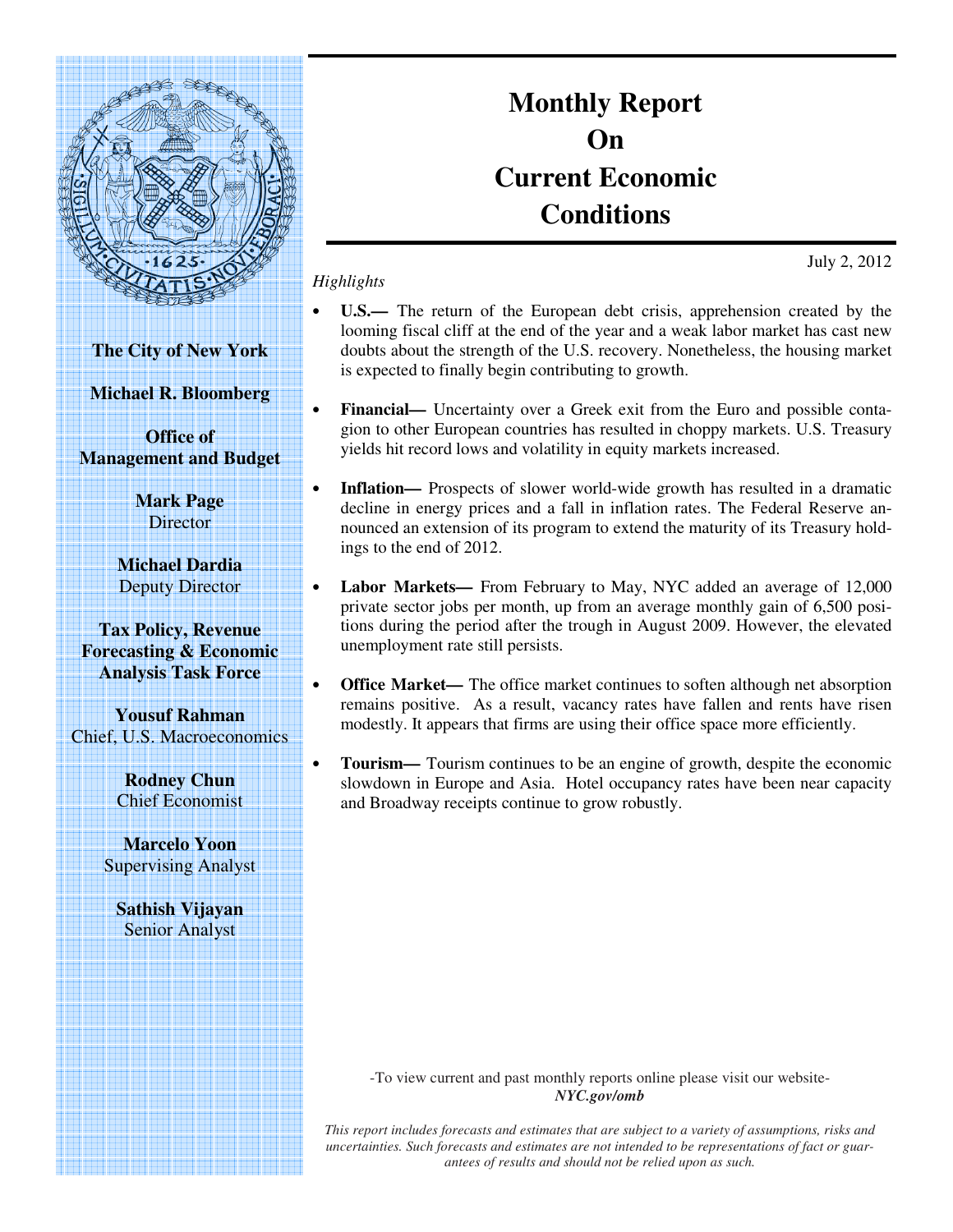# Monthly Report On Current Economic Conditions

July 2, 2012

**The City of New York**

**Michael R. Bloomberg**

**Office of Management and Budget**

**Mark Page**
Director

**Michael Dardia**
Deputy Director

**Tax Policy, Revenue Forecasting & Economic Analysis Task Force**

**Yousuf Rahman**
Chief, U.S. Macroeconomics

**Rodney Chun**
Chief Economist

**Marcelo Yoon**
Supervising Analyst

**Sathish Vijayan**
Senior Analyst

*Highlights*

- **U.S.—** The return of the European debt crisis, apprehension created by the looming fiscal cliff at the end of the year and a weak labor market has cast new doubts about the strength of the U.S. recovery. Nonetheless, the housing market is expected to finally begin contributing to growth.

- **Financial—** Uncertainty over a Greek exit from the Euro and possible contagion to other European countries has resulted in choppy markets. U.S. Treasury yields hit record lows and volatility in equity markets increased.

- **Inflation—** Prospects of slower world-wide growth has resulted in a dramatic decline in energy prices and a fall in inflation rates. The Federal Reserve announced an extension of its program to extend the maturity of its Treasury holdings to the end of 2012.

- **Labor Markets—** From February to May, NYC added an average of 12,000 private sector jobs per month, up from an average monthly gain of 6,500 positions during the period after the trough in August 2009. However, the elevated unemployment rate still persists.

- **Office Market—** The office market continues to soften although net absorption remains positive. As a result, vacancy rates have fallen and rents have risen modestly. It appears that firms are using their office space more efficiently.

- **Tourism—** Tourism continues to be an engine of growth, despite the economic slowdown in Europe and Asia. Hotel occupancy rates have been near capacity and Broadway receipts continue to grow robustly.

-To view current and past monthly reports online please visit our website-
***NYC.gov/omb***

*This report includes forecasts and estimates that are subject to a variety of assumptions, risks and uncertainties. Such forecasts and estimates are not intended to be representations of fact or guarantees of results and should not be relied upon as such.*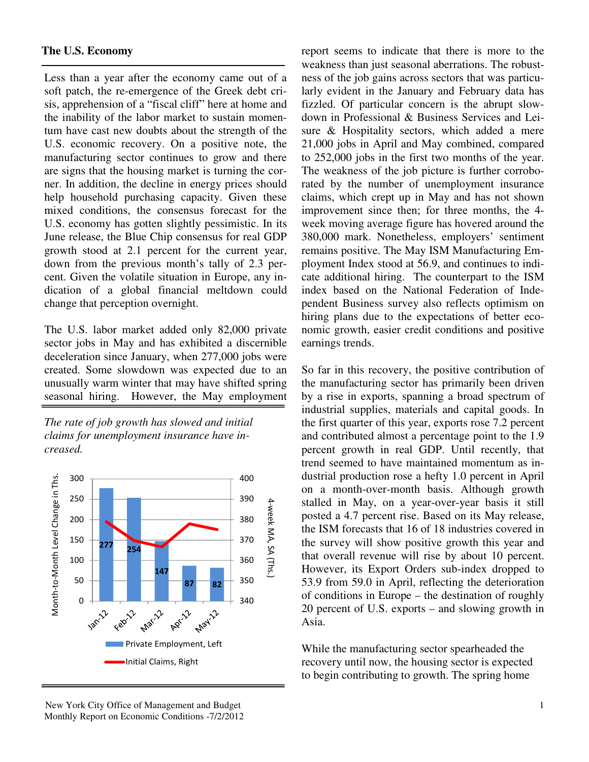## The U.S. Economy

Less than a year after the economy came out of a soft patch, the re-emergence of the Greek debt crisis, apprehension of a "fiscal cliff" here at home and the inability of the labor market to sustain momentum have cast new doubts about the strength of the U.S. economic recovery. On a positive note, the manufacturing sector continues to grow and there are signs that the housing market is turning the corner. In addition, the decline in energy prices should help household purchasing capacity. Given these mixed conditions, the consensus forecast for the U.S. economy has gotten slightly pessimistic. In its June release, the Blue Chip consensus for real GDP growth stood at 2.1 percent for the current year, down from the previous month's tally of 2.3 percent. Given the volatile situation in Europe, any indication of a global financial meltdown could change that perception overnight.

The U.S. labor market added only 82,000 private sector jobs in May and has exhibited a discernible deceleration since January, when 277,000 jobs were created. Some slowdown was expected due to an unusually warm winter that may have shifted spring seasonal hiring. However, the May employment report seems to indicate that there is more to the weakness than just seasonal aberrations. The robustness of the job gains across sectors that was particularly evident in the January and February data has fizzled. Of particular concern is the abrupt slowdown in Professional & Business Services and Leisure & Hospitality sectors, which added a mere 21,000 jobs in April and May combined, compared to 252,000 jobs in the first two months of the year. The weakness of the job picture is further corroborated by the number of unemployment insurance claims, which crept up in May and has not shown improvement since then; for three months, the 4-week moving average figure has hovered around the 380,000 mark. Nonetheless, employers' sentiment remains positive. The May ISM Manufacturing Employment Index stood at 56.9, and continues to indicate additional hiring. The counterpart to the ISM index based on the National Federation of Independent Business survey also reflects optimism on hiring plans due to the expectations of better economic growth, easier credit conditions and positive earnings trends.

*The rate of job growth has slowed and initial claims for unemployment insurance have increased.*

| | Jan-12 | Feb-12 | Mar-12 | Apr-12 | May-12 |
|---|---|---|---|---|---|
| Private Employment, Left (Month-to-Month Level Change in Ths.) | 277 | 254 | 147 | 87 | 82 |

Initial Claims, Right (4-week MA, SA (Ths.))

So far in this recovery, the positive contribution of the manufacturing sector has primarily been driven by a rise in exports, spanning a broad spectrum of industrial supplies, materials and capital goods. In the first quarter of this year, exports rose 7.2 percent and contributed almost a percentage point to the 1.9 percent growth in real GDP. Until recently, that trend seemed to have maintained momentum as industrial production rose a hefty 1.0 percent in April on a month-over-month basis. Although growth stalled in May, on a year-over-year basis it still posted a 4.7 percent rise. Based on its May release, the ISM forecasts that 16 of 18 industries covered in the survey will show positive growth this year and that overall revenue will rise by about 10 percent. However, its Export Orders sub-index dropped to 53.9 from 59.0 in April, reflecting the deterioration of conditions in Europe – the destination of roughly 20 percent of U.S. exports – and slowing growth in Asia.

While the manufacturing sector spearheaded the recovery until now, the housing sector is expected to begin contributing to growth. The spring home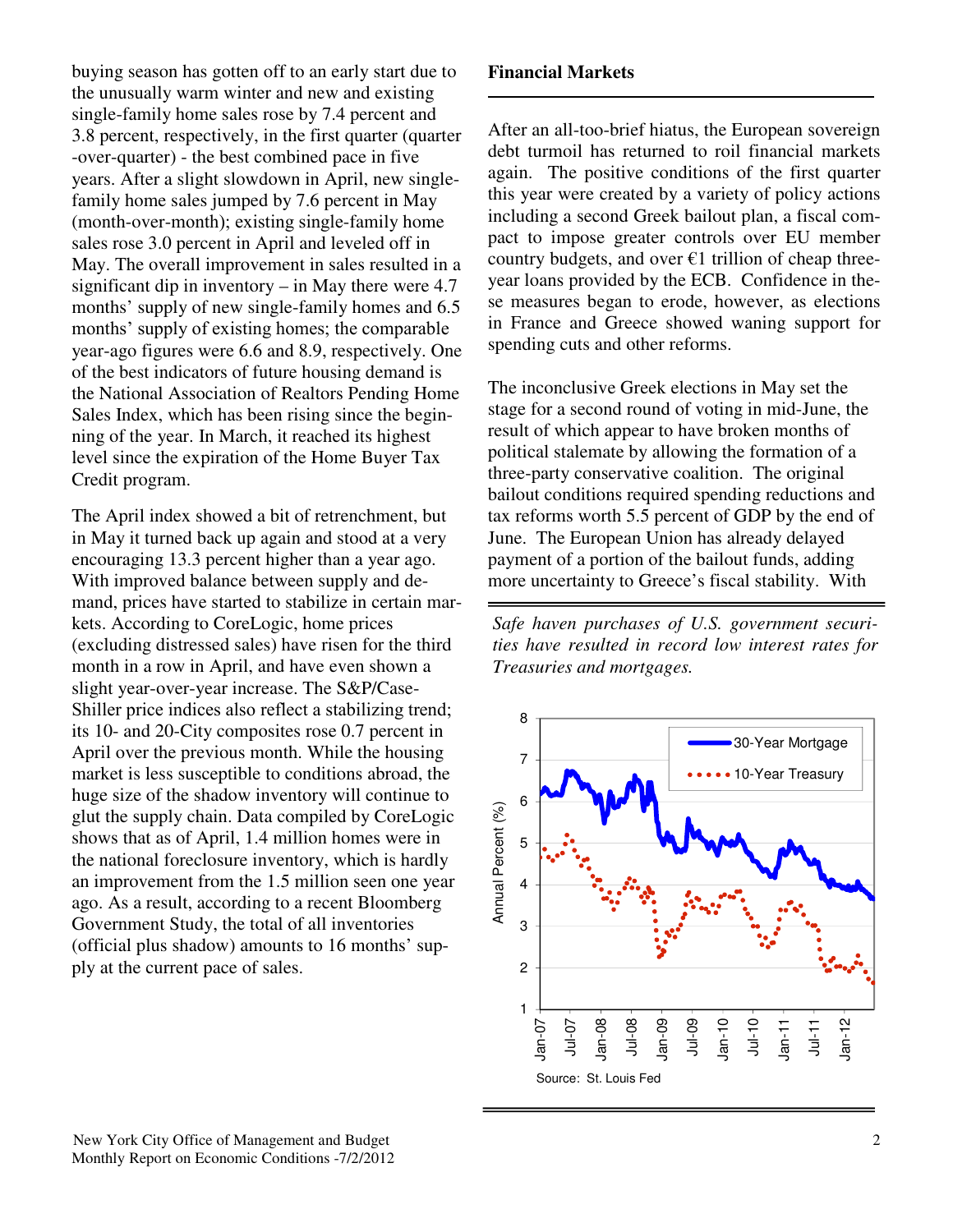buying season has gotten off to an early start due to the unusually warm winter and new and existing single-family home sales rose by 7.4 percent and 3.8 percent, respectively, in the first quarter (quarter-over-quarter) - the best combined pace in five years. After a slight slowdown in April, new single-family home sales jumped by 7.6 percent in May (month-over-month); existing single-family home sales rose 3.0 percent in April and leveled off in May. The overall improvement in sales resulted in a significant dip in inventory – in May there were 4.7 months' supply of new single-family homes and 6.5 months' supply of existing homes; the comparable year-ago figures were 6.6 and 8.9, respectively. One of the best indicators of future housing demand is the National Association of Realtors Pending Home Sales Index, which has been rising since the beginning of the year. In March, it reached its highest level since the expiration of the Home Buyer Tax Credit program.

The April index showed a bit of retrenchment, but in May it turned back up again and stood at a very encouraging 13.3 percent higher than a year ago. With improved balance between supply and demand, prices have started to stabilize in certain markets. According to CoreLogic, home prices (excluding distressed sales) have risen for the third month in a row in April, and have even shown a slight year-over-year increase. The S&P/Case-Shiller price indices also reflect a stabilizing trend; its 10- and 20-City composites rose 0.7 percent in April over the previous month. While the housing market is less susceptible to conditions abroad, the huge size of the shadow inventory will continue to glut the supply chain. Data compiled by CoreLogic shows that as of April, 1.4 million homes were in the national foreclosure inventory, which is hardly an improvement from the 1.5 million seen one year ago. As a result, according to a recent Bloomberg Government Study, the total of all inventories (official plus shadow) amounts to 16 months' supply at the current pace of sales.

## Financial Markets

After an all-too-brief hiatus, the European sovereign debt turmoil has returned to roil financial markets again. The positive conditions of the first quarter this year were created by a variety of policy actions including a second Greek bailout plan, a fiscal compact to impose greater controls over EU member country budgets, and over €1 trillion of cheap three-year loans provided by the ECB. Confidence in these measures began to erode, however, as elections in France and Greece showed waning support for spending cuts and other reforms.

The inconclusive Greek elections in May set the stage for a second round of voting in mid-June, the result of which appear to have broken months of political stalemate by allowing the formation of a three-party conservative coalition. The original bailout conditions required spending reductions and tax reforms worth 5.5 percent of GDP by the end of June. The European Union has already delayed payment of a portion of the bailout funds, adding more uncertainty to Greece's fiscal stability. With

*Safe haven purchases of U.S. government securities have resulted in record low interest rates for Treasuries and mortgages.*

Source: St. Louis Fed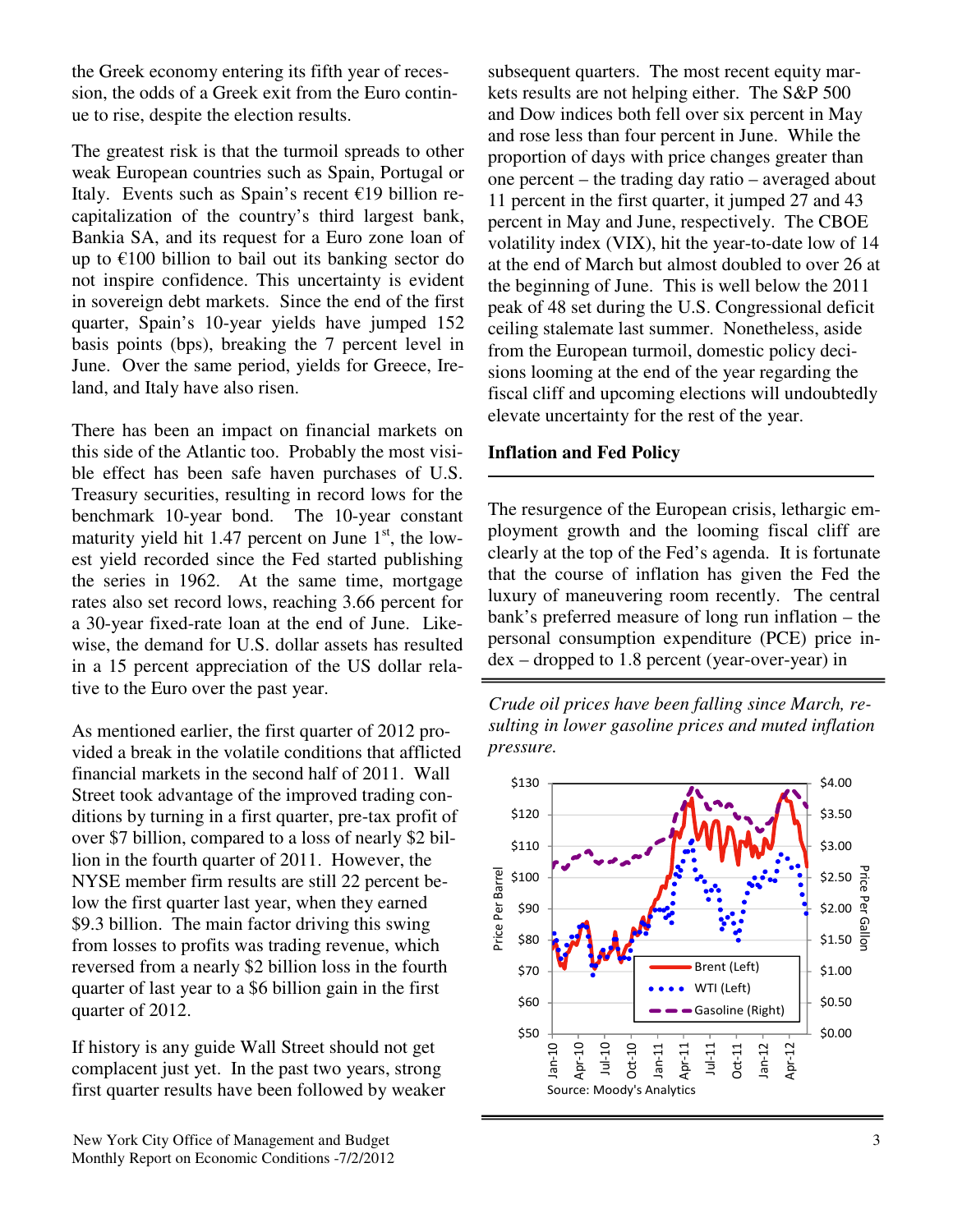the Greek economy entering its fifth year of recession, the odds of a Greek exit from the Euro continue to rise, despite the election results.

The greatest risk is that the turmoil spreads to other weak European countries such as Spain, Portugal or Italy. Events such as Spain's recent €19 billion recapitalization of the country's third largest bank, Bankia SA, and its request for a Euro zone loan of up to €100 billion to bail out its banking sector do not inspire confidence. This uncertainty is evident in sovereign debt markets. Since the end of the first quarter, Spain's 10-year yields have jumped 152 basis points (bps), breaking the 7 percent level in June. Over the same period, yields for Greece, Ireland, and Italy have also risen.

There has been an impact on financial markets on this side of the Atlantic too. Probably the most visible effect has been safe haven purchases of U.S. Treasury securities, resulting in record lows for the benchmark 10-year bond. The 10-year constant maturity yield hit 1.47 percent on June 1st, the lowest yield recorded since the Fed started publishing the series in 1962. At the same time, mortgage rates also set record lows, reaching 3.66 percent for a 30-year fixed-rate loan at the end of June. Likewise, the demand for U.S. dollar assets has resulted in a 15 percent appreciation of the US dollar relative to the Euro over the past year.

As mentioned earlier, the first quarter of 2012 provided a break in the volatile conditions that afflicted financial markets in the second half of 2011. Wall Street took advantage of the improved trading conditions by turning in a first quarter, pre-tax profit of over $7 billion, compared to a loss of nearly $2 billion in the fourth quarter of 2011. However, the NYSE member firm results are still 22 percent below the first quarter last year, when they earned $9.3 billion. The main factor driving this swing from losses to profits was trading revenue, which reversed from a nearly $2 billion loss in the fourth quarter of last year to a $6 billion gain in the first quarter of 2012.

If history is any guide Wall Street should not get complacent just yet. In the past two years, strong first quarter results have been followed by weaker subsequent quarters. The most recent equity markets results are not helping either. The S&P 500 and Dow indices both fell over six percent in May and rose less than four percent in June. While the proportion of days with price changes greater than one percent – the trading day ratio – averaged about 11 percent in the first quarter, it jumped 27 and 43 percent in May and June, respectively. The CBOE volatility index (VIX), hit the year-to-date low of 14 at the end of March but almost doubled to over 26 at the beginning of June. This is well below the 2011 peak of 48 set during the U.S. Congressional deficit ceiling stalemate last summer. Nonetheless, aside from the European turmoil, domestic policy decisions looming at the end of the year regarding the fiscal cliff and upcoming elections will undoubtedly elevate uncertainty for the rest of the year.

## Inflation and Fed Policy

The resurgence of the European crisis, lethargic employment growth and the looming fiscal cliff are clearly at the top of the Fed's agenda. It is fortunate that the course of inflation has given the Fed the luxury of maneuvering room recently. The central bank's preferred measure of long run inflation – the personal consumption expenditure (PCE) price index – dropped to 1.8 percent (year-over-year) in

*Crude oil prices have been falling since March, resulting in lower gasoline prices and muted inflation pressure.*

Source: Moody's Analytics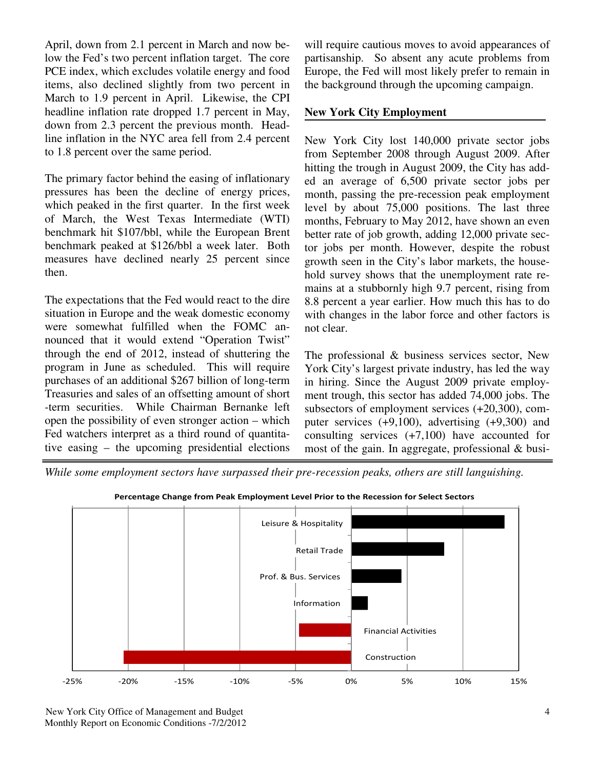April, down from 2.1 percent in March and now below the Fed's two percent inflation target. The core PCE index, which excludes volatile energy and food items, also declined slightly from two percent in March to 1.9 percent in April. Likewise, the CPI headline inflation rate dropped 1.7 percent in May, down from 2.3 percent the previous month. Headline inflation in the NYC area fell from 2.4 percent to 1.8 percent over the same period.

The primary factor behind the easing of inflationary pressures has been the decline of energy prices, which peaked in the first quarter. In the first week of March, the West Texas Intermediate (WTI) benchmark hit $107/bbl, while the European Brent benchmark peaked at $126/bbl a week later. Both measures have declined nearly 25 percent since then.

The expectations that the Fed would react to the dire situation in Europe and the weak domestic economy were somewhat fulfilled when the FOMC announced that it would extend "Operation Twist" through the end of 2012, instead of shuttering the program in June as scheduled. This will require purchases of an additional $267 billion of long-term Treasuries and sales of an offsetting amount of short-term securities. While Chairman Bernanke left open the possibility of even stronger action – which Fed watchers interpret as a third round of quantitative easing – the upcoming presidential elections will require cautious moves to avoid appearances of partisanship. So absent any acute problems from Europe, the Fed will most likely prefer to remain in the background through the upcoming campaign.

## New York City Employment

New York City lost 140,000 private sector jobs from September 2008 through August 2009. After hitting the trough in August 2009, the City has added an average of 6,500 private sector jobs per month, passing the pre-recession peak employment level by about 75,000 positions. The last three months, February to May 2012, have shown an even better rate of job growth, adding 12,000 private sector jobs per month. However, despite the robust growth seen in the City's labor markets, the household survey shows that the unemployment rate remains at a stubbornly high 9.7 percent, rising from 8.8 percent a year earlier. How much this has to do with changes in the labor force and other factors is not clear.

The professional & business services sector, New York City's largest private industry, has led the way in hiring. Since the August 2009 private employment trough, this sector has added 74,000 jobs. The subsectors of employment services (+20,300), computer services (+9,100), advertising (+9,300) and consulting services (+7,100) have accounted for most of the gain. In aggregate, professional & busi-

*While some employment sectors have surpassed their pre-recession peaks, others are still languishing.*

**Percentage Change from Peak Employment Level Prior to the Recession for Select Sectors**

| Sector | Approx. % change |
|---|---|
| Leisure & Hospitality | ~14% |
| Retail Trade | ~8% |
| Prof. & Bus. Services | ~4.5% |
| Information | ~1.5% |
| Financial Activities | ~-4.5% |
| Construction | ~-20.5% |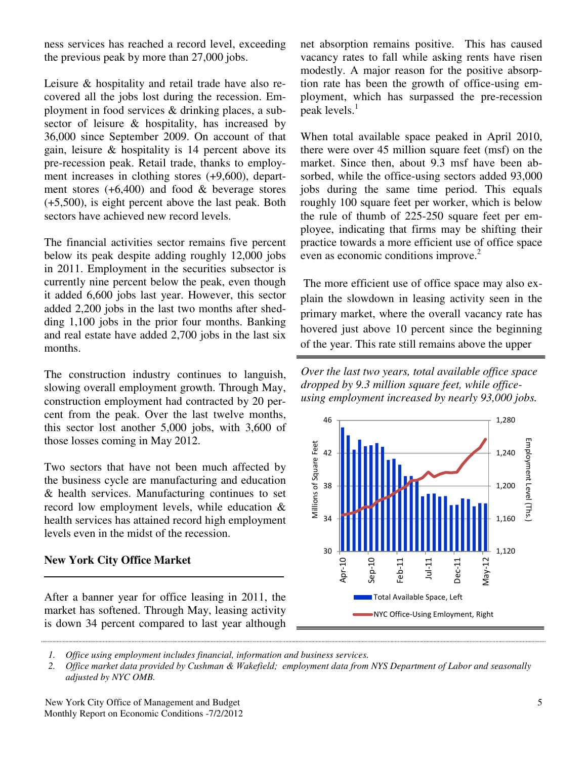ness services has reached a record level, exceeding the previous peak by more than 27,000 jobs.

Leisure & hospitality and retail trade have also recovered all the jobs lost during the recession. Employment in food services & drinking places, a subsector of leisure & hospitality, has increased by 36,000 since September 2009. On account of that gain, leisure & hospitality is 14 percent above its pre-recession peak. Retail trade, thanks to employment increases in clothing stores (+9,600), department stores (+6,400) and food & beverage stores (+5,500), is eight percent above the last peak. Both sectors have achieved new record levels.

The financial activities sector remains five percent below its peak despite adding roughly 12,000 jobs in 2011. Employment in the securities subsector is currently nine percent below the peak, even though it added 6,600 jobs last year. However, this sector added 2,200 jobs in the last two months after shedding 1,100 jobs in the prior four months. Banking and real estate have added 2,700 jobs in the last six months.

The construction industry continues to languish, slowing overall employment growth. Through May, construction employment had contracted by 20 percent from the peak. Over the last twelve months, this sector lost another 5,000 jobs, with 3,600 of those losses coming in May 2012.

Two sectors that have not been much affected by the business cycle are manufacturing and education & health services. Manufacturing continues to set record low employment levels, while education & health services has attained record high employment levels even in the midst of the recession.

## New York City Office Market

After a banner year for office leasing in 2011, the market has softened. Through May, leasing activity is down 34 percent compared to last year although net absorption remains positive. This has caused vacancy rates to fall while asking rents have risen modestly. A major reason for the positive absorption rate has been the growth of office-using employment, which has surpassed the pre-recession peak levels.[1]

When total available space peaked in April 2010, there were over 45 million square feet (msf) on the market. Since then, about 9.3 msf have been absorbed, while the office-using sectors added 93,000 jobs during the same time period. This equals roughly 100 square feet per worker, which is below the rule of thumb of 225-250 square feet per employee, indicating that firms may be shifting their practice towards a more efficient use of office space even as economic conditions improve.[2]

The more efficient use of office space may also explain the slowdown in leasing activity seen in the primary market, where the overall vacancy rate has hovered just above 10 percent since the beginning of the year. This rate still remains above the upper

*Over the last two years, total available office space dropped by 9.3 million square feet, while office-using employment increased by nearly 93,000 jobs.*

1. *Office using employment includes financial, information and business services.*
2. *Office market data provided by Cushman & Wakefield; employment data from NYS Department of Labor and seasonally adjusted by NYC OMB.*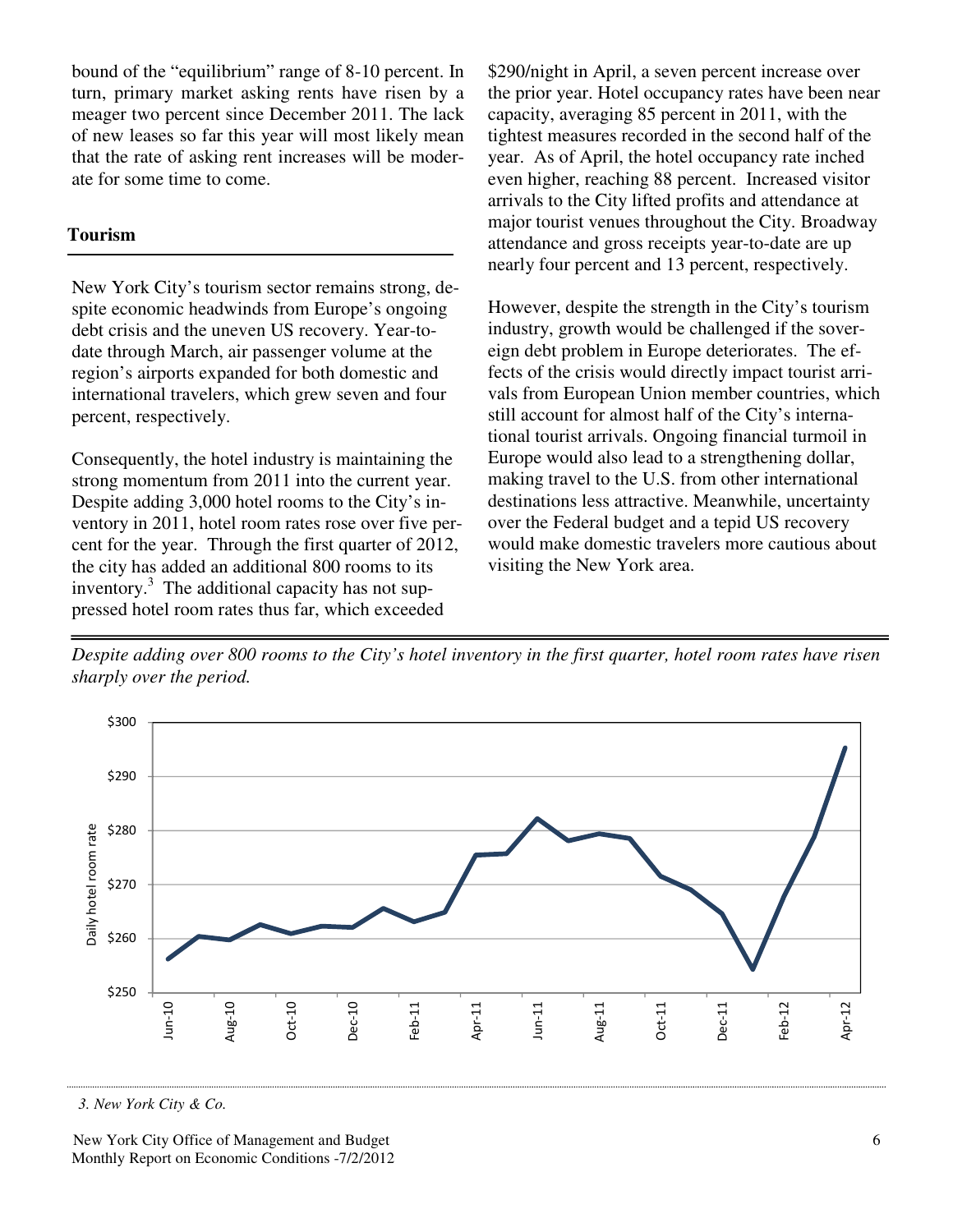bound of the "equilibrium" range of 8-10 percent. In turn, primary market asking rents have risen by a meager two percent since December 2011. The lack of new leases so far this year will most likely mean that the rate of asking rent increases will be moderate for some time to come.

## Tourism

New York City's tourism sector remains strong, despite economic headwinds from Europe's ongoing debt crisis and the uneven US recovery. Year-to-date through March, air passenger volume at the region's airports expanded for both domestic and international travelers, which grew seven and four percent, respectively.

Consequently, the hotel industry is maintaining the strong momentum from 2011 into the current year. Despite adding 3,000 hotel rooms to the City's inventory in 2011, hotel room rates rose over five percent for the year. Through the first quarter of 2012, the city has added an additional 800 rooms to its inventory.[3] The additional capacity has not suppressed hotel room rates thus far, which exceeded $290/night in April, a seven percent increase over the prior year. Hotel occupancy rates have been near capacity, averaging 85 percent in 2011, with the tightest measures recorded in the second half of the year. As of April, the hotel occupancy rate inched even higher, reaching 88 percent. Increased visitor arrivals to the City lifted profits and attendance at major tourist venues throughout the City. Broadway attendance and gross receipts year-to-date are up nearly four percent and 13 percent, respectively.

However, despite the strength in the City's tourism industry, growth would be challenged if the sovereign debt problem in Europe deteriorates. The effects of the crisis would directly impact tourist arrivals from European Union member countries, which still account for almost half of the City's international tourist arrivals. Ongoing financial turmoil in Europe would also lead to a strengthening dollar, making travel to the U.S. from other international destinations less attractive. Meanwhile, uncertainty over the Federal budget and a tepid US recovery would make domestic travelers more cautious about visiting the New York area.

*Despite adding over 800 rooms to the City's hotel inventory in the first quarter, hotel room rates have risen sharply over the period.*

3. New York City & Co.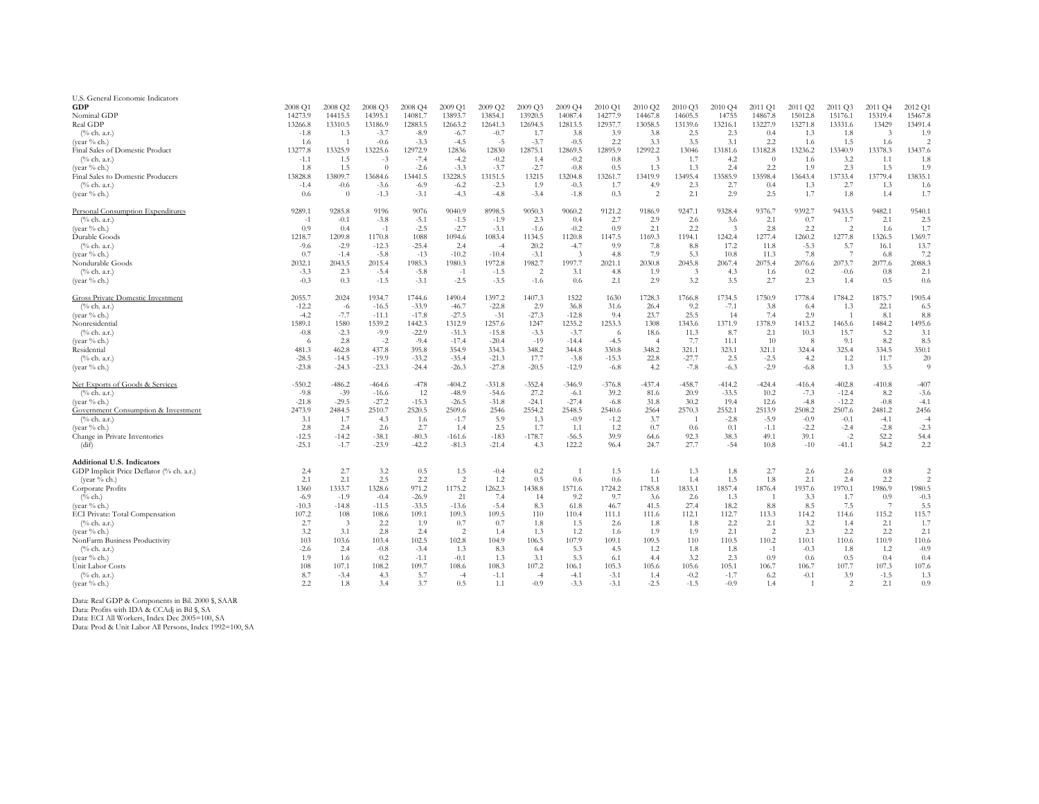U.S. General Economic Indicators

| GDP | 2008 Q1 | 2008 Q2 | 2008 Q3 | 2008 Q4 | 2009 Q1 | 2009 Q2 | 2009 Q3 | 2009 Q4 | 2010 Q1 | 2010 Q2 | 2010 Q3 | 2010 Q4 | 2011 Q1 | 2011 Q2 | 2011 Q3 | 2011 Q4 | 2012 Q1 |
|---|---|---|---|---|---|---|---|---|---|---|---|---|---|---|---|---|---|
| Nominal GDP | 14273.9 | 14415.5 | 14395.1 | 14081.7 | 13893.7 | 13854.1 | 13920.5 | 14087.4 | 14277.9 | 14467.8 | 14605.5 | 14755 | 14867.8 | 15012.8 | 15176.1 | 15319.4 | 15467.8 |
| Real GDP | 13266.8 | 13310.5 | 13186.9 | 12883.5 | 12663.2 | 12641.3 | 12694.5 | 12813.5 | 12937.7 | 13058.5 | 13139.6 | 13216.1 | 13227.9 | 13271.8 | 13331.6 | 13429 | 13491.4 |
| (% ch. a.r.) | -1.8 | 1.3 | -3.7 | -8.9 | -6.7 | -0.7 | 1.7 | 3.8 | 3.9 | 3.8 | 2.5 | 2.3 | 0.4 | 1.3 | 1.8 | 3 | 1.9 |
| (year % ch.) | 1.6 | 1 | -0.6 | -3.3 | -4.5 | -5 | -3.7 | -0.5 | 2.2 | 3.3 | 3.5 | 3.1 | 2.2 | 1.6 | 1.5 | 1.6 | 2 |
| Final Sales of Domestic Product | 13277.8 | 13325.9 | 13225.6 | 12972.9 | 12836 | 12830 | 12875.1 | 12869.5 | 12895.9 | 12992.2 | 13046 | 13181.6 | 13182.8 | 13236.2 | 13340.9 | 13378.3 | 13437.6 |
| (% ch. a.r.) | -1.1 | 1.5 | -3 | -7.4 | -4.2 | -0.2 | 1.4 | -0.2 | 0.8 | 3 | 1.7 | 4.2 | 0 | 1.6 | 3.2 | 1.1 | 1.8 |
| (year % ch.) | 1.8 | 1.5 | 0 | -2.6 | -3.3 | -3.7 | -2.7 | -0.8 | 0.5 | 1.3 | 1.3 | 2.4 | 2.2 | 1.9 | 2.3 | 1.5 | 1.9 |
| Final Sales to Domestic Producers | 13828.8 | 13809.7 | 13684.6 | 13441.5 | 13228.5 | 13151.5 | 13215 | 13204.8 | 13261.7 | 13419.9 | 13495.4 | 13585.9 | 13598.4 | 13643.4 | 13733.4 | 13779.4 | 13835.1 |
| (% ch. a.r.) | -1.4 | -0.6 | -3.6 | -6.9 | -6.2 | -2.3 | 1.9 | -0.3 | 1.7 | 4.9 | 2.3 | 2.7 | 0.4 | 1.3 | 2.7 | 1.3 | 1.6 |
| (year % ch.) | 0.6 | 0 | -1.3 | -3.1 | -4.3 | -4.8 | -3.4 | -1.8 | 0.3 | 2 | 2.1 | 2.9 | 2.5 | 1.7 | 1.8 | 1.4 | 1.7 |
| Personal Consumption Expenditures | 9289.1 | 9285.8 | 9196 | 9076 | 9040.9 | 8998.5 | 9050.3 | 9060.2 | 9121.2 | 9186.9 | 9247.1 | 9328.4 | 9376.7 | 9392.7 | 9433.5 | 9482.1 | 9540.1 |
| (% ch. a.r.) | -1 | -0.1 | -3.8 | -5.1 | -1.5 | -1.9 | 2.3 | 0.4 | 2.7 | 2.9 | 2.6 | 3.6 | 2.1 | 0.7 | 1.7 | 2.1 | 2.5 |
| (year % ch.) | 0.9 | 0.4 | -1 | -2.5 | -2.7 | -3.1 | -1.6 | -0.2 | 0.9 | 2.1 | 2.2 | 3 | 2.8 | 2.2 | 2 | 1.6 | 1.7 |
| Durable Goods | 1218.7 | 1209.8 | 1170.8 | 1088 | 1094.6 | 1083.4 | 1134.5 | 1120.8 | 1147.5 | 1169.3 | 1194.1 | 1242.4 | 1277.4 | 1260.2 | 1277.8 | 1326.5 | 1369.7 |
| (% ch. a.r.) | -9.6 | -2.9 | -12.3 | -25.4 | 2.4 | -4 | 20.2 | -4.7 | 9.9 | 7.8 | 8.8 | 17.2 | 11.8 | -5.3 | 5.7 | 16.1 | 13.7 |
| (year % ch.) | 0.7 | -1.4 | -5.8 | -13 | -10.2 | -10.4 | -3.1 | 3 | 4.8 | 7.9 | 5.3 | 10.8 | 11.3 | 7.8 | 7 | 6.8 | 7.2 |
| Nondurable Goods | 2032.1 | 2043.5 | 2015.4 | 1985.3 | 1980.3 | 1972.8 | 1982.7 | 1997.7 | 2021.1 | 2030.8 | 2045.8 | 2067.4 | 2075.4 | 2076.6 | 2073.7 | 2077.6 | 2088.3 |
| (% ch. a.r.) | -3.3 | 2.3 | -5.4 | -5.8 | -1 | -1.5 | 2 | 3.1 | 4.8 | 1.9 | 3 | 4.3 | 1.6 | 0.2 | -0.6 | 0.8 | 2.1 |
| (year % ch.) | -0.3 | 0.3 | -1.5 | -3.1 | -2.5 | -3.5 | -1.6 | 0.6 | 2.1 | 2.9 | 3.2 | 3.5 | 2.7 | 2.3 | 1.4 | 0.5 | 0.6 |
| Gross Private Domestic Investment | 2055.7 | 2024 | 1934.7 | 1744.6 | 1490.4 | 1397.2 | 1407.3 | 1522 | 1630 | 1728.3 | 1766.8 | 1734.5 | 1750.9 | 1778.4 | 1784.2 | 1875.7 | 1905.4 |
| (% ch. a.r.) | -12.2 | -6 | -16.5 | -33.9 | -46.7 | -22.8 | 2.9 | 36.8 | 31.6 | 26.4 | 9.2 | -7.1 | 3.8 | 6.4 | 1.3 | 22.1 | 6.5 |
| (year % ch.) | -4.2 | -7.7 | -11.1 | -17.8 | -27.5 | -31 | -27.3 | -12.8 | 9.4 | 23.7 | 25.5 | 14 | 7.4 | 2.9 | 1 | 8.1 | 8.8 |
| Nonresidential | 1589.1 | 1580 | 1539.2 | 1442.3 | 1312.9 | 1257.6 | 1247 | 1235.2 | 1253.3 | 1308 | 1343.6 | 1371.9 | 1378.9 | 1413.2 | 1465.6 | 1484.2 | 1495.6 |
| (% ch. a.r.) | -0.8 | -2.3 | -9.9 | -22.9 | -31.3 | -15.8 | -3.3 | -3.7 | 6 | 18.6 | 11.3 | 8.7 | 2.1 | 10.3 | 15.7 | 5.2 | 3.1 |
| (year % ch.) | 6 | 2.8 | -2 | -9.4 | -17.4 | -20.4 | -19 | -14.4 | -4.5 | 4 | 7.7 | 11.1 | 10 | 8 | 9.1 | 8.2 | 8.5 |
| Residential | 481.3 | 462.8 | 437.8 | 395.8 | 354.9 | 334.3 | 348.2 | 344.8 | 330.8 | 348.2 | 321.1 | 323.1 | 321.1 | 324.4 | 325.4 | 334.5 | 350.1 |
| (% ch. a.r.) | -28.5 | -14.5 | -19.9 | -33.2 | -35.4 | -21.3 | 17.7 | -3.8 | -15.3 | 22.8 | -27.7 | 2.5 | -2.5 | 4.2 | 1.2 | 11.7 | 20 |
| (year % ch.) | -23.8 | -24.3 | -23.3 | -24.4 | -26.3 | -27.8 | -20.5 | -12.9 | -6.8 | 4.2 | -7.8 | -6.3 | -2.9 | -6.8 | 1.3 | 3.5 | 9 |
| Net Exports of Goods & Services | -550.2 | -486.2 | -464.6 | -478 | -404.2 | -331.8 | -352.4 | -346.9 | -376.8 | -437.4 | -458.7 | -414.2 | -424.4 | -416.4 | -402.8 | -410.8 | -407 |
| (% ch. a.r.) | -9.8 | -39 | -16.6 | 12 | -48.9 | -54.6 | 27.2 | -6.1 | 39.2 | 81.6 | 20.9 | -33.5 | 10.2 | -7.3 | -12.4 | 8.2 | -3.6 |
| (year % ch.) | -21.8 | -29.5 | -27.2 | -15.3 | -26.5 | -31.8 | -24.1 | -27.4 | -6.8 | 31.8 | 30.2 | 19.4 | 12.6 | -4.8 | -12.2 | -0.8 | -4.1 |
| Government Consumption & Investment | 2473.9 | 2484.5 | 2510.7 | 2520.5 | 2509.6 | 2546 | 2554.2 | 2548.5 | 2540.6 | 2564 | 2570.3 | 2552.1 | 2513.9 | 2508.2 | 2507.6 | 2481.2 | 2456 |
| (% ch. a.r.) | 3.1 | 1.7 | 4.3 | 1.6 | -1.7 | 5.9 | 1.3 | -0.9 | -1.2 | 3.7 | 1 | -2.8 | -5.9 | -0.9 | -0.1 | -4.1 | -4 |
| (year % ch.) | 2.8 | 2.4 | 2.6 | 2.7 | 1.4 | 2.5 | 1.7 | 1.1 | 1.2 | 0.7 | 0.6 | 0.1 | -1.1 | -2.2 | -2.4 | -2.8 | -2.3 |
| Change in Private Inventories | -12.5 | -14.2 | -38.1 | -80.3 | -161.6 | -183 | -178.7 | -56.5 | 39.9 | 64.6 | 92.3 | 38.3 | 49.1 | 39.1 | -2 | 52.2 | 54.4 |
| (dif) | -25.1 | -1.7 | -23.9 | -42.2 | -81.3 | -21.4 | 4.3 | 122.2 | 96.4 | 24.7 | 27.7 | -54 | 10.8 | -10 | -41.1 | 54.2 | 2.2 |
| **Additional U.S. Indicators** | | | | | | | | | | | | | | | | | |
| GDP Implicit Price Deflator (% ch. a.r.) | 2.4 | 2.7 | 3.2 | 0.5 | 1.5 | -0.4 | 0.2 | 1 | 1.5 | 1.6 | 1.3 | 1.8 | 2.7 | 2.6 | 2.6 | 0.8 | 2 |
| (year % ch.) | 2.1 | 2.1 | 2.5 | 2.2 | 2 | 1.2 | 0.5 | 0.6 | 0.6 | 1.1 | 1.4 | 1.5 | 1.8 | 2.1 | 2.4 | 2.2 | 2 |
| Corporate Profits | 1360 | 1333.7 | 1328.6 | 971.2 | 1175.2 | 1262.3 | 1438.8 | 1571.6 | 1724.2 | 1785.8 | 1833.1 | 1857.4 | 1876.4 | 1937.6 | 1970.1 | 1986.9 | 1980.5 |
| (% ch.) | -6.9 | -1.9 | -0.4 | -26.9 | 21 | 7.4 | 14 | 9.2 | 9.7 | 3.6 | 2.6 | 1.3 | 1 | 3.3 | 1.7 | 0.9 | -0.3 |
| (year % ch.) | -10.3 | -14.8 | -11.5 | -33.5 | -13.6 | -5.4 | 8.3 | 61.8 | 46.7 | 41.5 | 27.4 | 18.2 | 8.8 | 8.5 | 7.5 | 7 | 5.5 |
| ECI Private: Total Compensation | 107.2 | 108 | 108.6 | 109.1 | 109.3 | 109.5 | 110 | 110.4 | 111.1 | 111.6 | 112.1 | 112.7 | 113.3 | 114.2 | 114.6 | 115.2 | 115.7 |
| (% ch. a.r.) | 2.7 | 3 | 2.2 | 1.9 | 0.7 | 0.7 | 1.8 | 1.5 | 2.6 | 1.8 | 1.8 | 2.2 | 2.1 | 3.2 | 1.4 | 2.1 | 1.7 |
| (year % ch.) | 3.2 | 3.1 | 2.8 | 2.4 | 2 | 1.4 | 1.3 | 1.2 | 1.6 | 1.9 | 1.9 | 2.1 | 2 | 2.3 | 2.2 | 2.2 | 2.1 |
| NonFarm Business Productivity | 103 | 103.6 | 103.4 | 102.5 | 102.8 | 104.9 | 106.5 | 107.9 | 109.1 | 109.5 | 110 | 110.5 | 110.2 | 110.1 | 110.6 | 110.9 | 110.6 |
| (% ch. a.r.) | -2.6 | 2.4 | -0.8 | -3.4 | 1.3 | 8.3 | 6.4 | 5.3 | 4.5 | 1.2 | 1.8 | 1.8 | -1 | -0.3 | 1.8 | 1.2 | -0.9 |
| (year % ch.) | 1.9 | 1.6 | 0.2 | -1.1 | -0.1 | 1.3 | 3.1 | 5.3 | 6.1 | 4.4 | 3.2 | 2.3 | 0.9 | 0.6 | 0.5 | 0.4 | 0.4 |
| Unit Labor Costs | 108 | 107.1 | 108.2 | 109.7 | 108.6 | 108.3 | 107.2 | 106.1 | 105.3 | 105.6 | 105.6 | 105.1 | 106.7 | 106.7 | 107.7 | 107.3 | 107.6 |
| (% ch. a.r.) | 8.7 | -3.4 | 4.3 | 5.7 | -4 | -1.1 | -4 | -4.1 | -3.1 | 1.4 | -0.2 | -1.7 | 6.2 | -0.1 | 3.9 | -1.5 | 1.3 |
| (year % ch.) | 2.2 | 1.8 | 3.4 | 3.7 | 0.5 | 1.1 | -0.9 | -3.3 | -3.1 | -2.5 | -1.5 | -0.9 | 1.4 | 1 | 2 | 2.1 | 0.9 |

Data: Real GDP & Components in Bil. 2000 $, SAAR
Data: Profits with IDA & CCAdj in Bil $, SA
Data: ECI All Workers, Index Dec 2005=100, SA
Data: Prod & Unit Labor All Persons, Index 1992=100, SA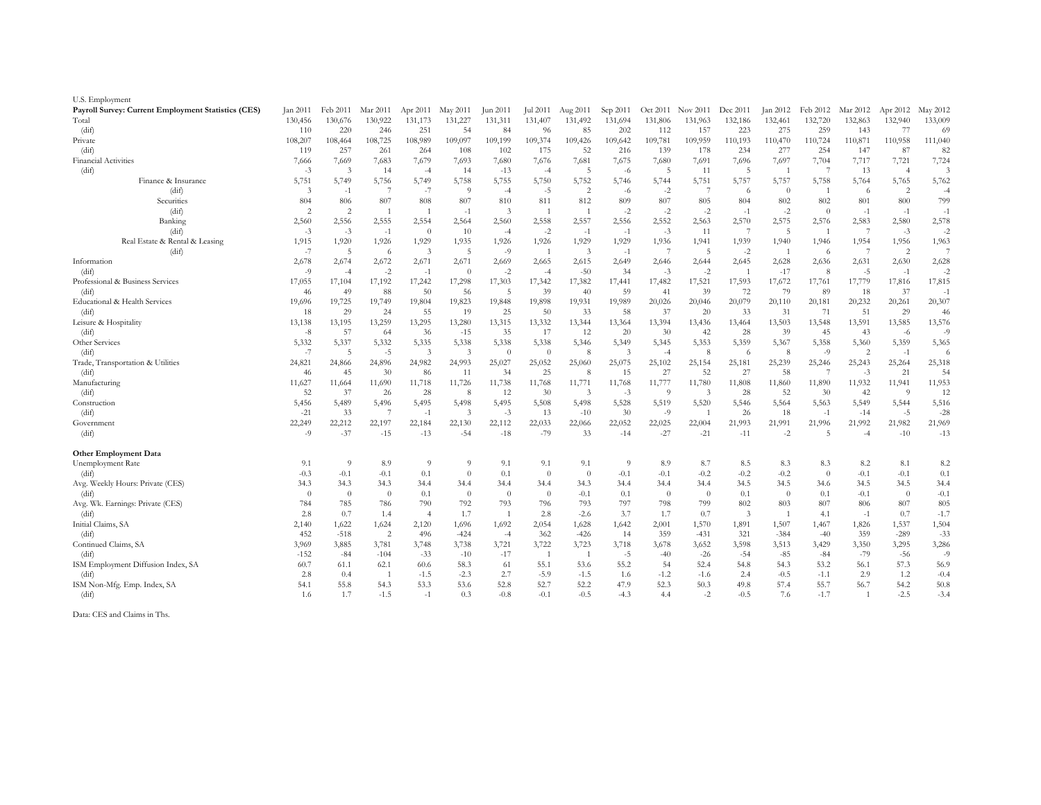U.S. Employment

| **Payroll Survey: Current Employment Statistics (CES)** | Jan 2011 | Feb 2011 | Mar 2011 | Apr 2011 | May 2011 | Jun 2011 | Jul 2011 | Aug 2011 | Sep 2011 | Oct 2011 | Nov 2011 | Dec 2011 | Jan 2012 | Feb 2012 | Mar 2012 | Apr 2012 | May 2012 |
|---|---|---|---|---|---|---|---|---|---|---|---|---|---|---|---|---|---|
| Total | 130,456 | 130,676 | 130,922 | 131,173 | 131,227 | 131,311 | 131,407 | 131,492 | 131,694 | 131,806 | 131,963 | 132,186 | 132,461 | 132,720 | 132,863 | 132,940 | 133,009 |
| (dif) | 110 | 220 | 246 | 251 | 54 | 84 | 96 | 85 | 202 | 112 | 157 | 223 | 275 | 259 | 143 | 77 | 69 |
| Private | 108,207 | 108,464 | 108,725 | 108,989 | 109,097 | 109,199 | 109,374 | 109,426 | 109,642 | 109,781 | 109,959 | 110,193 | 110,470 | 110,724 | 110,871 | 110,958 | 111,040 |
| (dif) | 119 | 257 | 261 | 264 | 108 | 102 | 175 | 52 | 216 | 139 | 178 | 234 | 277 | 254 | 147 | 87 | 82 |
| Financial Activities | 7,666 | 7,669 | 7,683 | 7,679 | 7,693 | 7,680 | 7,676 | 7,681 | 7,675 | 7,680 | 7,691 | 7,696 | 7,697 | 7,704 | 7,717 | 7,721 | 7,724 |
| (dif) | -3 | 3 | 14 | -4 | 14 | -13 | -4 | 5 | -6 | 5 | 11 | 5 | 1 | 7 | 13 | 4 | 3 |
| Finance & Insurance | 5,751 | 5,749 | 5,756 | 5,749 | 5,758 | 5,755 | 5,750 | 5,752 | 5,746 | 5,744 | 5,751 | 5,757 | 5,757 | 5,758 | 5,764 | 5,765 | 5,762 |
| (dif) | 3 | -1 | 7 | -7 | 9 | -4 | -5 | 2 | -6 | -2 | 7 | 6 | 0 | 1 | 6 | 2 | -4 |
| Securities | 804 | 806 | 807 | 808 | 807 | 810 | 811 | 812 | 809 | 807 | 805 | 804 | 802 | 802 | 801 | 800 | 799 |
| (dif) | 2 | 2 | 1 | 1 | -1 | 3 | 1 | 1 | -2 | -2 | -2 | -1 | -2 | 0 | -1 | -1 | -1 |
| Banking | 2,560 | 2,556 | 2,555 | 2,554 | 2,564 | 2,560 | 2,558 | 2,557 | 2,556 | 2,552 | 2,563 | 2,570 | 2,575 | 2,576 | 2,583 | 2,580 | 2,578 |
| (dif) | -3 | -3 | -1 | 0 | 10 | -4 | -2 | -1 | -1 | -3 | 11 | 7 | 5 | 1 | 7 | -3 | -2 |
| Real Estate & Rental & Leasing | 1,915 | 1,920 | 1,926 | 1,929 | 1,935 | 1,926 | 1,926 | 1,929 | 1,929 | 1,936 | 1,941 | 1,939 | 1,940 | 1,946 | 1,954 | 1,956 | 1,963 |
| (dif) | -7 | 5 | 6 | 3 | 5 | -9 | 1 | 3 | -1 | 7 | 5 | -2 | 1 | 6 | 7 | 2 | 7 |
| Information | 2,678 | 2,674 | 2,672 | 2,671 | 2,671 | 2,669 | 2,665 | 2,615 | 2,649 | 2,646 | 2,644 | 2,645 | 2,628 | 2,636 | 2,631 | 2,630 | 2,628 |
| (dif) | -9 | -4 | -2 | -1 | 0 | -2 | -4 | -50 | 34 | -3 | -2 | 1 | -17 | 8 | -5 | -1 | -2 |
| Professional & Business Services | 17,055 | 17,104 | 17,192 | 17,242 | 17,298 | 17,303 | 17,342 | 17,382 | 17,441 | 17,482 | 17,521 | 17,593 | 17,672 | 17,761 | 17,779 | 17,816 | 17,815 |
| (dif) | 46 | 49 | 88 | 50 | 56 | 5 | 39 | 40 | 59 | 41 | 39 | 72 | 79 | 89 | 18 | 37 | -1 |
| Educational & Health Services | 19,696 | 19,725 | 19,749 | 19,804 | 19,823 | 19,848 | 19,898 | 19,931 | 19,989 | 20,026 | 20,046 | 20,079 | 20,110 | 20,181 | 20,232 | 20,261 | 20,307 |
| (dif) | 18 | 29 | 24 | 55 | 19 | 25 | 50 | 33 | 58 | 37 | 20 | 33 | 31 | 71 | 51 | 29 | 46 |
| Leisure & Hospitality | 13,138 | 13,195 | 13,259 | 13,295 | 13,280 | 13,315 | 13,332 | 13,344 | 13,364 | 13,394 | 13,436 | 13,464 | 13,503 | 13,548 | 13,591 | 13,585 | 13,576 |
| (dif) | -8 | 57 | 64 | 36 | -15 | 35 | 17 | 12 | 20 | 30 | 42 | 28 | 39 | 45 | 43 | -6 | -9 |
| Other Services | 5,332 | 5,337 | 5,332 | 5,335 | 5,338 | 5,338 | 5,338 | 5,346 | 5,349 | 5,345 | 5,353 | 5,359 | 5,367 | 5,358 | 5,360 | 5,359 | 5,365 |
| (dif) | -7 | 5 | -5 | 3 | 3 | 0 | 0 | 8 | 3 | -4 | 8 | 6 | 8 | -9 | 2 | -1 | 6 |
| Trade, Transportation & Utilities | 24,821 | 24,866 | 24,896 | 24,982 | 24,993 | 25,027 | 25,052 | 25,060 | 25,075 | 25,102 | 25,154 | 25,181 | 25,239 | 25,246 | 25,243 | 25,264 | 25,318 |
| (dif) | 46 | 45 | 30 | 86 | 11 | 34 | 25 | 8 | 15 | 27 | 52 | 27 | 58 | 7 | -3 | 21 | 54 |
| Manufacturing | 11,627 | 11,664 | 11,690 | 11,718 | 11,726 | 11,738 | 11,768 | 11,771 | 11,768 | 11,777 | 11,780 | 11,808 | 11,860 | 11,890 | 11,932 | 11,941 | 11,953 |
| (dif) | 52 | 37 | 26 | 28 | 8 | 12 | 30 | 3 | -3 | 9 | 3 | 28 | 52 | 30 | 42 | 9 | 12 |
| Construction | 5,456 | 5,489 | 5,496 | 5,495 | 5,498 | 5,495 | 5,508 | 5,498 | 5,528 | 5,519 | 5,520 | 5,546 | 5,564 | 5,563 | 5,549 | 5,544 | 5,516 |
| (dif) | -21 | 33 | 7 | -1 | 3 | -3 | 13 | -10 | 30 | -9 | 1 | 26 | 18 | -1 | -14 | -5 | -28 |
| Government | 22,249 | 22,212 | 22,197 | 22,184 | 22,130 | 22,112 | 22,033 | 22,066 | 22,052 | 22,025 | 22,004 | 21,993 | 21,991 | 21,996 | 21,992 | 21,982 | 21,969 |
| (dif) | -9 | -37 | -15 | -13 | -54 | -18 | -79 | 33 | -14 | -27 | -21 | -11 | -2 | 5 | -4 | -10 | -13 |
| **Other Employment Data** | | | | | | | | | | | | | | | | | |
| Unemployment Rate | 9.1 | 9 | 8.9 | 9 | 9 | 9.1 | 9.1 | 9.1 | 9 | 8.9 | 8.7 | 8.5 | 8.3 | 8.3 | 8.2 | 8.1 | 8.2 |
| (dif) | -0.3 | -0.1 | -0.1 | 0.1 | 0 | 0.1 | 0 | 0 | -0.1 | -0.1 | -0.2 | -0.2 | -0.2 | 0 | -0.1 | -0.1 | 0.1 |
| Avg. Weekly Hours: Private (CES) | 34.3 | 34.3 | 34.3 | 34.4 | 34.4 | 34.4 | 34.4 | 34.3 | 34.4 | 34.4 | 34.4 | 34.5 | 34.5 | 34.6 | 34.5 | 34.5 | 34.4 |
| (dif) | 0 | 0 | 0 | 0.1 | 0 | 0 | 0 | -0.1 | 0.1 | 0 | 0 | 0.1 | 0 | 0.1 | -0.1 | 0 | -0.1 |
| Avg. Wk. Earnings: Private (CES) | 784 | 785 | 786 | 790 | 792 | 793 | 796 | 793 | 797 | 798 | 799 | 802 | 803 | 807 | 806 | 807 | 805 |
| (dif) | 2.8 | 0.7 | 1.4 | 4 | 1.7 | 1 | 2.8 | -2.6 | 3.7 | 1.7 | 0.7 | 3 | 1 | 4.1 | -1 | 0.7 | -1.7 |
| Initial Claims, SA | 2,140 | 1,622 | 1,624 | 2,120 | 1,696 | 1,692 | 2,054 | 1,628 | 1,642 | 2,001 | 1,570 | 1,891 | 1,507 | 1,467 | 1,826 | 1,537 | 1,504 |
| (dif) | 452 | -518 | 2 | 496 | -424 | -4 | 362 | -426 | 14 | 359 | -431 | 321 | -384 | -40 | 359 | -289 | -33 |
| Continued Claims, SA | 3,969 | 3,885 | 3,781 | 3,748 | 3,738 | 3,721 | 3,722 | 3,723 | 3,718 | 3,678 | 3,652 | 3,598 | 3,513 | 3,429 | 3,350 | 3,295 | 3,286 |
| (dif) | -152 | -84 | -104 | -33 | -10 | -17 | 1 | 1 | -5 | -40 | -26 | -54 | -85 | -84 | -79 | -56 | -9 |
| ISM Employment Diffusion Index, SA | 60.7 | 61.1 | 62.1 | 60.6 | 58.3 | 61 | 55.1 | 53.6 | 55.2 | 54 | 52.4 | 54.8 | 54.3 | 53.2 | 56.1 | 57.3 | 56.9 |
| (dif) | 2.8 | 0.4 | 1 | -1.5 | -2.3 | 2.7 | -5.9 | -1.5 | 1.6 | -1.2 | -1.6 | 2.4 | -0.5 | -1.1 | 2.9 | 1.2 | -0.4 |
| ISM Non-Mfg. Emp. Index, SA | 54.1 | 55.8 | 54.3 | 53.3 | 53.6 | 52.8 | 52.7 | 52.2 | 47.9 | 52.3 | 50.3 | 49.8 | 57.4 | 55.7 | 56.7 | 54.2 | 50.8 |
| (dif) | 1.6 | 1.7 | -1.5 | -1 | 0.3 | -0.8 | -0.1 | -0.5 | -4.3 | 4.4 | -2 | -0.5 | 7.6 | -1.7 | 1 | -2.5 | -3.4 |

Data: CES and Claims in Ths.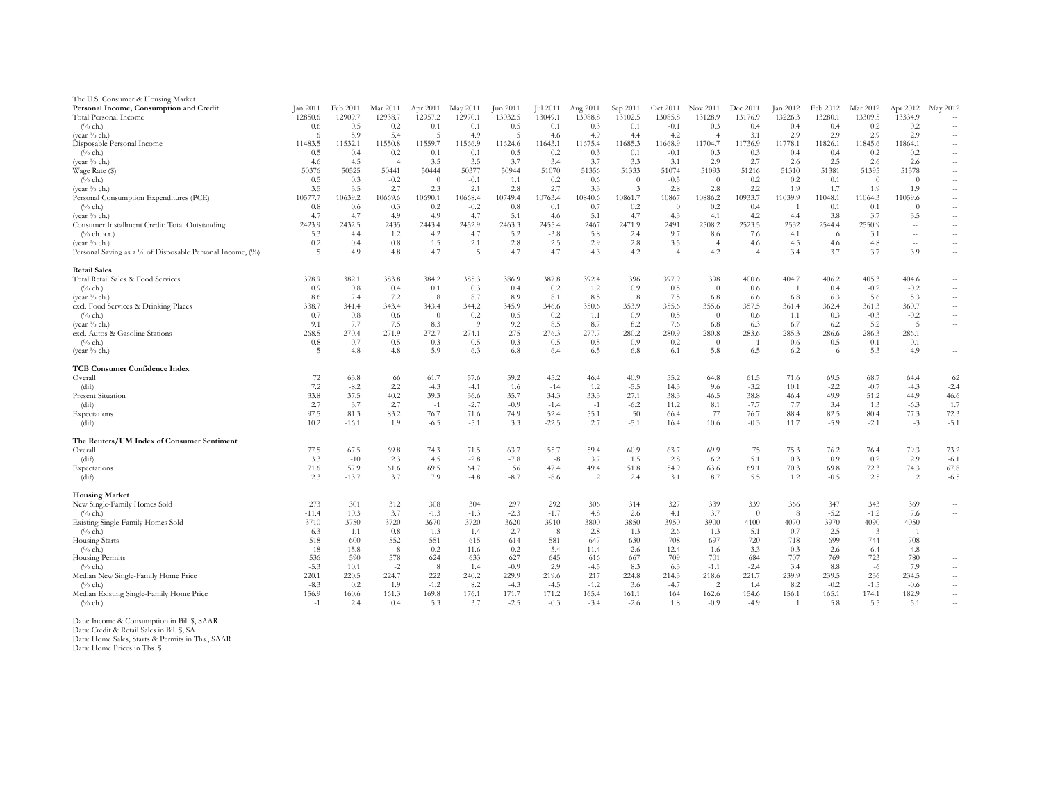The U.S. Consumer & Housing Market

| Personal Income, Consumption and Credit | Jan 2011 | Feb 2011 | Mar 2011 | Apr 2011 | May 2011 | Jun 2011 | Jul 2011 | Aug 2011 | Sep 2011 | Oct 2011 | Nov 2011 | Dec 2011 | Jan 2012 | Feb 2012 | Mar 2012 | Apr 2012 | May 2012 |
|---|---|---|---|---|---|---|---|---|---|---|---|---|---|---|---|---|---|
| Total Personal Income | 12850.6 | 12909.7 | 12938.7 | 12957.2 | 12970.1 | 13032.5 | 13049.1 | 13088.8 | 13102.5 | 13085.8 | 13128.9 | 13176.9 | 13226.3 | 13280.1 | 13309.5 | 13334.9 | -- |
| (% ch.) | 0.6 | 0.5 | 0.2 | 0.1 | 0.1 | 0.5 | 0.1 | 0.3 | 0.1 | -0.1 | 0.3 | 0.4 | 0.4 | 0.4 | 0.2 | 0.2 | -- |
| (year % ch.) | 6 | 5.9 | 5.4 | 5 | 4.9 | 5 | 4.6 | 4.9 | 4.4 | 4.2 | 4 | 3.1 | 2.9 | 2.9 | 2.9 | 2.9 | -- |
| Disposable Personal Income | 11483.5 | 11532.1 | 11550.8 | 11559.7 | 11566.9 | 11624.6 | 11643.1 | 11675.4 | 11685.3 | 11668.9 | 11704.7 | 11736.9 | 11778.1 | 11826.1 | 11845.6 | 11864.1 | -- |
| (% ch.) | 0.5 | 0.4 | 0.2 | 0.1 | 0.1 | 0.5 | 0.2 | 0.3 | 0.1 | -0.1 | 0.3 | 0.3 | 0.4 | 0.4 | 0.2 | 0.2 | -- |
| (year % ch.) | 4.6 | 4.5 | 4 | 3.5 | 3.5 | 3.7 | 3.4 | 3.7 | 3.3 | 3.1 | 2.9 | 2.7 | 2.6 | 2.5 | 2.6 | 2.6 | -- |
| Wage Rate ($) | 50376 | 50525 | 50441 | 50444 | 50377 | 50944 | 51070 | 51356 | 51333 | 51074 | 51093 | 51216 | 51310 | 51381 | 51395 | 51378 | -- |
| (% ch.) | 0.5 | 0.3 | -0.2 | 0 | -0.1 | 1.1 | 0.2 | 0.6 | 0 | -0.5 | 0 | 0.2 | 0.2 | 0.1 | 0 | 0 | -- |
| (year % ch.) | 3.5 | 3.5 | 2.7 | 2.3 | 2.1 | 2.8 | 2.7 | 3.3 | 3 | 2.8 | 2.8 | 2.2 | 1.9 | 1.7 | 1.9 | 1.9 | -- |
| Personal Consumption Expenditures (PCE) | 10577.7 | 10639.2 | 10669.6 | 10690.1 | 10668.4 | 10749.4 | 10763.4 | 10840.6 | 10861.7 | 10867 | 10886.2 | 10933.7 | 11039.9 | 11048.1 | 11064.3 | 11059.6 | -- |
| (% ch.) | 0.8 | 0.6 | 0.3 | 0.2 | -0.2 | 0.8 | 0.1 | 0.7 | 0.2 | 0 | 0.2 | 0.4 | 1 | 0.1 | 0.1 | 0 | -- |
| (year % ch.) | 4.7 | 4.7 | 4.9 | 4.9 | 4.7 | 5.1 | 4.6 | 5.1 | 4.7 | 4.3 | 4.1 | 4.2 | 4.4 | 3.8 | 3.7 | 3.5 | -- |
| Consumer Installment Credit: Total Outstanding | 2423.9 | 2432.5 | 2435 | 2443.4 | 2452.9 | 2463.3 | 2455.4 | 2467 | 2471.9 | 2491 | 2508.2 | 2523.5 | 2532 | 2544.4 | 2550.9 | -- | -- |
| (% ch. a.r.) | 5.3 | 4.4 | 1.2 | 4.2 | 4.7 | 5.2 | -3.8 | 5.8 | 2.4 | 9.7 | 8.6 | 7.6 | 4.1 | 6 | 3.1 | -- | -- |
| (year % ch.) | 0.2 | 0.4 | 0.8 | 1.5 | 2.1 | 2.8 | 2.5 | 2.9 | 2.8 | 3.5 | 4 | 4.6 | 4.5 | 4.6 | 4.8 | -- | -- |
| Personal Saving as a % of Disposable Personal Income, (%) | 5 | 4.9 | 4.8 | 4.7 | 5 | 4.7 | 4.7 | 4.3 | 4.2 | 4 | 4.2 | 4 | 3.4 | 3.7 | 3.7 | 3.9 | -- |
| **Retail Sales** | | | | | | | | | | | | | | | | | |
| Total Retail Sales & Food Services | 378.9 | 382.1 | 383.8 | 384.2 | 385.3 | 386.9 | 387.8 | 392.4 | 396 | 397.9 | 398 | 400.6 | 404.7 | 406.2 | 405.3 | 404.6 | -- |
| (% ch.) | 0.9 | 0.8 | 0.4 | 0.1 | 0.3 | 0.4 | 0.2 | 1.2 | 0.9 | 0.5 | 0 | 0.6 | 1 | 0.4 | -0.2 | -0.2 | -- |
| (year % ch.) | 8.6 | 7.4 | 7.2 | 8 | 8.7 | 8.9 | 8.1 | 8.5 | 8 | 7.5 | 6.8 | 6.6 | 6.8 | 6.3 | 5.6 | 5.3 | -- |
| excl. Food Services & Drinking Places | 338.7 | 341.4 | 343.4 | 343.4 | 344.2 | 345.9 | 346.6 | 350.6 | 353.9 | 355.6 | 355.6 | 357.5 | 361.4 | 362.4 | 361.3 | 360.7 | -- |
| (% ch.) | 0.7 | 0.8 | 0.6 | 0 | 0.2 | 0.5 | 0.2 | 1.1 | 0.9 | 0.5 | 0 | 0.6 | 1.1 | 0.3 | -0.3 | -0.2 | -- |
| (year % ch.) | 9.1 | 7.7 | 7.5 | 8.3 | 9 | 9.2 | 8.5 | 8.7 | 8.2 | 7.6 | 6.8 | 6.3 | 6.7 | 6.2 | 5.2 | 5 | -- |
| excl. Autos & Gasoline Stations | 268.5 | 270.4 | 271.9 | 272.7 | 274.1 | 275 | 276.3 | 277.7 | 280.2 | 280.9 | 280.8 | 283.6 | 285.3 | 286.6 | 286.3 | 286.1 | -- |
| (% ch.) | 0.8 | 0.7 | 0.5 | 0.3 | 0.5 | 0.3 | 0.5 | 0.5 | 0.9 | 0.2 | 0 | 1 | 0.6 | 0.5 | -0.1 | -0.1 | -- |
| (year % ch.) | 5 | 4.8 | 4.8 | 5.9 | 6.3 | 6.8 | 6.4 | 6.5 | 6.8 | 6.1 | 5.8 | 6.5 | 6.2 | 6 | 5.3 | 4.9 | -- |
| **TCB Consumer Confidence Index** | | | | | | | | | | | | | | | | | |
| Overall | 72 | 63.8 | 66 | 61.7 | 57.6 | 59.2 | 45.2 | 46.4 | 40.9 | 55.2 | 64.8 | 61.5 | 71.6 | 69.5 | 68.7 | 64.4 | 62 |
| (dif) | 7.2 | -8.2 | 2.2 | -4.3 | -4.1 | 1.6 | -14 | 1.2 | -5.5 | 14.3 | 9.6 | -3.2 | 10.1 | -2.2 | -0.7 | -4.3 | -2.4 |
| Present Situation | 33.8 | 37.5 | 40.2 | 39.3 | 36.6 | 35.7 | 34.3 | 33.3 | 27.1 | 38.3 | 46.5 | 38.8 | 46.4 | 49.9 | 51.2 | 44.9 | 46.6 |
| (dif) | 2.7 | 3.7 | 2.7 | -1 | -2.7 | -0.9 | -1.4 | -1 | -6.2 | 11.2 | 8.1 | -7.7 | 7.7 | 3.4 | 1.3 | -6.3 | 1.7 |
| Expectations | 97.5 | 81.3 | 83.2 | 76.7 | 71.6 | 74.9 | 52.4 | 55.1 | 50 | 66.4 | 77 | 76.7 | 88.4 | 82.5 | 80.4 | 77.3 | 72.3 |
| (dif) | 10.2 | -16.1 | 1.9 | -6.5 | -5.1 | 3.3 | -22.5 | 2.7 | -5.1 | 16.4 | 10.6 | -0.3 | 11.7 | -5.9 | -2.1 | -3 | -5.1 |
| **The Reuters/UM Index of Consumer Sentiment** | | | | | | | | | | | | | | | | | |
| Overall | 77.5 | 67.5 | 69.8 | 74.3 | 71.5 | 63.7 | 55.7 | 59.4 | 60.9 | 63.7 | 69.9 | 75 | 75.3 | 76.2 | 76.4 | 79.3 | 73.2 |
| (dif) | 3.3 | -10 | 2.3 | 4.5 | -2.8 | -7.8 | -8 | 3.7 | 1.5 | 2.8 | 6.2 | 5.1 | 0.3 | 0.9 | 0.2 | 2.9 | -6.1 |
| Expectations | 71.6 | 57.9 | 61.6 | 69.5 | 64.7 | 56 | 47.4 | 49.4 | 51.8 | 54.9 | 63.6 | 69.1 | 70.3 | 69.8 | 72.3 | 74.3 | 67.8 |
| (dif) | 2.3 | -13.7 | 3.7 | 7.9 | -4.8 | -8.7 | -8.6 | 2 | 2.4 | 3.1 | 8.7 | 5.5 | 1.2 | -0.5 | 2.5 | 2 | -6.5 |
| **Housing Market** | | | | | | | | | | | | | | | | | |
| New Single-Family Homes Sold | 273 | 301 | 312 | 308 | 304 | 297 | 292 | 306 | 314 | 327 | 339 | 339 | 366 | 347 | 343 | 369 | -- |
| (% ch.) | -11.4 | 10.3 | 3.7 | -1.3 | -1.3 | -2.3 | -1.7 | 4.8 | 2.6 | 4.1 | 3.7 | 0 | 8 | -5.2 | -1.2 | 7.6 | -- |
| Existing Single-Family Homes Sold | 3710 | 3750 | 3720 | 3670 | 3720 | 3620 | 3910 | 3800 | 3850 | 3950 | 3900 | 4100 | 4070 | 3970 | 4090 | 4050 | -- |
| (% ch.) | -6.3 | 1.1 | -0.8 | -1.3 | 1.4 | -2.7 | 8 | -2.8 | 1.3 | 2.6 | -1.3 | 5.1 | -0.7 | -2.5 | 3 | -1 | -- |
| Housing Starts | 518 | 600 | 552 | 551 | 615 | 614 | 581 | 647 | 630 | 708 | 697 | 720 | 718 | 699 | 744 | 708 | -- |
| (% ch.) | -18 | 15.8 | -8 | -0.2 | 11.6 | -0.2 | -5.4 | 11.4 | -2.6 | 12.4 | -1.6 | 3.3 | -0.3 | -2.6 | 6.4 | -4.8 | -- |
| Housing Permits | 536 | 590 | 578 | 624 | 633 | 627 | 645 | 616 | 667 | 709 | 701 | 684 | 707 | 769 | 723 | 780 | -- |
| (% ch.) | -5.3 | 10.1 | -2 | 8 | 1.4 | -0.9 | 2.9 | -4.5 | 8.3 | 6.3 | -1.1 | -2.4 | 3.4 | 8.8 | -6 | 7.9 | -- |
| Median New Single-Family Home Price | 220.1 | 220.5 | 224.7 | 222 | 240.2 | 229.9 | 219.6 | 217 | 224.8 | 214.3 | 218.6 | 221.7 | 239.9 | 239.5 | 236 | 234.5 | -- |
| (% ch.) | -8.3 | 0.2 | 1.9 | -1.2 | 8.2 | -4.3 | -4.5 | -1.2 | 3.6 | -4.7 | 2 | 1.4 | 8.2 | -0.2 | -1.5 | -0.6 | -- |
| Median Existing Single-Family Home Price | 156.9 | 160.6 | 161.3 | 169.8 | 176.1 | 171.7 | 171.2 | 165.4 | 161.1 | 164 | 162.6 | 154.6 | 156.1 | 165.1 | 174.1 | 182.9 | -- |
| (% ch.) | -1 | 2.4 | 0.4 | 5.3 | 3.7 | -2.5 | -0.3 | -3.4 | -2.6 | 1.8 | -0.9 | -4.9 | 1 | 5.8 | 5.5 | 5.1 | -- |

Data: Income & Consumption in Bil. $, SAAR
Data: Credit & Retail Sales in Bil. $, SA
Data: Home Sales, Starts & Permits in Ths., SAAR
Data: Home Prices in Ths. $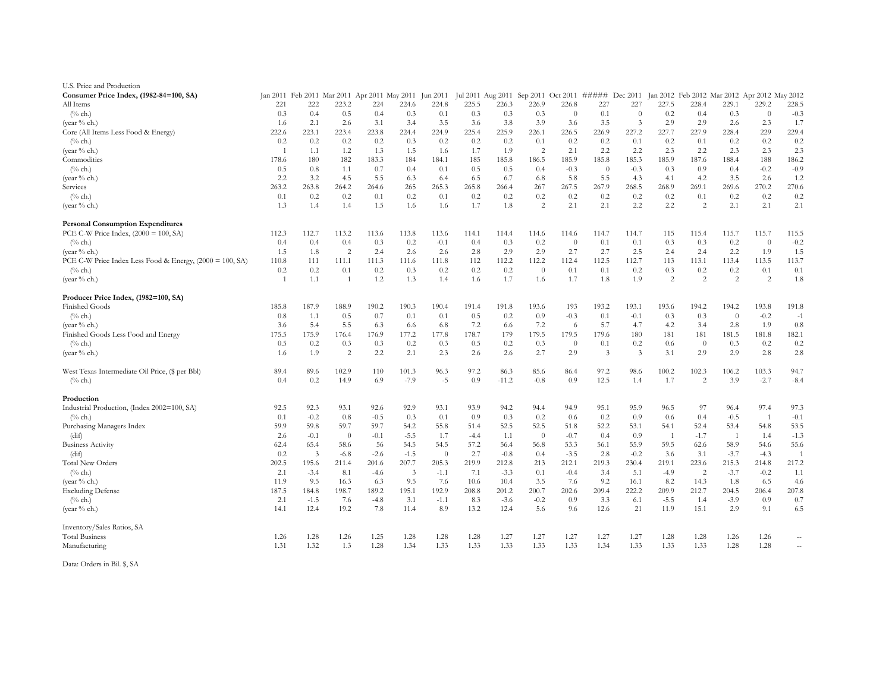U.S. Price and Production

| Consumer Price Index, (1982-84=100, SA) | Jan 2011 | Feb 2011 | Mar 2011 | Apr 2011 | May 2011 | Jun 2011 | Jul 2011 | Aug 2011 | Sep 2011 | Oct 2011 | ##### | Dec 2011 | Jan 2012 | Feb 2012 | Mar 2012 | Apr 2012 | May 2012 |
|---|---|---|---|---|---|---|---|---|---|---|---|---|---|---|---|---|---|
| All Items | 221 | 222 | 223.2 | 224 | 224.6 | 224.8 | 225.5 | 226.3 | 226.9 | 226.8 | 227 | 227 | 227.5 | 228.4 | 229.1 | 229.2 | 228.5 |
| (% ch.) | 0.3 | 0.4 | 0.5 | 0.4 | 0.3 | 0.1 | 0.3 | 0.3 | 0.3 | 0 | 0.1 | 0 | 0.2 | 0.4 | 0.3 | 0 | -0.3 |
| (year % ch.) | 1.6 | 2.1 | 2.6 | 3.1 | 3.4 | 3.5 | 3.6 | 3.8 | 3.9 | 3.6 | 3.5 | 3 | 2.9 | 2.9 | 2.6 | 2.3 | 1.7 |
| Core (All Items Less Food & Energy) | 222.6 | 223.1 | 223.4 | 223.8 | 224.4 | 224.9 | 225.4 | 225.9 | 226.1 | 226.5 | 226.9 | 227.2 | 227.7 | 227.9 | 228.4 | 229 | 229.4 |
| (% ch.) | 0.2 | 0.2 | 0.2 | 0.2 | 0.3 | 0.2 | 0.2 | 0.2 | 0.1 | 0.2 | 0.2 | 0.1 | 0.2 | 0.1 | 0.2 | 0.2 | 0.2 |
| (year % ch.) | 1 | 1.1 | 1.2 | 1.3 | 1.5 | 1.6 | 1.7 | 1.9 | 2 | 2.1 | 2.2 | 2.2 | 2.3 | 2.2 | 2.3 | 2.3 | 2.3 |
| Commodities | 178.6 | 180 | 182 | 183.3 | 184 | 184.1 | 185 | 185.8 | 186.5 | 185.9 | 185.8 | 185.3 | 185.9 | 187.6 | 188.4 | 188 | 186.2 |
| (% ch.) | 0.5 | 0.8 | 1.1 | 0.7 | 0.4 | 0.1 | 0.5 | 0.5 | 0.4 | -0.3 | 0 | -0.3 | 0.3 | 0.9 | 0.4 | -0.2 | -0.9 |
| (year % ch.) | 2.2 | 3.2 | 4.5 | 5.5 | 6.3 | 6.4 | 6.5 | 6.7 | 6.8 | 5.8 | 5.5 | 4.3 | 4.1 | 4.2 | 3.5 | 2.6 | 1.2 |
| Services | 263.2 | 263.8 | 264.2 | 264.6 | 265 | 265.3 | 265.8 | 266.4 | 267 | 267.5 | 267.9 | 268.5 | 268.9 | 269.1 | 269.6 | 270.2 | 270.6 |
| (% ch.) | 0.1 | 0.2 | 0.2 | 0.1 | 0.2 | 0.1 | 0.2 | 0.2 | 0.2 | 0.2 | 0.2 | 0.2 | 0.2 | 0.1 | 0.2 | 0.2 | 0.2 |
| (year % ch.) | 1.3 | 1.4 | 1.4 | 1.5 | 1.6 | 1.6 | 1.7 | 1.8 | 2 | 2.1 | 2.1 | 2.2 | 2.2 | 2 | 2.1 | 2.1 | 2.1 |
| **Personal Consumption Expenditures** | | | | | | | | | | | | | | | | | |
| PCE C-W Price Index, (2000 = 100, SA) | 112.3 | 112.7 | 113.2 | 113.6 | 113.8 | 113.6 | 114.1 | 114.4 | 114.6 | 114.6 | 114.7 | 114.7 | 115 | 115.4 | 115.7 | 115.7 | 115.5 |
| (% ch.) | 0.4 | 0.4 | 0.4 | 0.3 | 0.2 | -0.1 | 0.4 | 0.3 | 0.2 | 0 | 0.1 | 0.1 | 0.3 | 0.3 | 0.2 | 0 | -0.2 |
| (year % ch.) | 1.5 | 1.8 | 2 | 2.4 | 2.6 | 2.6 | 2.8 | 2.9 | 2.9 | 2.7 | 2.7 | 2.5 | 2.4 | 2.4 | 2.2 | 1.9 | 1.5 |
| PCE C-W Price Index Less Food & Energy, (2000 = 100, SA) | 110.8 | 111 | 111.1 | 111.3 | 111.6 | 111.8 | 112 | 112.2 | 112.2 | 112.4 | 112.5 | 112.7 | 113 | 113.1 | 113.4 | 113.5 | 113.7 |
| (% ch.) | 0.2 | 0.2 | 0.1 | 0.2 | 0.3 | 0.2 | 0.2 | 0.2 | 0 | 0.1 | 0.1 | 0.2 | 0.3 | 0.2 | 0.2 | 0.1 | 0.1 |
| (year % ch.) | 1 | 1.1 | 1 | 1.2 | 1.3 | 1.4 | 1.6 | 1.7 | 1.6 | 1.7 | 1.8 | 1.9 | 2 | 2 | 2 | 2 | 1.8 |
| **Producer Price Index, (1982=100, SA)** | | | | | | | | | | | | | | | | | |
| Finished Goods | 185.8 | 187.9 | 188.9 | 190.2 | 190.3 | 190.4 | 191.4 | 191.8 | 193.6 | 193 | 193.2 | 193.1 | 193.6 | 194.2 | 194.2 | 193.8 | 191.8 |
| (% ch.) | 0.8 | 1.1 | 0.5 | 0.7 | 0.1 | 0.1 | 0.5 | 0.2 | 0.9 | -0.3 | 0.1 | -0.1 | 0.3 | 0.3 | 0 | -0.2 | -1 |
| (year % ch.) | 3.6 | 5.4 | 5.5 | 6.3 | 6.6 | 6.8 | 7.2 | 6.6 | 7.2 | 6 | 5.7 | 4.7 | 4.2 | 3.4 | 2.8 | 1.9 | 0.8 |
| Finished Goods Less Food and Energy | 175.5 | 175.9 | 176.4 | 176.9 | 177.2 | 177.8 | 178.7 | 179 | 179.5 | 179.5 | 179.6 | 180 | 181 | 181 | 181.5 | 181.8 | 182.1 |
| (% ch.) | 0.5 | 0.2 | 0.3 | 0.3 | 0.2 | 0.3 | 0.5 | 0.2 | 0.3 | 0 | 0.1 | 0.2 | 0.6 | 0 | 0.3 | 0.2 | 0.2 |
| (year % ch.) | 1.6 | 1.9 | 2 | 2.2 | 2.1 | 2.3 | 2.6 | 2.6 | 2.7 | 2.9 | 3 | 3 | 3.1 | 2.9 | 2.9 | 2.8 | 2.8 |
| West Texas Intermediate Oil Price, ($ per Bbl) | 89.4 | 89.6 | 102.9 | 110 | 101.3 | 96.3 | 97.2 | 86.3 | 85.6 | 86.4 | 97.2 | 98.6 | 100.2 | 102.3 | 106.2 | 103.3 | 94.7 |
| (% ch.) | 0.4 | 0.2 | 14.9 | 6.9 | -7.9 | -5 | 0.9 | -11.2 | -0.8 | 0.9 | 12.5 | 1.4 | 1.7 | 2 | 3.9 | -2.7 | -8.4 |
| **Production** | | | | | | | | | | | | | | | | | |
| Industrial Production, (Index 2002=100, SA) | 92.5 | 92.3 | 93.1 | 92.6 | 92.9 | 93.1 | 93.9 | 94.2 | 94.4 | 94.9 | 95.1 | 95.9 | 96.5 | 97 | 96.4 | 97.4 | 97.3 |
| (% ch.) | 0.1 | -0.2 | 0.8 | -0.5 | 0.3 | 0.1 | 0.9 | 0.3 | 0.2 | 0.6 | 0.2 | 0.9 | 0.6 | 0.4 | -0.5 | 1 | -0.1 |
| Purchasing Managers Index | 59.9 | 59.8 | 59.7 | 59.7 | 54.2 | 55.8 | 51.4 | 52.5 | 52.5 | 51.8 | 52.2 | 53.1 | 54.1 | 52.4 | 53.4 | 54.8 | 53.5 |
| (dif) | 2.6 | -0.1 | 0 | -0.1 | -5.5 | 1.7 | -4.4 | 1.1 | 0 | -0.7 | 0.4 | 0.9 | 1 | -1.7 | 1 | 1.4 | -1.3 |
| Business Activity | 62.4 | 65.4 | 58.6 | 56 | 54.5 | 54.5 | 57.2 | 56.4 | 56.8 | 53.3 | 56.1 | 55.9 | 59.5 | 62.6 | 58.9 | 54.6 | 55.6 |
| (dif) | 0.2 | 3 | -6.8 | -2.6 | -1.5 | 0 | 2.7 | -0.8 | 0.4 | -3.5 | 2.8 | -0.2 | 3.6 | 3.1 | -3.7 | -4.3 | 1 |
| Total New Orders | 202.5 | 195.6 | 211.4 | 201.6 | 207.7 | 205.3 | 219.9 | 212.8 | 213 | 212.1 | 219.3 | 230.4 | 219.1 | 223.6 | 215.3 | 214.8 | 217.2 |
| (% ch.) | 2.1 | -3.4 | 8.1 | -4.6 | 3 | -1.1 | 7.1 | -3.3 | 0.1 | -0.4 | 3.4 | 5.1 | -4.9 | 2 | -3.7 | -0.2 | 1.1 |
| (year % ch.) | 11.9 | 9.5 | 16.3 | 6.3 | 9.5 | 7.6 | 10.6 | 10.4 | 3.5 | 7.6 | 9.2 | 16.1 | 8.2 | 14.3 | 1.8 | 6.5 | 4.6 |
| Excluding Defense | 187.5 | 184.8 | 198.7 | 189.2 | 195.1 | 192.9 | 208.8 | 201.2 | 200.7 | 202.6 | 209.4 | 222.2 | 209.9 | 212.7 | 204.5 | 206.4 | 207.8 |
| (% ch.) | 2.1 | -1.5 | 7.6 | -4.8 | 3.1 | -1.1 | 8.3 | -3.6 | -0.2 | 0.9 | 3.3 | 6.1 | -5.5 | 1.4 | -3.9 | 0.9 | 0.7 |
| (year % ch.) | 14.1 | 12.4 | 19.2 | 7.8 | 11.4 | 8.9 | 13.2 | 12.4 | 5.6 | 9.6 | 12.6 | 21 | 11.9 | 15.1 | 2.9 | 9.1 | 6.5 |
| Inventory/Sales Ratios, SA | | | | | | | | | | | | | | | | | |
| Total Business | 1.26 | 1.28 | 1.26 | 1.25 | 1.28 | 1.28 | 1.28 | 1.27 | 1.27 | 1.27 | 1.27 | 1.27 | 1.28 | 1.28 | 1.26 | 1.26 | -- |
| Manufacturing | 1.31 | 1.32 | 1.3 | 1.28 | 1.34 | 1.33 | 1.33 | 1.33 | 1.33 | 1.33 | 1.34 | 1.33 | 1.33 | 1.33 | 1.28 | 1.28 | -- |

Data: Orders in Bil. $, SA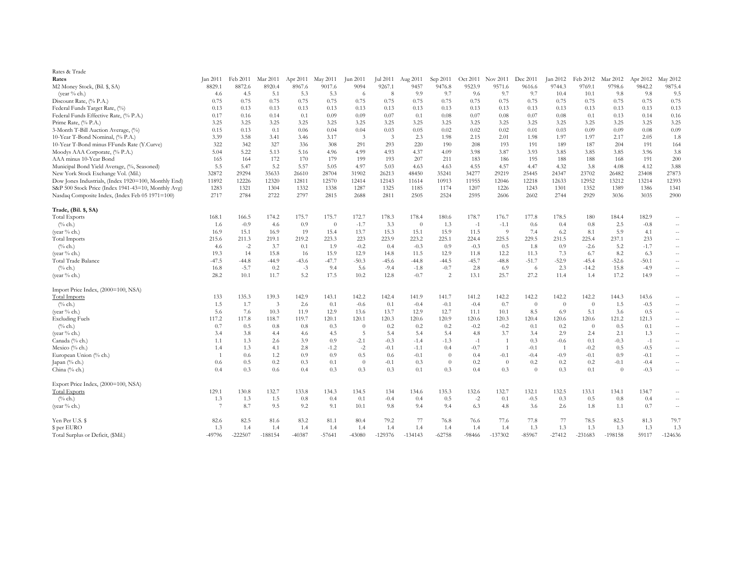Rates & Trade

| Rates | Jan 2011 | Feb 2011 | Mar 2011 | Apr 2011 | May 2011 | Jun 2011 | Jul 2011 | Aug 2011 | Sep 2011 | Oct 2011 | Nov 2011 | Dec 2011 | Jan 2012 | Feb 2012 | Mar 2012 | Apr 2012 | May 2012 |
|---|---|---|---|---|---|---|---|---|---|---|---|---|---|---|---|---|---|
| M2 Money Stock, (Bil. $, SA) | 8829.1 | 8872.6 | 8920.4 | 8967.6 | 9017.6 | 9094 | 9267.1 | 9457 | 9476.8 | 9523.9 | 9571.6 | 9616.6 | 9744.3 | 9769.1 | 9798.6 | 9842.2 | 9875.4 |
| (year % ch.) | 4.6 | 4.5 | 5.1 | 5.3 | 5.3 | 6 | 8 | 9.9 | 9.7 | 9.6 | 9.7 | 9.7 | 10.4 | 10.1 | 9.8 | 9.8 | 9.5 |
| Discount Rate, (% P.A.) | 0.75 | 0.75 | 0.75 | 0.75 | 0.75 | 0.75 | 0.75 | 0.75 | 0.75 | 0.75 | 0.75 | 0.75 | 0.75 | 0.75 | 0.75 | 0.75 | 0.75 |
| Federal Funds Target Rate, (%) | 0.13 | 0.13 | 0.13 | 0.13 | 0.13 | 0.13 | 0.13 | 0.13 | 0.13 | 0.13 | 0.13 | 0.13 | 0.13 | 0.13 | 0.13 | 0.13 | 0.13 |
| Federal Funds Effective Rate, (% P.A.) | 0.17 | 0.16 | 0.14 | 0.1 | 0.09 | 0.09 | 0.07 | 0.1 | 0.08 | 0.07 | 0.08 | 0.07 | 0.08 | 0.1 | 0.13 | 0.14 | 0.16 |
| Prime Rate, (% P.A.) | 3.25 | 3.25 | 3.25 | 3.25 | 3.25 | 3.25 | 3.25 | 3.25 | 3.25 | 3.25 | 3.25 | 3.25 | 3.25 | 3.25 | 3.25 | 3.25 | 3.25 |
| 3-Month T-Bill Auction Average, (%) | 0.15 | 0.13 | 0.1 | 0.06 | 0.04 | 0.04 | 0.03 | 0.05 | 0.02 | 0.02 | 0.02 | 0.01 | 0.03 | 0.09 | 0.09 | 0.08 | 0.09 |
| 10-Year T-Bond Nominal, (% P.A.) | 3.39 | 3.58 | 3.41 | 3.46 | 3.17 | 3 | 3 | 2.3 | 1.98 | 2.15 | 2.01 | 1.98 | 1.97 | 1.97 | 2.17 | 2.05 | 1.8 |
| 10-Year T-Bond minus FFunds Rate (Y.Curve) | 322 | 342 | 327 | 336 | 308 | 291 | 293 | 220 | 190 | 208 | 193 | 191 | 189 | 187 | 204 | 191 | 164 |
| Moodys AAA Corporate, (% P.A.) | 5.04 | 5.22 | 5.13 | 5.16 | 4.96 | 4.99 | 4.93 | 4.37 | 4.09 | 3.98 | 3.87 | 3.93 | 3.85 | 3.85 | 3.85 | 3.96 | 3.8 |
| AAA minus 10-Year Bond | 165 | 164 | 172 | 170 | 179 | 199 | 193 | 207 | 211 | 183 | 186 | 195 | 188 | 188 | 168 | 191 | 200 |
| Municipal Bond Yield Average, (%, Seasoned) | 5.5 | 5.47 | 5.2 | 5.57 | 5.05 | 4.97 | 5.03 | 4.63 | 4.63 | 4.55 | 4.57 | 4.47 | 4.32 | 3.8 | 4.08 | 4.12 | 3.88 |
| New York Stock Exchange Vol. (Mil.) | 32872 | 29294 | 35633 | 26610 | 28704 | 31902 | 26213 | 48450 | 35241 | 34277 | 29219 | 25445 | 24347 | 23702 | 26482 | 23408 | 27873 |
| Dow Jones Industrials, (Index 1920=100, Monthly End) | 11892 | 12226 | 12320 | 12811 | 12570 | 12414 | 12143 | 11614 | 10913 | 11955 | 12046 | 12218 | 12633 | 12952 | 13212 | 13214 | 12393 |
| S&P 500 Stock Price (Index 1941-43=10, Monthly Avg) | 1283 | 1321 | 1304 | 1332 | 1338 | 1287 | 1325 | 1185 | 1174 | 1207 | 1226 | 1243 | 1301 | 1352 | 1389 | 1386 | 1341 |
| Nasdaq Composite Index, (Index Feb 05 1971=100) | 2717 | 2784 | 2722 | 2797 | 2815 | 2688 | 2811 | 2505 | 2524 | 2595 | 2606 | 2602 | 2744 | 2929 | 3036 | 3035 | 2900 |

| **Trade, (Bil. $, SA)** | Jan 2011 | Feb 2011 | Mar 2011 | Apr 2011 | May 2011 | Jun 2011 | Jul 2011 | Aug 2011 | Sep 2011 | Oct 2011 | Nov 2011 | Dec 2011 | Jan 2012 | Feb 2012 | Mar 2012 | Apr 2012 | May 2012 |
|---|---|---|---|---|---|---|---|---|---|---|---|---|---|---|---|---|---|
| Total Exports | 168.1 | 166.5 | 174.2 | 175.7 | 175.7 | 172.7 | 178.3 | 178.4 | 180.6 | 178.7 | 176.7 | 177.8 | 178.5 | 180 | 184.4 | 182.9 | -- |
| (% ch.) | 1.6 | -0.9 | 4.6 | 0.9 | 0 | -1.7 | 3.3 | 0 | 1.3 | -1 | -1.1 | 0.6 | 0.4 | 0.8 | 2.5 | -0.8 | -- |
| (year % ch.) | 16.9 | 15.1 | 16.9 | 19 | 15.4 | 13.7 | 15.3 | 15.1 | 15.9 | 11.5 | 9 | 7.4 | 6.2 | 8.1 | 5.9 | 4.1 | -- |
| Total Imports | 215.6 | 211.3 | 219.1 | 219.2 | 223.3 | 223 | 223.9 | 223.2 | 225.1 | 224.4 | 225.5 | 229.5 | 231.5 | 225.4 | 237.1 | 233 | -- |
| (% ch.) | 4.6 | -2 | 3.7 | 0.1 | 1.9 | -0.2 | 0.4 | -0.3 | 0.9 | -0.3 | 0.5 | 1.8 | 0.9 | -2.6 | 5.2 | -1.7 | -- |
| (year % ch.) | 19.3 | 14 | 15.8 | 16 | 15.9 | 12.9 | 14.8 | 11.5 | 12.9 | 11.8 | 12.2 | 11.3 | 7.3 | 6.7 | 8.2 | 6.3 | -- |
| Total Trade Balance | -47.5 | -44.8 | -44.9 | -43.6 | -47.7 | -50.3 | -45.6 | -44.8 | -44.5 | -45.7 | -48.8 | -51.7 | -52.9 | -45.4 | -52.6 | -50.1 | -- |
| (% ch.) | 16.8 | -5.7 | 0.2 | -3 | 9.4 | 5.6 | -9.4 | -1.8 | -0.7 | 2.8 | 6.9 | 6 | 2.3 | -14.2 | 15.8 | -4.9 | -- |
| (year % ch.) | 28.2 | 10.1 | 11.7 | 5.2 | 17.5 | 10.2 | 12.8 | -0.7 | 2 | 13.1 | 25.7 | 27.2 | 11.4 | 1.4 | 17.2 | 14.9 | -- |

| Import Price Index, (2000=100, NSA) | Jan 2011 | Feb 2011 | Mar 2011 | Apr 2011 | May 2011 | Jun 2011 | Jul 2011 | Aug 2011 | Sep 2011 | Oct 2011 | Nov 2011 | Dec 2011 | Jan 2012 | Feb 2012 | Mar 2012 | Apr 2012 | May 2012 |
|---|---|---|---|---|---|---|---|---|---|---|---|---|---|---|---|---|---|
| Total Imports | 133 | 135.3 | 139.3 | 142.9 | 143.1 | 142.2 | 142.4 | 141.9 | 141.7 | 141.2 | 142.2 | 142.2 | 142.2 | 142.2 | 144.3 | 143.6 | -- |
| (% ch.) | 1.5 | 1.7 | 3 | 2.6 | 0.1 | -0.6 | 0.1 | -0.4 | -0.1 | -0.4 | 0.7 | 0 | 0 | 0 | 1.5 | -0.5 | -- |
| (year % ch.) | 5.6 | 7.6 | 10.3 | 11.9 | 12.9 | 13.6 | 13.7 | 12.9 | 12.7 | 11.1 | 10.1 | 8.5 | 6.9 | 5.1 | 3.6 | 0.5 | -- |
| Excluding Fuels | 117.2 | 117.8 | 118.7 | 119.7 | 120.1 | 120.1 | 120.3 | 120.6 | 120.9 | 120.6 | 120.3 | 120.4 | 120.6 | 120.6 | 121.2 | 121.3 | -- |
| (% ch.) | 0.7 | 0.5 | 0.8 | 0.8 | 0.3 | 0 | 0.2 | 0.2 | 0.2 | -0.2 | -0.2 | 0.1 | 0.2 | 0 | 0.5 | 0.1 | -- |
| (year % ch.) | 3.4 | 3.8 | 4.4 | 4.6 | 4.5 | 5 | 5.4 | 5.4 | 5.4 | 4.8 | 3.7 | 3.4 | 2.9 | 2.4 | 2.1 | 1.3 | -- |
| Canada (% ch.) | 1.1 | 1.3 | 2.6 | 3.9 | 0.9 | -2.1 | -0.3 | -1.4 | -1.3 | -1 | 1 | 0.3 | -0.6 | 0.1 | -0.3 | -1 | -- |
| Mexico (% ch.) | 1.4 | 1.3 | 4.1 | 2.8 | -1.2 | -2 | -0.1 | -1.1 | 0.4 | -0.7 | 1 | -0.1 | 1 | -0.2 | 0.5 | -0.5 | -- |
| European Union (% ch.) | 1 | 0.6 | 1.2 | 0.9 | 0.9 | 0.5 | 0.6 | -0.1 | 0 | 0.4 | -0.1 | -0.4 | -0.9 | -0.1 | 0.9 | -0.1 | -- |
| Japan (% ch.) | 0.6 | 0.5 | 0.2 | 0.3 | 0.1 | 0 | -0.1 | 0.3 | 0 | 0.2 | 0 | 0.2 | 0.2 | 0.2 | -0.1 | -0.4 | -- |
| China (% ch.) | 0.4 | 0.3 | 0.6 | 0.4 | 0.3 | 0.3 | 0.3 | 0.1 | 0.3 | 0.4 | 0.3 | 0 | 0.3 | 0.1 | 0 | -0.3 | -- |

| Export Price Index, (2000=100, NSA) | Jan 2011 | Feb 2011 | Mar 2011 | Apr 2011 | May 2011 | Jun 2011 | Jul 2011 | Aug 2011 | Sep 2011 | Oct 2011 | Nov 2011 | Dec 2011 | Jan 2012 | Feb 2012 | Mar 2012 | Apr 2012 | May 2012 |
|---|---|---|---|---|---|---|---|---|---|---|---|---|---|---|---|---|---|
| Total Exports | 129.1 | 130.8 | 132.7 | 133.8 | 134.3 | 134.5 | 134 | 134.6 | 135.3 | 132.6 | 132.7 | 132.1 | 132.5 | 133.1 | 134.1 | 134.7 | -- |
| (% ch.) | 1.3 | 1.3 | 1.5 | 0.8 | 0.4 | 0.1 | -0.4 | 0.4 | 0.5 | -2 | 0.1 | -0.5 | 0.3 | 0.5 | 0.8 | 0.4 | -- |
| (year % ch.) | 7 | 8.7 | 9.5 | 9.2 | 9.1 | 10.1 | 9.8 | 9.4 | 9.4 | 6.3 | 4.8 | 3.6 | 2.6 | 1.8 | 1.1 | 0.7 | -- |

| | Jan 2011 | Feb 2011 | Mar 2011 | Apr 2011 | May 2011 | Jun 2011 | Jul 2011 | Aug 2011 | Sep 2011 | Oct 2011 | Nov 2011 | Dec 2011 | Jan 2012 | Feb 2012 | Mar 2012 | Apr 2012 | May 2012 |
|---|---|---|---|---|---|---|---|---|---|---|---|---|---|---|---|---|---|
| Yen Per U.S. $ | 82.6 | 82.5 | 81.6 | 83.2 | 81.1 | 80.4 | 79.2 | 77 | 76.8 | 76.6 | 77.6 | 77.8 | 77 | 78.5 | 82.5 | 81.3 | 79.7 |
| $ per EURO | 1.3 | 1.4 | 1.4 | 1.4 | 1.4 | 1.4 | 1.4 | 1.4 | 1.4 | 1.4 | 1.4 | 1.3 | 1.3 | 1.3 | 1.3 | 1.3 | 1.3 |
| Total Surplus or Deficit, ($Mil.) | -49796 | -222507 | -188154 | -40387 | -57641 | -43080 | -129376 | -134143 | -62758 | -98466 | -137302 | -85967 | -27412 | -231683 | -198158 | 59117 | -124636 |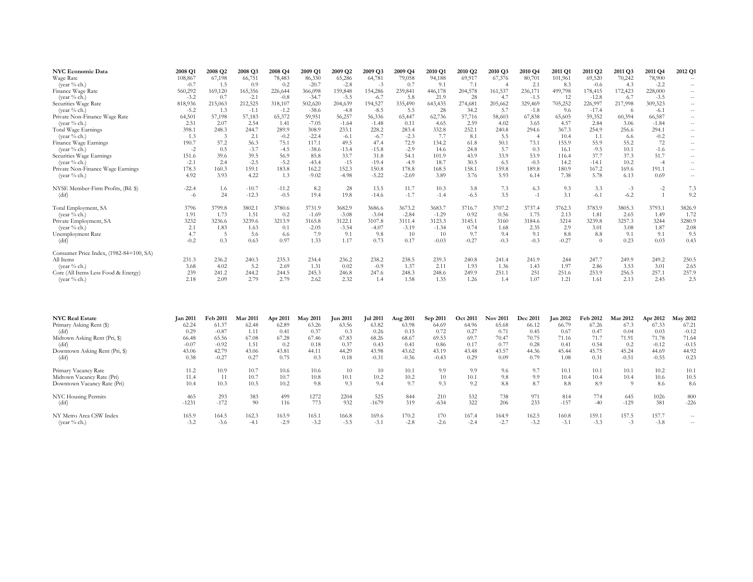| NYC Economic Data | 2008 Q1 | 2008 Q2 | 2008 Q3 | 2008 Q4 | 2009 Q1 | 2009 Q2 | 2009 Q3 | 2009 Q4 | 2010 Q1 | 2010 Q2 | 2010 Q3 | 2010 Q4 | 2011 Q1 | 2011 Q2 | 2011 Q3 | 2011 Q4 | 2012 Q1 |
|---|---|---|---|---|---|---|---|---|---|---|---|---|---|---|---|---|---|
| Wage Rate | 108,867 | 67,198 | 66,751 | 78,483 | 86,330 | 65,286 | 64,781 | 79,058 | 94,188 | 69,917 | 67,376 | 80,701 | 101,961 | 69,520 | 70,242 | 78,900 | -- |
| (year % ch.) | -0.7 | 1.5 | 0.9 | 0.2 | -20.7 | -2.8 | -3 | 0.7 | 9.1 | 7.1 | 4 | 2.1 | 8.3 | -0.6 | 4.3 | -2.2 | -- |
| Finance Wage Rate | 560,292 | 169,120 | 165,356 | 226,644 | 366,098 | 159,848 | 154,286 | 239,841 | 446,178 | 204,578 | 161,537 | 236,171 | 499,798 | 178,415 | 172,423 | 228,000 | -- |
| (year % ch.) | -3.2 | 0.7 | -2.1 | -0.8 | -34.7 | -5.5 | -6.7 | 5.8 | 21.9 | 28 | 4.7 | -1.5 | 12 | -12.8 | 6.7 | -3.5 | -- |
| Securities Wage Rate | 818,936 | 215,063 | 212,525 | 318,107 | 502,620 | 204,639 | 194,527 | 335,490 | 643,435 | 274,681 | 205,662 | 329,469 | 705,252 | 226,997 | 217,998 | 309,323 | -- |
| (year % ch.) | -5.2 | 1.3 | -1.1 | -1.2 | -38.6 | -4.8 | -8.5 | 5.5 | 28 | 34.2 | 5.7 | -1.8 | 9.6 | -17.4 | 6 | -6.1 | -- |
| Private Non-Finance Wage Rate | 64,501 | 57,198 | 57,183 | 65,372 | 59,951 | 56,257 | 56,336 | 65,447 | 62,736 | 57,716 | 58,603 | 67,838 | 65,605 | 59,352 | 60,394 | 66,587 | -- |
| (year % ch.) | 2.51 | 2.07 | 2.54 | 1.41 | -7.05 | -1.64 | -1.48 | 0.11 | 4.65 | 2.59 | 4.02 | 3.65 | 4.57 | 2.84 | 3.06 | -1.84 | -- |
| Total Wage Earnings | 398.1 | 248.3 | 244.7 | 289.9 | 308.9 | 233.1 | 228.2 | 283.4 | 332.8 | 252.1 | 240.8 | 294.6 | 367.3 | 254.9 | 256.6 | 294.1 | -- |
| (year % ch.) | 1.3 | 3 | 2.1 | -0.2 | -22.4 | -6.1 | -6.7 | -2.3 | 7.7 | 8.1 | 5.5 | 4 | 10.4 | 1.1 | 6.6 | -0.2 | -- |
| Finance Wage Earnings | 190.7 | 57.2 | 56.3 | 75.1 | 117.1 | 49.5 | 47.4 | 72.9 | 134.2 | 61.8 | 50.1 | 73.1 | 155.9 | 55.9 | 55.2 | 72 | -- |
| (year % ch.) | -2 | 0.5 | -3.7 | -4.5 | -38.6 | -13.4 | -15.8 | -2.9 | 14.6 | 24.8 | 5.7 | 0.3 | 16.1 | -9.5 | 10.1 | -1.6 | -- |
| Securities Wage Earnings | 151.6 | 39.6 | 39.5 | 56.9 | 85.8 | 33.7 | 31.8 | 54.1 | 101.9 | 43.9 | 33.9 | 53.9 | 116.4 | 37.7 | 37.3 | 51.7 | -- |
| (year % ch.) | -2.1 | 2.4 | -2.5 | -5.2 | -43.4 | -15 | -19.4 | -4.9 | 18.7 | 30.5 | 6.5 | -0.5 | 14.2 | -14.1 | 10.2 | -4 | -- |
| Private Non-Finance Wage Earnings | 178.3 | 160.3 | 159.1 | 183.8 | 162.2 | 152.3 | 150.8 | 178.8 | 168.5 | 158.1 | 159.8 | 189.8 | 180.9 | 167.2 | 169.6 | 191.1 | -- |
| (year % ch.) | 4.92 | 3.93 | 4.22 | 1.3 | -9.02 | -4.98 | -5.22 | -2.69 | 3.89 | 3.76 | 5.93 | 6.14 | 7.38 | 5.78 | 6.13 | 0.69 | -- |
| NYSE Member-Firm Profits, (Bil. $) | -22.4 | 1.6 | -10.7 | -11.2 | 8.2 | 28 | 13.5 | 11.7 | 10.3 | 3.8 | 7.3 | 6.3 | 9.3 | 3.3 | -3 | -2 | 7.3 |
| (dif) | -6 | 24 | -12.3 | -0.5 | 19.4 | 19.8 | -14.6 | -1.7 | -1.4 | -6.5 | 3.5 | -1 | 3.1 | -6.1 | -6.2 | 1 | 9.2 |
| Total Employment, SA | 3796 | 3799.8 | 3802.1 | 3780.6 | 3731.9 | 3682.9 | 3686.6 | 3673.2 | 3683.7 | 3716.7 | 3707.2 | 3737.4 | 3762.3 | 3783.9 | 3805.3 | 3793.1 | 3826.9 |
| (year % ch.) | 1.91 | 1.73 | 1.51 | 0.2 | -1.69 | -3.08 | -3.04 | -2.84 | -1.29 | 0.92 | 0.56 | 1.75 | 2.13 | 1.81 | 2.65 | 1.49 | 1.72 |
| Private Employment, SA | 3232 | 3236.6 | 3239.6 | 3213.9 | 3165.8 | 3122.1 | 3107.8 | 3111.4 | 3123.3 | 3145.1 | 3160 | 3184.6 | 3214 | 3239.8 | 3257.3 | 3244 | 3280.9 |
| (year % ch.) | 2.1 | 1.83 | 1.63 | 0.1 | -2.05 | -3.54 | -4.07 | -3.19 | -1.34 | 0.74 | 1.68 | 2.35 | 2.9 | 3.01 | 3.08 | 1.87 | 2.08 |
| Unemployment Rate | 4.7 | 5 | 5.6 | 6.6 | 7.9 | 9.1 | 9.8 | 10 | 10 | 9.7 | 9.4 | 9.1 | 8.8 | 8.8 | 9.1 | 9.1 | 9.5 |
| (dif) | -0.2 | 0.3 | 0.63 | 0.97 | 1.33 | 1.17 | 0.73 | 0.17 | -0.03 | -0.27 | -0.3 | -0.3 | -0.27 | 0 | 0.23 | 0.03 | 0.43 |
| Consumer Price Index, (1982-84=100, SA) | | | | | | | | | | | | | | | | | |
| All Items | 231.3 | 236.2 | 240.3 | 235.3 | 234.4 | 236.2 | 238.2 | 238.5 | 239.3 | 240.8 | 241.4 | 241.9 | 244 | 247.7 | 249.9 | 249.2 | 250.5 |
| (year % ch.) | 3.68 | 4.02 | 5.2 | 2.69 | 1.31 | 0.02 | -0.9 | 1.37 | 2.11 | 1.93 | 1.36 | 1.43 | 1.97 | 2.86 | 3.53 | 3.01 | 2.65 |
| Core (All Items Less Food & Energy) | 239 | 241.2 | 244.2 | 244.5 | 245.3 | 246.8 | 247.6 | 248.3 | 248.6 | 249.9 | 251.1 | 251 | 251.6 | 253.9 | 256.5 | 257.1 | 257.9 |
| (year % ch.) | 2.18 | 2.09 | 2.79 | 2.79 | 2.62 | 2.32 | 1.4 | 1.58 | 1.35 | 1.26 | 1.4 | 1.07 | 1.21 | 1.61 | 2.13 | 2.45 | 2.5 |

| NYC Real Estate | Jan 2011 | Feb 2011 | Mar 2011 | Apr 2011 | May 2011 | Jun 2011 | Jul 2011 | Aug 2011 | Sep 2011 | Oct 2011 | Nov 2011 | Dec 2011 | Jan 2012 | Feb 2012 | Mar 2012 | Apr 2012 | May 2012 |
|---|---|---|---|---|---|---|---|---|---|---|---|---|---|---|---|---|---|
| Primary Asking Rent ($) | 62.24 | 61.37 | 62.48 | 62.89 | 63.26 | 63.56 | 63.82 | 63.98 | 64.69 | 64.96 | 65.68 | 66.12 | 66.79 | 67.26 | 67.3 | 67.33 | 67.21 |
| (dif) | 0.29 | -0.87 | 1.11 | 0.41 | 0.37 | 0.3 | 0.26 | 0.15 | 0.72 | 0.27 | 0.71 | 0.45 | 0.67 | 0.47 | 0.04 | 0.03 | -0.12 |
| Midtown Asking Rent (Pri, $) | 66.48 | 65.56 | 67.08 | 67.28 | 67.46 | 67.83 | 68.26 | 68.67 | 69.53 | 69.7 | 70.47 | 70.75 | 71.16 | 71.7 | 71.91 | 71.78 | 71.64 |
| (dif) | -0.07 | -0.92 | 1.51 | 0.2 | 0.18 | 0.37 | 0.43 | 0.41 | 0.86 | 0.17 | 0.77 | 0.28 | 0.41 | 0.54 | 0.2 | -0.12 | -0.15 |
| Downtown Asking Rent (Pri, $) | 43.06 | 42.79 | 43.06 | 43.81 | 44.11 | 44.29 | 43.98 | 43.62 | 43.19 | 43.48 | 43.57 | 44.36 | 45.44 | 45.75 | 45.24 | 44.69 | 44.92 |
| (dif) | 0.38 | -0.27 | 0.27 | 0.75 | 0.3 | 0.18 | -0.31 | -0.36 | -0.43 | 0.29 | 0.09 | 0.79 | 1.08 | 0.31 | -0.51 | -0.55 | 0.23 |
| Primary Vacancy Rate | 11.2 | 10.9 | 10.7 | 10.6 | 10.6 | 10 | 10 | 10.1 | 9.9 | 9.9 | 9.6 | 9.7 | 10.1 | 10.1 | 10.1 | 10.2 | 10.1 |
| Midtown Vacancy Rate (Pri) | 11.4 | 11 | 10.7 | 10.7 | 10.8 | 10.1 | 10.2 | 10.2 | 10 | 10.1 | 9.8 | 9.9 | 10.4 | 10.4 | 10.4 | 10.6 | 10.5 |
| Downtown Vacancy Rate (Pri) | 10.4 | 10.3 | 10.5 | 10.2 | 9.8 | 9.3 | 9.4 | 9.7 | 9.3 | 9.2 | 8.8 | 8.7 | 8.8 | 8.9 | 9 | 8.6 | 8.6 |
| NYC Housing Permits | 465 | 293 | 383 | 499 | 1272 | 2204 | 525 | 844 | 210 | 532 | 738 | 971 | 814 | 774 | 645 | 1026 | 800 |
| (dif) | -1231 | -172 | 90 | 116 | 773 | 932 | -1679 | 319 | -634 | 322 | 206 | 233 | -157 | -40 | -129 | 381 | -226 |
| NY Metro Area CSW Index | 165.9 | 164.5 | 162.3 | 163.9 | 165.1 | 166.8 | 169.6 | 170.2 | 170 | 167.4 | 164.9 | 162.5 | 160.8 | 159.1 | 157.5 | 157.7 | -- |
| (year % ch.) | -3.2 | -3.6 | -4.1 | -2.9 | -3.2 | -3.5 | -3.1 | -2.8 | -2.6 | -2.4 | -2.7 | -3.2 | -3.1 | -3.3 | -3 | -3.8 | -- |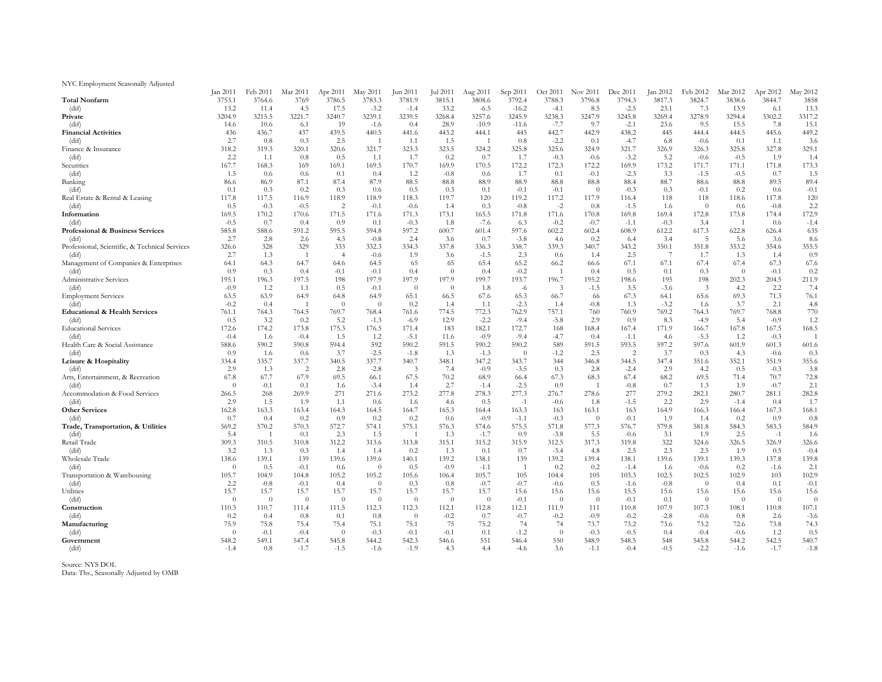NYC Employment Seasonally Adjusted

| | Jan 2011 | Feb 2011 | Mar 2011 | Apr 2011 | May 2011 | Jun 2011 | Jul 2011 | Aug 2011 | Sep 2011 | Oct 2011 | Nov 2011 | Dec 2011 | Jan 2012 | Feb 2012 | Mar 2012 | Apr 2012 | May 2012 |
|---|---|---|---|---|---|---|---|---|---|---|---|---|---|---|---|---|---|
| **Total Nonfarm** | 3753.1 | 3764.6 | 3769 | 3786.5 | 3783.3 | 3781.9 | 3815.1 | 3808.6 | 3792.4 | 3788.3 | 3796.8 | 3794.3 | 3817.3 | 3824.7 | 3838.6 | 3844.7 | 3858 |
| (dif) | 13.2 | 11.4 | 4.5 | 17.5 | -3.2 | -1.4 | 33.2 | -6.5 | -16.2 | -4.1 | 8.5 | -2.5 | 23.1 | 7.3 | 13.9 | 6.1 | 13.3 |
| **Private** | 3204.9 | 3215.5 | 3221.7 | 3240.7 | 3239.1 | 3239.5 | 3268.4 | 3257.6 | 3245.9 | 3238.3 | 3247.9 | 3245.8 | 3269.4 | 3278.9 | 3294.4 | 3302.2 | 3317.2 |
| (dif) | 14.6 | 10.6 | 6.1 | 19 | -1.6 | 0.4 | 28.9 | -10.9 | -11.6 | -7.7 | 9.7 | -2.1 | 23.6 | 9.5 | 15.5 | 7.8 | 15.1 |
| **Financial Activities** | 436 | 436.7 | 437 | 439.5 | 440.5 | 441.6 | 443.2 | 444.1 | 445 | 442.7 | 442.9 | 438.2 | 445 | 444.4 | 444.5 | 445.6 | 449.2 |
| (dif) | 2.7 | 0.8 | 0.3 | 2.5 | 1 | 1.1 | 1.5 | 1 | 0.8 | -2.2 | 0.1 | -4.7 | 6.8 | -0.6 | 0.1 | 1.1 | 3.6 |
| Finance & Insurance | 318.2 | 319.3 | 320.1 | 320.6 | 321.7 | 323.3 | 323.5 | 324.2 | 325.8 | 325.6 | 324.9 | 321.7 | 326.9 | 326.3 | 325.8 | 327.8 | 329.1 |
| (dif) | 2.2 | 1.1 | 0.8 | 0.5 | 1.1 | 1.7 | 0.2 | 0.7 | 1.7 | -0.3 | -0.6 | -3.2 | 5.2 | -0.6 | -0.5 | 1.9 | 1.4 |
| Securities | 167.7 | 168.3 | 169 | 169.1 | 169.5 | 170.7 | 169.9 | 170.5 | 172.2 | 172.3 | 172.2 | 169.9 | 173.2 | 171.7 | 171.1 | 171.8 | 173.3 |
| (dif) | 1.5 | 0.6 | 0.6 | 0.1 | 0.4 | 1.2 | -0.8 | 0.6 | 1.7 | 0.1 | -0.1 | -2.3 | 3.3 | -1.5 | -0.5 | 0.7 | 1.5 |
| Banking | 86.6 | 86.9 | 87.1 | 87.4 | 87.9 | 88.5 | 88.8 | 88.9 | 88.9 | 88.8 | 88.8 | 88.4 | 88.7 | 88.6 | 88.8 | 89.5 | 89.4 |
| (dif) | 0.1 | 0.3 | 0.2 | 0.3 | 0.6 | 0.5 | 0.3 | 0.1 | -0.1 | -0.1 | 0 | -0.3 | 0.3 | -0.1 | 0.2 | 0.6 | -0.1 |
| Real Estate & Rental & Leasing | 117.8 | 117.5 | 116.9 | 118.9 | 118.9 | 118.3 | 119.7 | 120 | 119.2 | 117.2 | 117.9 | 116.4 | 118 | 118 | 118.6 | 117.8 | 120 |
| (dif) | 0.5 | -0.3 | -0.5 | 2 | -0.1 | -0.6 | 1.4 | 0.3 | -0.8 | -2 | 0.8 | -1.5 | 1.6 | 0 | 0.6 | -0.8 | 2.2 |
| **Information** | 169.5 | 170.2 | 170.6 | 171.5 | 171.6 | 171.3 | 173.1 | 165.5 | 171.8 | 171.6 | 170.8 | 169.8 | 169.4 | 172.8 | 173.8 | 174.4 | 172.9 |
| (dif) | -0.5 | 0.7 | 0.4 | 0.9 | 0.1 | -0.3 | 1.8 | -7.6 | 6.3 | -0.2 | -0.7 | -1.1 | -0.3 | 3.4 | 1 | 0.6 | -1.4 |
| **Professional & Business Services** | 585.8 | 588.6 | 591.2 | 595.5 | 594.8 | 597.2 | 600.7 | 601.4 | 597.6 | 602.2 | 602.4 | 608.9 | 612.2 | 617.3 | 622.8 | 626.4 | 635 |
| (dif) | 2.7 | 2.8 | 2.6 | 4.3 | -0.8 | 2.4 | 3.6 | 0.7 | -3.8 | 4.6 | 0.2 | 6.4 | 3.4 | 5 | 5.6 | 3.6 | 8.6 |
| Professional, Scientific, & Technical Services | 326.6 | 328 | 329 | 333 | 332.3 | 334.3 | 337.8 | 336.3 | 338.7 | 339.3 | 340.7 | 343.2 | 350.1 | 351.8 | 353.2 | 354.6 | 355.5 |
| (dif) | 2.7 | 1.3 | 1 | 4 | -0.6 | 1.9 | 3.6 | -1.5 | 2.3 | 0.6 | 1.4 | 2.5 | 7 | 1.7 | 1.3 | 1.4 | 0.9 |
| Management of Companies & Enterprises | 64.1 | 64.3 | 64.7 | 64.6 | 64.5 | 65 | 65 | 65.4 | 65.2 | 66.2 | 66.6 | 67.1 | 67.1 | 67.4 | 67.4 | 67.3 | 67.6 |
| (dif) | 0.9 | 0.3 | 0.4 | -0.1 | -0.1 | 0.4 | 0 | 0.4 | -0.2 | 1 | 0.4 | 0.5 | 0.1 | 0.3 | 0 | -0.1 | 0.2 |
| Administrative Services | 195.1 | 196.3 | 197.5 | 198 | 197.9 | 197.9 | 197.9 | 199.7 | 193.7 | 196.7 | 195.2 | 198.6 | 195 | 198 | 202.3 | 204.5 | 211.9 |
| (dif) | -0.9 | 1.2 | 1.1 | 0.5 | -0.1 | 0 | 0 | 1.8 | -6 | 3 | -1.5 | 3.5 | -3.6 | 3 | 4.2 | 2.2 | 7.4 |
| Employment Services | 63.5 | 63.9 | 64.9 | 64.8 | 64.9 | 65.1 | 66.5 | 67.6 | 65.3 | 66.7 | 66 | 67.3 | 64.1 | 65.6 | 69.3 | 71.3 | 76.1 |
| (dif) | -0.2 | 0.4 | 1 | 0 | 0 | 0.2 | 1.4 | 1.1 | -2.3 | 1.4 | -0.8 | 1.3 | -3.2 | 1.6 | 3.7 | 2.1 | 4.8 |
| **Educational & Health Services** | 761.1 | 764.3 | 764.5 | 769.7 | 768.4 | 761.6 | 774.5 | 772.3 | 762.9 | 757.1 | 760 | 760.9 | 769.2 | 764.3 | 769.7 | 768.8 | 770 |
| (dif) | 0.5 | 3.2 | 0.2 | 5.2 | -1.3 | -6.9 | 12.9 | -2.2 | -9.4 | -5.8 | 2.9 | 0.9 | 8.3 | -4.9 | 5.4 | -0.9 | 1.2 |
| Educational Services | 172.6 | 174.2 | 173.8 | 175.3 | 176.5 | 171.4 | 183 | 182.1 | 172.7 | 168 | 168.4 | 167.4 | 171.9 | 166.7 | 167.8 | 167.5 | 168.5 |
| (dif) | -0.4 | 1.6 | -0.4 | 1.5 | 1.2 | -5.1 | 11.6 | -0.9 | -9.4 | -4.7 | 0.4 | -1.1 | 4.6 | -5.3 | 1.2 | -0.3 | 1 |
| Health Care & Social Assistance | 588.6 | 590.2 | 590.8 | 594.4 | 592 | 590.2 | 591.5 | 590.2 | 590.2 | 589 | 591.5 | 593.5 | 597.2 | 597.6 | 601.9 | 601.3 | 601.6 |
| (dif) | 0.9 | 1.6 | 0.6 | 3.7 | -2.5 | -1.8 | 1.3 | -1.3 | 0 | -1.2 | 2.5 | 2 | 3.7 | 0.3 | 4.3 | -0.6 | 0.3 |
| **Leisure & Hospitality** | 334.4 | 335.7 | 337.7 | 340.5 | 337.7 | 340.7 | 348.1 | 347.2 | 343.7 | 344 | 346.8 | 344.5 | 347.4 | 351.6 | 352.1 | 351.9 | 355.6 |
| (dif) | 2.9 | 1.3 | 2 | 2.8 | -2.8 | 3 | 7.4 | -0.9 | -3.5 | 0.3 | 2.8 | -2.4 | 2.9 | 4.2 | 0.5 | -0.3 | 3.8 |
| Arts, Entertainment, & Recreation | 67.8 | 67.7 | 67.9 | 69.5 | 66.1 | 67.5 | 70.2 | 68.9 | 66.4 | 67.3 | 68.3 | 67.4 | 68.2 | 69.5 | 71.4 | 70.7 | 72.8 |
| (dif) | 0 | -0.1 | 0.1 | 1.6 | -3.4 | 1.4 | 2.7 | -1.4 | -2.5 | 0.9 | 1 | -0.8 | 0.7 | 1.3 | 1.9 | -0.7 | 2.1 |
| Accommodation & Food Services | 266.5 | 268 | 269.9 | 271 | 271.6 | 273.2 | 277.8 | 278.3 | 277.3 | 276.7 | 278.6 | 277 | 279.2 | 282.1 | 280.7 | 281.1 | 282.8 |
| (dif) | 2.9 | 1.5 | 1.9 | 1.1 | 0.6 | 1.6 | 4.6 | 0.5 | -1 | -0.6 | 1.8 | -1.5 | 2.2 | 2.9 | -1.4 | 0.4 | 1.7 |
| **Other Services** | 162.8 | 163.3 | 163.4 | 164.3 | 164.5 | 164.7 | 165.3 | 164.4 | 163.3 | 163 | 163.1 | 163 | 164.9 | 166.3 | 166.4 | 167.3 | 168.1 |
| (dif) | 0.7 | 0.4 | 0.2 | 0.9 | 0.2 | 0.2 | 0.6 | -0.9 | -1.1 | -0.3 | 0 | -0.1 | 1.9 | 1.4 | 0.2 | 0.9 | 0.8 |
| **Trade, Transportation, & Utilities** | 569.2 | 570.2 | 570.3 | 572.7 | 574.1 | 575.1 | 576.3 | 574.6 | 575.5 | 571.8 | 577.3 | 576.7 | 579.8 | 581.8 | 584.3 | 583.3 | 584.9 |
| (dif) | 5.4 | 1 | 0.1 | 2.3 | 1.5 | 1 | 1.3 | -1.7 | 0.9 | -3.8 | 5.5 | -0.6 | 3.1 | 1.9 | 2.5 | -1 | 1.6 |
| Retail Trade | 309.3 | 310.5 | 310.8 | 312.2 | 313.6 | 313.8 | 315.1 | 315.2 | 315.9 | 312.5 | 317.3 | 319.8 | 322 | 324.6 | 326.5 | 326.9 | 326.6 |
| (dif) | 3.2 | 1.3 | 0.3 | 1.4 | 1.4 | 0.2 | 1.3 | 0.1 | 0.7 | -3.4 | 4.8 | 2.5 | 2.3 | 2.5 | 1.9 | 0.5 | -0.4 |
| Wholesale Trade | 138.6 | 139.1 | 139 | 139.6 | 139.6 | 140.1 | 139.2 | 138.1 | 139 | 139.2 | 139.4 | 138.1 | 139.6 | 139.1 | 139.3 | 137.8 | 139.8 |
| (dif) | 0 | 0.5 | -0.1 | 0.6 | 0 | 0.5 | -0.9 | -1.1 | 1 | 0.2 | 0.2 | -1.4 | 1.6 | -0.6 | 0.2 | -1.6 | 2.1 |
| Transportation & Warehousing | 105.7 | 104.9 | 104.8 | 105.2 | 105.2 | 105.6 | 106.4 | 105.7 | 105 | 104.4 | 105 | 103.3 | 102.5 | 102.5 | 102.9 | 103 | 102.9 |
| (dif) | 2.2 | -0.8 | -0.1 | 0.4 | 0 | 0.3 | 0.8 | -0.7 | -0.7 | -0.6 | 0.5 | -1.6 | -0.8 | 0 | 0.4 | 0.1 | -0.1 |
| Utilities | 15.7 | 15.7 | 15.7 | 15.7 | 15.7 | 15.7 | 15.7 | 15.7 | 15.6 | 15.6 | 15.6 | 15.5 | 15.6 | 15.6 | 15.6 | 15.6 | 15.6 |
| (dif) | 0 | 0 | 0 | 0 | 0 | 0 | 0 | 0 | -0.1 | 0 | 0 | -0.1 | 0.1 | 0 | 0 | 0 | 0 |
| **Construction** | 110.3 | 110.7 | 111.4 | 111.5 | 112.3 | 112.3 | 112.1 | 112.8 | 112.1 | 111.9 | 111 | 110.8 | 107.9 | 107.3 | 108.1 | 110.8 | 107.1 |
| (dif) | 0.2 | 0.4 | 0.8 | 0.1 | 0.8 | 0 | -0.2 | 0.7 | -0.7 | -0.2 | -0.9 | -0.2 | -2.8 | -0.6 | 0.8 | 2.6 | -3.6 |
| **Manufacturing** | 75.9 | 75.8 | 75.4 | 75.4 | 75.1 | 75.1 | 75 | 75.2 | 74 | 74 | 73.7 | 73.2 | 73.6 | 73.2 | 72.6 | 73.8 | 74.3 |
| (dif) | 0 | -0.1 | -0.4 | 0 | -0.3 | -0.1 | -0.1 | 0.1 | -1.2 | 0 | -0.3 | -0.5 | 0.4 | -0.4 | -0.6 | 1.2 | 0.5 |
| **Government** | 548.2 | 549.1 | 547.4 | 545.8 | 544.2 | 542.3 | 546.6 | 551 | 546.4 | 550 | 548.9 | 548.5 | 548 | 545.8 | 544.2 | 542.5 | 540.7 |
| (dif) | -1.4 | 0.8 | -1.7 | -1.5 | -1.6 | -1.9 | 4.3 | 4.4 | -4.6 | 3.6 | -1.1 | -0.4 | -0.5 | -2.2 | -1.6 | -1.7 | -1.8 |

Source: NYS DOL
Data: Ths., Seasonally Adjusted by OMB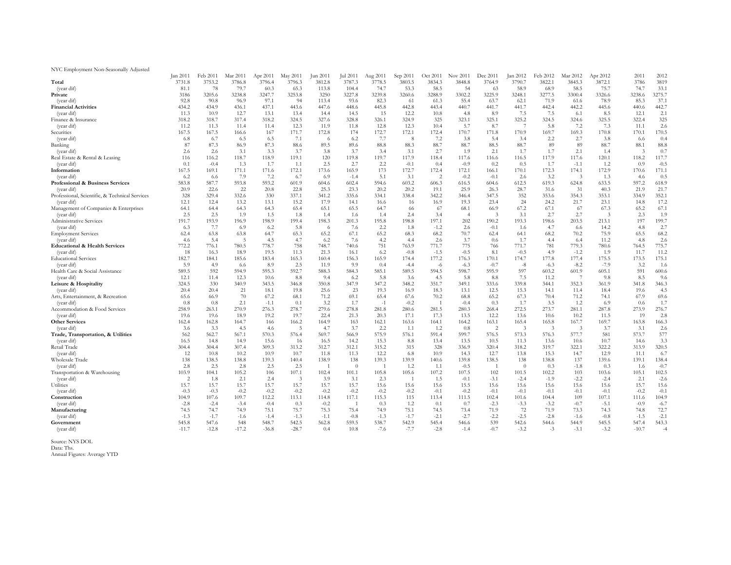NYC Employment Non-Seasonally Adjusted

| | Jan 2011 | Feb 2011 | Mar 2011 | Apr 2011 | May 2011 | Jun 2011 | Jul 2011 | Aug 2011 | Sep 2011 | Oct 2011 | Nov 2011 | Dec 2011 | Jan 2012 | Feb 2012 | Mar 2012 | Apr 2012 | 2011 | 2012 |
|---|---|---|---|---|---|---|---|---|---|---|---|---|---|---|---|---|---|---|
| **Total** | 3731.8 | 3753.2 | 3786.8 | 3796.4 | 3796.3 | 3812.8 | 3787.3 | 3778.5 | 3803.5 | 3834.3 | 3848.8 | 3764.9 | 3790.7 | 3822.1 | 3845.3 | 3872.1 | 3786 | 3819 |
| (year dif) | 81.1 | 78 | 79.7 | 60.3 | 65.3 | 113.8 | 104.4 | 74.7 | 53.3 | 58.5 | 54 | 63 | 58.9 | 68.9 | 58.5 | 75.7 | 74.7 | 33.1 |
| **Private** | 3186 | 3205.6 | 3238.8 | 3247.7 | 3253.8 | 3250 | 3227.8 | 3239.8 | 3260.6 | 3288.9 | 3302.2 | 3225.9 | 3248.1 | 3277.5 | 3300.4 | 3326.6 | 3238.6 | 3275.7 |
| (year dif) | 92.8 | 90.8 | 96.9 | 97.1 | 94 | 113.4 | 93.6 | 82.3 | 61 | 61.3 | 55.4 | 63.7 | 62.1 | 71.9 | 61.6 | 78.9 | 85.3 | 37.1 |
| **Financial Activities** | 434.2 | 434.9 | 436.1 | 437.1 | 443.6 | 447.6 | 448.6 | 445.8 | 442.8 | 443.4 | 440.7 | 441.7 | 441.7 | 442.4 | 442.2 | 445.6 | 440.6 | 442.7 |
| (year dif) | 11.3 | 10.9 | 12.7 | 13.1 | 13.4 | 14.4 | 14.5 | 15 | 12.2 | 10.8 | 4.8 | 8.9 | 7.5 | 7.5 | 6.1 | 8.5 | 12.1 | 2.1 |
| Finance & Insurance | 318.2 | 318.7 | 317.4 | 318.2 | 324.5 | 327.6 | 328.8 | 326.1 | 324.9 | 325 | 323.1 | 325.1 | 325.2 | 324.5 | 324.6 | 325.5 | 322.4 | 325 |
| (year dif) | 11.2 | 11.3 | 11.4 | 11.4 | 12.3 | 11.9 | 11.8 | 12.8 | 12.3 | 10.4 | 5.7 | 8.7 | 7 | 5.8 | 7.2 | 7.3 | 11.1 | 2.6 |
| Securities | 167.5 | 167.5 | 166.6 | 167 | 171.7 | 172.8 | 174 | 172.7 | 172.1 | 172.4 | 170.7 | 171.8 | 170.9 | 169.7 | 169.3 | 170.8 | 170.1 | 170.5 |
| (year dif) | 6.8 | 6.7 | 6.5 | 6.5 | 7.1 | 6 | 6.2 | 7.7 | 8 | 7.2 | 3.8 | 5.4 | 3.4 | 2.2 | 2.7 | 3.8 | 6.6 | 0.4 |
| Banking | 87 | 87.3 | 86.9 | 87.3 | 88.6 | 89.5 | 89.6 | 88.8 | 88.3 | 88.7 | 88.7 | 88.5 | 88.7 | 89 | 89 | 88.7 | 88.1 | 88.8 |
| (year dif) | 2.6 | 2.6 | 3.1 | 3.3 | 3.7 | 3.8 | 3.7 | 3.4 | 3.1 | 2.7 | 1.9 | 2.1 | 1.7 | 1.7 | 2.1 | 1.4 | 3 | 0.7 |
| Real Estate & Rental & Leasing | 116 | 116.2 | 118.7 | 118.9 | 119.1 | 120 | 119.8 | 119.7 | 117.9 | 118.4 | 117.6 | 116.6 | 116.5 | 117.9 | 117.6 | 120.1 | 118.2 | 117.7 |
| (year dif) | 0.1 | -0.4 | 1.3 | 1.7 | 1.1 | 2.5 | 2.7 | 2.2 | -0.1 | 0.4 | -0.9 | 0.2 | 0.5 | 1.7 | -1.1 | 1.2 | 0.9 | -0.5 |
| **Information** | 167.5 | 169.1 | 171.1 | 171.6 | 172.1 | 173.6 | 165.9 | 173 | 172.7 | 172.4 | 172.1 | 166.1 | 170.1 | 172.3 | 174.1 | 172.9 | 170.6 | 171.1 |
| (year dif) | 6.2 | 6.6 | 7.9 | 7.2 | 6.7 | 6.9 | -1.4 | 5.1 | 3.1 | 2 | -0.2 | -0.1 | 2.6 | 3.2 | 3 | 1.3 | 4.6 | 0.5 |
| **Professional & Business Services** | 583.8 | 587.7 | 593.8 | 593.2 | 601.9 | 604.6 | 602.4 | 594.6 | 603.2 | 606.3 | 616.5 | 604.6 | 612.5 | 619.3 | 624.8 | 633.5 | 597.2 | 618.9 |
| (year dif) | 20.9 | 22.6 | 22 | 20.8 | 22.8 | 25.3 | 23.3 | 20.2 | 20.2 | 19.1 | 25.9 | 26.3 | 28.7 | 31.6 | 31 | 40.3 | 21.9 | 21.7 |
| Professional, Scientific, & Technical Services | 328 | 329.4 | 332.6 | 330 | 337.1 | 341.2 | 335.6 | 334.1 | 338.4 | 342.2 | 346.4 | 347.5 | 352 | 353.6 | 354.3 | 353.1 | 334.9 | 352.1 |
| (year dif) | 12.1 | 12.4 | 13.2 | 13.1 | 15.2 | 17.9 | 14.1 | 16.6 | 16 | 16.9 | 19.3 | 23.4 | 24 | 24.2 | 21.7 | 23.1 | 14.8 | 17.2 |
| Management of Companies & Enterprises | 64.1 | 64.4 | 64.3 | 64.3 | 65.4 | 65.1 | 65.5 | 64.7 | 66 | 67 | 68.1 | 66.9 | 67.2 | 67.1 | 67 | 67.3 | 65.2 | 67.1 |
| (year dif) | 2.5 | 2.5 | 1.9 | 1.5 | 1.8 | 1.4 | 1.6 | 1.4 | 2.4 | 3.4 | 4 | 3 | 3.1 | 2.7 | 2.7 | 3 | 2.3 | 1.9 |
| Administrative Services | 191.7 | 193.9 | 196.9 | 198.9 | 199.4 | 198.3 | 201.3 | 195.8 | 198.8 | 197.1 | 202 | 190.2 | 193.3 | 198.6 | 203.5 | 213.1 | 197 | 199.7 |
| (year dif) | 6.3 | 7.7 | 6.9 | 6.2 | 5.8 | 6 | 7.6 | 2.2 | 1.8 | -1.2 | 2.6 | -0.1 | 1.6 | 4.7 | 6.6 | 14.2 | 4.8 | 2.7 |
| Employment Services | 62.4 | 63.8 | 63.8 | 64.7 | 65.3 | 65.2 | 67.1 | 65.2 | 68.3 | 68.2 | 70.7 | 62.4 | 64.1 | 68.2 | 70.2 | 75.9 | 65.5 | 68.2 |
| (year dif) | 4.6 | 5.4 | 5 | 4.5 | 4.7 | 6.2 | 7.6 | 4.2 | 4.4 | 2.6 | 3.7 | 0.6 | 1.7 | 4.4 | 6.4 | 11.2 | 4.8 | 2.6 |
| **Educational & Health Services** | 772.2 | 776.1 | 780.5 | 778.7 | 758 | 748.7 | 740.6 | 751 | 763.9 | 771.7 | 775 | 766 | 771.7 | 781 | 779.3 | 780.6 | 764.5 | 775.7 |
| (year dif) | 18 | 16.3 | 18.9 | 19.5 | 11.3 | 21.3 | 16.1 | 6.2 | -0.8 | -1.5 | -0.5 | 8.1 | -0.5 | 4.9 | -1.2 | 1.9 | 11.7 | 11.2 |
| Educational Services | 182.7 | 184.1 | 185.6 | 183.4 | 165.3 | 160.4 | 156.3 | 165.9 | 174.4 | 177.2 | 176.3 | 170.1 | 174.7 | 177.8 | 177.4 | 175.5 | 173.5 | 175.1 |
| (year dif) | 5.9 | 4.9 | 6.6 | 8.9 | 2.5 | 11.9 | 9.9 | 0.4 | -4.4 | -6 | -6.3 | -0.7 | -8 | -6.3 | -8.2 | -7.9 | 3.2 | 1.6 |
| Health Care & Social Assistance | 589.5 | 592 | 594.9 | 595.3 | 592.7 | 588.3 | 584.3 | 585.1 | 589.5 | 594.5 | 598.7 | 595.9 | 597 | 603.2 | 601.9 | 605.1 | 591 | 600.6 |
| (year dif) | 12.1 | 11.4 | 12.3 | 10.6 | 8.8 | 9.4 | 6.2 | 5.8 | 3.6 | 4.5 | 5.8 | 8.8 | 7.5 | 11.2 | 7 | 9.8 | 8.5 | 9.6 |
| **Leisure & Hospitality** | 324.5 | 330 | 340.9 | 343.5 | 346.8 | 350.8 | 347.9 | 347.2 | 348.2 | 351.7 | 349.1 | 333.6 | 339.8 | 344.1 | 352.3 | 361.9 | 341.8 | 346.3 |
| (year dif) | 20.4 | 20.4 | 21 | 18.1 | 19.8 | 25.6 | 23 | 19.3 | 16.9 | 18.3 | 13.1 | 12.5 | 15.3 | 14.1 | 11.4 | 18.4 | 19.6 | 4.5 |
| Arts, Entertainment, & Recreation | 65.6 | 66.9 | 70 | 67.2 | 68.1 | 71.2 | 69.1 | 65.4 | 67.6 | 70.2 | 68.8 | 65.2 | 67.3 | 70.4 | 71.2 | 74.1 | 67.9 | 69.6 |
| (year dif) | 0.8 | 0.8 | 2.1 | -1.1 | 0.1 | 3.2 | 1.7 | -1 | -0.2 | 1 | -0.4 | 0.3 | 1.7 | 3.5 | 1.2 | 6.9 | 0.6 | 1.7 |
| Accommodation & Food Services | 258.9 | 263.1 | 270.9 | 276.3 | 278.7 | 279.6 | 278.8 | 281.8 | 280.6 | 281.5 | 280.3 | 268.4 | 272.5 | 273.7 | 281.1 | 287.8 | 273.9 | 276.7 |
| (year dif) | 19.6 | 19.6 | 18.9 | 19.2 | 19.7 | 22.4 | 21.3 | 20.3 | 17.1 | 17.3 | 13.5 | 12.2 | 13.6 | 10.6 | 10.2 | 11.5 | 19 | 2.8 |
| **Other Services** | 162.4 | 162.8 | 164.7 | 166 | 166.2 | 164.9 | 163 | 162.1 | 163.6 | 164.1 | 164.2 | 163.1 | 165.4 | 165.8 | 167.7 | 169.7 | 163.8 | 166.3 |
| (year dif) | 3.6 | 3.3 | 4.5 | 4.6 | 5 | 4.7 | 3.7 | 2.2 | 1.1 | 1.2 | 0.8 | 2 | 3 | 3 | 3 | 3.7 | 3.1 | 2.6 |
| **Trade, Transportation, & Utilities** | 562 | 562.7 | 567.1 | 570.3 | 576.4 | 569.7 | 566.9 | 575.9 | 576.1 | 591.4 | 599.7 | 576.5 | 573.3 | 576.3 | 577.7 | 581 | 573.7 | 577 |
| (year dif) | 16.5 | 14.8 | 14.9 | 15.6 | 16 | 16.5 | 14.2 | 15.3 | 8.8 | 13.4 | 13.5 | 10.5 | 11.3 | 13.6 | 10.6 | 10.7 | 14.6 | 3.3 |
| Retail Trade | 304.4 | 304.4 | 307.4 | 309.3 | 313.2 | 312.7 | 312.1 | 315.2 | 315 | 328 | 336.9 | 320.4 | 318.2 | 319.7 | 322.1 | 322.2 | 313.9 | 320.5 |
| (year dif) | 12 | 10.8 | 10.2 | 10.9 | 10.7 | 11.8 | 11.3 | 12.2 | 6.8 | 10.9 | 14.3 | 12.7 | 13.8 | 15.3 | 14.7 | 12.9 | 11.1 | 6.7 |
| Wholesale Trade | 138 | 138.5 | 138.8 | 139.3 | 140.4 | 138.9 | 138 | 139.3 | 139.9 | 140.6 | 139.8 | 138.5 | 138 | 138.8 | 137 | 139.6 | 139.1 | 138.4 |
| (year dif) | 2.8 | 2.5 | 2.8 | 2.5 | 2.5 | 1 | 0 | 1 | 1.2 | 1.1 | -0.5 | 1 | 0 | 0.3 | -1.8 | 0.3 | 1.6 | -0.7 |
| Transportation & Warehousing | 103.9 | 104.1 | 105.2 | 106 | 107.1 | 102.4 | 101.1 | 105.8 | 105.6 | 107.2 | 107.5 | 102 | 101.5 | 102.2 | 103 | 103.6 | 105.1 | 102.5 |
| (year dif) | 2 | 1.8 | 2.1 | 2.4 | 3 | 3.9 | 3.1 | 2.3 | 1 | 1.5 | -0.1 | -3.1 | -2.4 | -1.9 | -2.2 | -2.4 | 2.1 | -2.6 |
| Utilities | 15.7 | 15.7 | 15.7 | 15.7 | 15.7 | 15.7 | 15.7 | 15.6 | 15.6 | 15.6 | 15.5 | 15.6 | 15.6 | 15.6 | 15.6 | 15.6 | 15.7 | 15.6 |
| (year dif) | -0.3 | -0.3 | -0.2 | -0.2 | -0.2 | -0.2 | -0.2 | -0.2 | -0.2 | -0.1 | -0.2 | -0.1 | -0.1 | -0.1 | -0.1 | -0.1 | -0.2 | -0.1 |
| **Construction** | 104.9 | 107.6 | 109.7 | 112.2 | 113.1 | 114.8 | 117.1 | 115.3 | 115 | 113.4 | 111.5 | 102.4 | 101.6 | 104.4 | 109 | 107.1 | 111.6 | 104.9 |
| (year dif) | -2.8 | -2.4 | -3.4 | -0.4 | 0.3 | -0.2 | 1 | 0.3 | 1.2 | 0.1 | 0.7 | -2.3 | -3.3 | -3.2 | -0.7 | -5.1 | -0.9 | -6.7 |
| **Manufacturing** | 74.5 | 74.7 | 74.9 | 75.1 | 75.7 | 75.3 | 75.4 | 74.9 | 75.1 | 74.5 | 73.4 | 71.9 | 72 | 71.9 | 73.3 | 74.3 | 74.8 | 72.7 |
| (year dif) | -1.3 | -1.7 | -1.6 | -1.4 | -1.3 | -1.1 | -0.8 | -1.3 | -1.7 | -2.1 | -2.7 | -2.2 | -2.5 | -2.8 | -1.6 | -0.8 | -1.5 | -2.1 |
| **Government** | 545.8 | 547.6 | 548 | 548.7 | 542.5 | 562.8 | 559.5 | 538.7 | 542.9 | 545.4 | 546.6 | 539 | 542.6 | 544.6 | 544.9 | 545.5 | 547.4 | 543.3 |
| (year dif) | -11.7 | -12.8 | -17.2 | -36.8 | -28.7 | 0.4 | 10.8 | -7.6 | -7.7 | -2.8 | -1.4 | -0.7 | -3.2 | -3 | -3.1 | -3.2 | -10.7 | -4 |

Source: NYS DOL
Data: Ths.
Annual Figures: Average YTD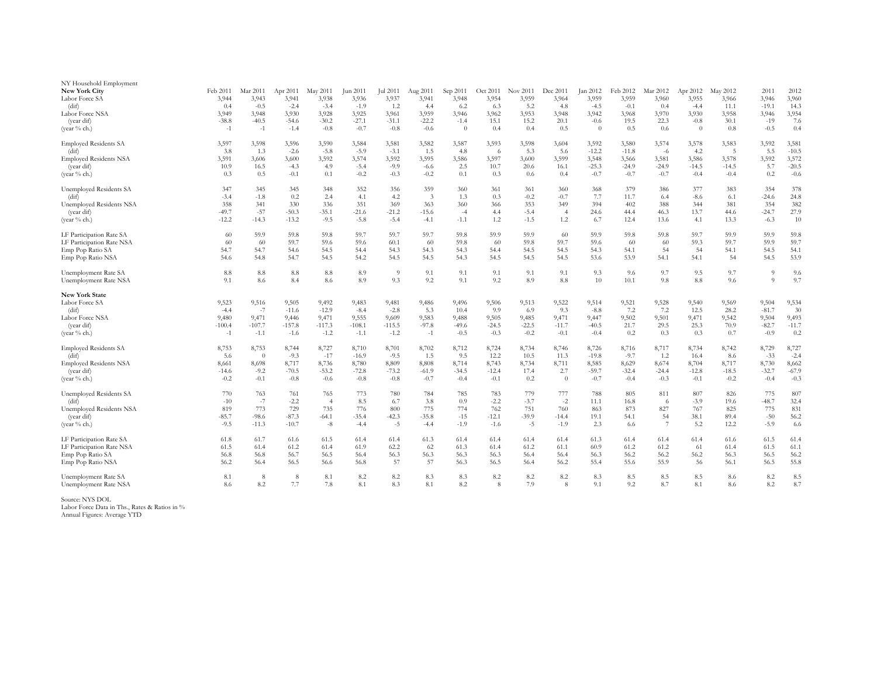NY Household Employment

| **New York City** | Feb 2011 | Mar 2011 | Apr 2011 | May 2011 | Jun 2011 | Jul 2011 | Aug 2011 | Sep 2011 | Oct 2011 | Nov 2011 | Dec 2011 | Jan 2012 | Feb 2012 | Mar 2012 | Apr 2012 | May 2012 | 2011 | 2012 |
|---|---|---|---|---|---|---|---|---|---|---|---|---|---|---|---|---|---|---|
| Labor Force SA | 3,944 | 3,943 | 3,941 | 3,938 | 3,936 | 3,937 | 3,941 | 3,948 | 3,954 | 3,959 | 3,964 | 3,959 | 3,959 | 3,960 | 3,955 | 3,966 | 3,946 | 3,960 |
| (dif) | 0.4 | -0.5 | -2.4 | -3.4 | -1.9 | 1.2 | 4.4 | 6.2 | 6.3 | 5.2 | 4.8 | -4.5 | -0.1 | 0.4 | -4.4 | 11.1 | -19.1 | 14.3 |
| Labor Force NSA | 3,949 | 3,948 | 3,930 | 3,928 | 3,925 | 3,961 | 3,959 | 3,946 | 3,962 | 3,953 | 3,948 | 3,942 | 3,968 | 3,970 | 3,930 | 3,958 | 3,946 | 3,954 |
| (year dif) | -38.8 | -40.5 | -54.6 | -30.2 | -27.1 | -31.1 | -22.2 | -1.4 | 15.1 | 15.2 | 20.1 | -0.6 | 19.5 | 22.3 | -0.8 | 30.1 | -19 | 7.6 |
| (year % ch.) | -1 | -1 | -1.4 | -0.8 | -0.7 | -0.8 | -0.6 | 0 | 0.4 | 0.4 | 0.5 | 0 | 0.5 | 0.6 | 0 | 0.8 | -0.5 | 0.4 |
| | | | | | | | | | | | | | | | | | | |
| Employed Residents SA | 3,597 | 3,598 | 3,596 | 3,590 | 3,584 | 3,581 | 3,582 | 3,587 | 3,593 | 3,598 | 3,604 | 3,592 | 3,580 | 3,574 | 3,578 | 3,583 | 3,592 | 3,581 |
| (dif) | 3.8 | 1.3 | -2.6 | -5.8 | -5.9 | -3.1 | 1.5 | 4.8 | 6 | 5.3 | 5.6 | -12.2 | -11.8 | -6 | 4.2 | 5 | 5.5 | -10.5 |
| Employed Residents NSA | 3,591 | 3,606 | 3,600 | 3,592 | 3,574 | 3,592 | 3,595 | 3,586 | 3,597 | 3,600 | 3,599 | 3,548 | 3,566 | 3,581 | 3,586 | 3,578 | 3,592 | 3,572 |
| (year dif) | 10.9 | 16.5 | -4.3 | 4.9 | -5.4 | -9.9 | -6.6 | 2.5 | 10.7 | 20.6 | 16.1 | -25.3 | -24.9 | -24.9 | -14.5 | -14.5 | 5.7 | -20.5 |
| (year % ch.) | 0.3 | 0.5 | -0.1 | 0.1 | -0.2 | -0.3 | -0.2 | 0.1 | 0.3 | 0.6 | 0.4 | -0.7 | -0.7 | -0.7 | -0.4 | -0.4 | 0.2 | -0.6 |
| | | | | | | | | | | | | | | | | | | |
| Unemployed Residents SA | 347 | 345 | 345 | 348 | 352 | 356 | 359 | 360 | 361 | 361 | 360 | 368 | 379 | 386 | 377 | 383 | 354 | 378 |
| (dif) | -3.4 | -1.8 | 0.2 | 2.4 | 4.1 | 4.2 | 3 | 1.3 | 0.3 | -0.2 | -0.7 | 7.7 | 11.7 | 6.4 | -8.6 | 6.1 | -24.6 | 24.8 |
| Unemployed Residents NSA | 358 | 341 | 330 | 336 | 351 | 369 | 363 | 360 | 366 | 353 | 349 | 394 | 402 | 388 | 344 | 381 | 354 | 382 |
| (year dif) | -49.7 | -57 | -50.3 | -35.1 | -21.6 | -21.2 | -15.6 | -4 | 4.4 | -5.4 | 4 | 24.6 | 44.4 | 46.3 | 13.7 | 44.6 | -24.7 | 27.9 |
| (year % ch.) | -12.2 | -14.3 | -13.2 | -9.5 | -5.8 | -5.4 | -4.1 | -1.1 | 1.2 | -1.5 | 1.2 | 6.7 | 12.4 | 13.6 | 4.1 | 13.3 | -6.3 | 10 |
| | | | | | | | | | | | | | | | | | | |
| LF Participation Rate SA | 60 | 59.9 | 59.8 | 59.8 | 59.7 | 59.7 | 59.7 | 59.8 | 59.9 | 59.9 | 60 | 59.9 | 59.8 | 59.8 | 59.7 | 59.9 | 59.9 | 59.8 |
| LF Participation Rate NSA | 60 | 60 | 59.7 | 59.6 | 59.6 | 60.1 | 60 | 59.8 | 60 | 59.8 | 59.7 | 59.6 | 60 | 60 | 59.3 | 59.7 | 59.9 | 59.7 |
| Emp Pop Ratio SA | 54.7 | 54.7 | 54.6 | 54.5 | 54.4 | 54.3 | 54.3 | 54.3 | 54.4 | 54.5 | 54.5 | 54.3 | 54.1 | 54 | 54 | 54.1 | 54.5 | 54.1 |
| Emp Pop Ratio NSA | 54.6 | 54.8 | 54.7 | 54.5 | 54.2 | 54.5 | 54.5 | 54.3 | 54.5 | 54.5 | 54.5 | 53.6 | 53.9 | 54.1 | 54.1 | 54 | 54.5 | 53.9 |
| | | | | | | | | | | | | | | | | | | |
| Unemployment Rate SA | 8.8 | 8.8 | 8.8 | 8.8 | 8.9 | 9 | 9.1 | 9.1 | 9.1 | 9.1 | 9.1 | 9.3 | 9.6 | 9.7 | 9.5 | 9.7 | 9 | 9.6 |
| Unemployment Rate NSA | 9.1 | 8.6 | 8.4 | 8.6 | 8.9 | 9.3 | 9.2 | 9.1 | 9.2 | 8.9 | 8.8 | 10 | 10.1 | 9.8 | 8.8 | 9.6 | 9 | 9.7 |
| | | | | | | | | | | | | | | | | | | |
| **New York State** | | | | | | | | | | | | | | | | | | |
| Labor Force SA | 9,523 | 9,516 | 9,505 | 9,492 | 9,483 | 9,481 | 9,486 | 9,496 | 9,506 | 9,513 | 9,522 | 9,514 | 9,521 | 9,528 | 9,540 | 9,569 | 9,504 | 9,534 |
| (dif) | -4.4 | -7 | -11.6 | -12.9 | -8.4 | -2.8 | 5.3 | 10.4 | 9.9 | 6.9 | 9.3 | -8.8 | 7.2 | 7.2 | 12.5 | 28.2 | -81.7 | 30 |
| Labor Force NSA | 9,480 | 9,471 | 9,446 | 9,471 | 9,555 | 9,609 | 9,583 | 9,488 | 9,505 | 9,485 | 9,471 | 9,447 | 9,502 | 9,501 | 9,471 | 9,542 | 9,504 | 9,493 |
| (year dif) | -100.4 | -107.7 | -157.8 | -117.3 | -108.1 | -115.5 | -97.8 | -49.6 | -24.5 | -22.5 | -11.7 | -40.5 | 21.7 | 29.5 | 25.3 | 70.9 | -82.7 | -11.7 |
| (year % ch.) | -1 | -1.1 | -1.6 | -1.2 | -1.1 | -1.2 | -1 | -0.5 | -0.3 | -0.2 | -0.1 | -0.4 | 0.2 | 0.3 | 0.3 | 0.7 | -0.9 | 0.2 |
| | | | | | | | | | | | | | | | | | | |
| Employed Residents SA | 8,753 | 8,753 | 8,744 | 8,727 | 8,710 | 8,701 | 8,702 | 8,712 | 8,724 | 8,734 | 8,746 | 8,726 | 8,716 | 8,717 | 8,734 | 8,742 | 8,729 | 8,727 |
| (dif) | 5.6 | 0 | -9.3 | -17 | -16.9 | -9.5 | 1.5 | 9.5 | 12.2 | 10.5 | 11.3 | -19.8 | -9.7 | 1.2 | 16.4 | 8.6 | -33 | -2.4 |
| Employed Residents NSA | 8,661 | 8,698 | 8,717 | 8,736 | 8,780 | 8,809 | 8,808 | 8,714 | 8,743 | 8,734 | 8,711 | 8,585 | 8,629 | 8,674 | 8,704 | 8,717 | 8,730 | 8,662 |
| (year dif) | -14.6 | -9.2 | -70.5 | -53.2 | -72.8 | -73.2 | -61.9 | -34.5 | -12.4 | 17.4 | 2.7 | -59.7 | -32.4 | -24.4 | -12.8 | -18.5 | -32.7 | -67.9 |
| (year % ch.) | -0.2 | -0.1 | -0.8 | -0.6 | -0.8 | -0.8 | -0.7 | -0.4 | -0.1 | 0.2 | 0 | -0.7 | -0.4 | -0.3 | -0.1 | -0.2 | -0.4 | -0.3 |
| | | | | | | | | | | | | | | | | | | |
| Unemployed Residents SA | 770 | 763 | 761 | 765 | 773 | 780 | 784 | 785 | 783 | 779 | 777 | 788 | 805 | 811 | 807 | 826 | 775 | 807 |
| (dif) | -10 | -7 | -2.2 | 4 | 8.5 | 6.7 | 3.8 | 0.9 | -2.2 | -3.7 | -2 | 11.1 | 16.8 | 6 | -3.9 | 19.6 | -48.7 | 32.4 |
| Unemployed Residents NSA | 819 | 773 | 729 | 735 | 776 | 800 | 775 | 774 | 762 | 751 | 760 | 863 | 873 | 827 | 767 | 825 | 775 | 831 |
| (year dif) | -85.7 | -98.6 | -87.3 | -64.1 | -35.4 | -42.3 | -35.8 | -15 | -12.1 | -39.9 | -14.4 | 19.1 | 54.1 | 54 | 38.1 | 89.4 | -50 | 56.2 |
| (year % ch.) | -9.5 | -11.3 | -10.7 | -8 | -4.4 | -5 | -4.4 | -1.9 | -1.6 | -5 | -1.9 | 2.3 | 6.6 | 7 | 5.2 | 12.2 | -5.9 | 6.6 |
| | | | | | | | | | | | | | | | | | | |
| LF Participation Rate SA | 61.8 | 61.7 | 61.6 | 61.5 | 61.4 | 61.4 | 61.3 | 61.4 | 61.4 | 61.4 | 61.4 | 61.3 | 61.4 | 61.4 | 61.4 | 61.6 | 61.5 | 61.4 |
| LF Participation Rate NSA | 61.5 | 61.4 | 61.2 | 61.4 | 61.9 | 62.2 | 62 | 61.3 | 61.4 | 61.2 | 61.1 | 60.9 | 61.2 | 61.2 | 61 | 61.4 | 61.5 | 61.1 |
| Emp Pop Ratio SA | 56.8 | 56.8 | 56.7 | 56.5 | 56.4 | 56.3 | 56.3 | 56.3 | 56.3 | 56.4 | 56.4 | 56.3 | 56.2 | 56.2 | 56.2 | 56.3 | 56.5 | 56.2 |
| Emp Pop Ratio NSA | 56.2 | 56.4 | 56.5 | 56.6 | 56.8 | 57 | 57 | 56.3 | 56.5 | 56.4 | 56.2 | 55.4 | 55.6 | 55.9 | 56 | 56.1 | 56.5 | 55.8 |
| | | | | | | | | | | | | | | | | | | |
| Unemployment Rate SA | 8.1 | 8 | 8 | 8.1 | 8.2 | 8.2 | 8.3 | 8.3 | 8.2 | 8.2 | 8.2 | 8.3 | 8.5 | 8.5 | 8.5 | 8.6 | 8.2 | 8.5 |
| Unemployment Rate NSA | 8.6 | 8.2 | 7.7 | 7.8 | 8.1 | 8.3 | 8.1 | 8.2 | 8 | 7.9 | 8 | 9.1 | 9.2 | 8.7 | 8.1 | 8.6 | 8.2 | 8.7 |

Source: NYS DOL
Labor Force Data in Ths., Rates & Ratios in %
Annual Figures: Average YTD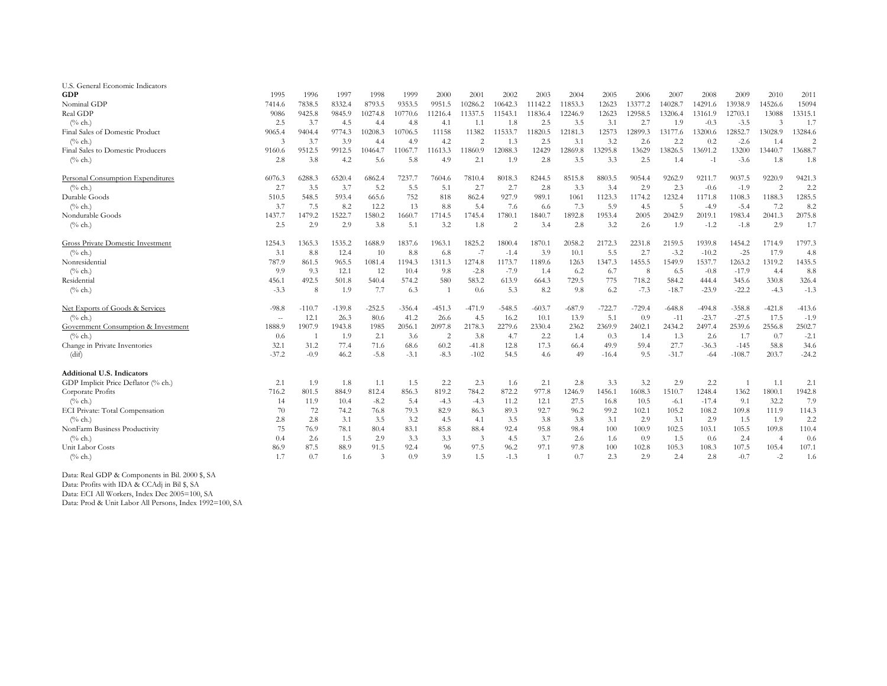U.S. General Economic Indicators

| **GDP** | 1995 | 1996 | 1997 | 1998 | 1999 | 2000 | 2001 | 2002 | 2003 | 2004 | 2005 | 2006 | 2007 | 2008 | 2009 | 2010 | 2011 |
|---|---|---|---|---|---|---|---|---|---|---|---|---|---|---|---|---|---|
| Nominal GDP | 7414.6 | 7838.5 | 8332.4 | 8793.5 | 9353.5 | 9951.5 | 10286.2 | 10642.3 | 11142.2 | 11853.3 | 12623 | 13377.2 | 14028.7 | 14291.6 | 13938.9 | 14526.6 | 15094 |
| Real GDP | 9086 | 9425.8 | 9845.9 | 10274.8 | 10770.6 | 11216.4 | 11337.5 | 11543.1 | 11836.4 | 12246.9 | 12623 | 12958.5 | 13206.4 | 13161.9 | 12703.1 | 13088 | 13315.1 |
| (% ch.) | 2.5 | 3.7 | 4.5 | 4.4 | 4.8 | 4.1 | 1.1 | 1.8 | 2.5 | 3.5 | 3.1 | 2.7 | 1.9 | -0.3 | -3.5 | 3 | 1.7 |
| Final Sales of Domestic Product | 9065.4 | 9404.4 | 9774.3 | 10208.3 | 10706.5 | 11158 | 11382 | 11533.7 | 11820.5 | 12181.3 | 12573 | 12899.3 | 13177.6 | 13200.6 | 12852.7 | 13028.9 | 13284.6 |
| (% ch.) | 3 | 3.7 | 3.9 | 4.4 | 4.9 | 4.2 | 2 | 1.3 | 2.5 | 3.1 | 3.2 | 2.6 | 2.2 | 0.2 | -2.6 | 1.4 | 2 |
| Final Sales to Domestic Producers | 9160.6 | 9512.5 | 9912.5 | 10464.7 | 11067.7 | 11613.3 | 11860.9 | 12088.3 | 12429 | 12869.8 | 13295.8 | 13629 | 13826.5 | 13691.2 | 13200 | 13440.7 | 13688.7 |
| (% ch.) | 2.8 | 3.8 | 4.2 | 5.6 | 5.8 | 4.9 | 2.1 | 1.9 | 2.8 | 3.5 | 3.3 | 2.5 | 1.4 | -1 | -3.6 | 1.8 | 1.8 |
| | | | | | | | | | | | | | | | | | |
| Personal Consumption Expenditures | 6076.3 | 6288.3 | 6520.4 | 6862.4 | 7237.7 | 7604.6 | 7810.4 | 8018.3 | 8244.5 | 8515.8 | 8803.5 | 9054.4 | 9262.9 | 9211.7 | 9037.5 | 9220.9 | 9421.3 |
| (% ch.) | 2.7 | 3.5 | 3.7 | 5.2 | 5.5 | 5.1 | 2.7 | 2.7 | 2.8 | 3.3 | 3.4 | 2.9 | 2.3 | -0.6 | -1.9 | 2 | 2.2 |
| Durable Goods | 510.5 | 548.5 | 593.4 | 665.6 | 752 | 818 | 862.4 | 927.9 | 989.1 | 1061 | 1123.3 | 1174.2 | 1232.4 | 1171.8 | 1108.3 | 1188.3 | 1285.5 |
| (% ch.) | 3.7 | 7.5 | 8.2 | 12.2 | 13 | 8.8 | 5.4 | 7.6 | 6.6 | 7.3 | 5.9 | 4.5 | 5 | -4.9 | -5.4 | 7.2 | 8.2 |
| Nondurable Goods | 1437.7 | 1479.2 | 1522.7 | 1580.2 | 1660.7 | 1714.5 | 1745.4 | 1780.1 | 1840.7 | 1892.8 | 1953.4 | 2005 | 2042.9 | 2019.1 | 1983.4 | 2041.3 | 2075.8 |
| (% ch.) | 2.5 | 2.9 | 2.9 | 3.8 | 5.1 | 3.2 | 1.8 | 2 | 3.4 | 2.8 | 3.2 | 2.6 | 1.9 | -1.2 | -1.8 | 2.9 | 1.7 |
| | | | | | | | | | | | | | | | | | |
| Gross Private Domestic Investment | 1254.3 | 1365.3 | 1535.2 | 1688.9 | 1837.6 | 1963.1 | 1825.2 | 1800.4 | 1870.1 | 2058.2 | 2172.3 | 2231.8 | 2159.5 | 1939.8 | 1454.2 | 1714.9 | 1797.3 |
| (% ch.) | 3.1 | 8.8 | 12.4 | 10 | 8.8 | 6.8 | -7 | -1.4 | 3.9 | 10.1 | 5.5 | 2.7 | -3.2 | -10.2 | -25 | 17.9 | 4.8 |
| Nonresidential | 787.9 | 861.5 | 965.5 | 1081.4 | 1194.3 | 1311.3 | 1274.8 | 1173.7 | 1189.6 | 1263 | 1347.3 | 1455.5 | 1549.9 | 1537.7 | 1263.2 | 1319.2 | 1435.5 |
| (% ch.) | 9.9 | 9.3 | 12.1 | 12 | 10.4 | 9.8 | -2.8 | -7.9 | 1.4 | 6.2 | 6.7 | 8 | 6.5 | -0.8 | -17.9 | 4.4 | 8.8 |
| Residential | 456.1 | 492.5 | 501.8 | 540.4 | 574.2 | 580 | 583.2 | 613.9 | 664.3 | 729.5 | 775 | 718.2 | 584.2 | 444.4 | 345.6 | 330.8 | 326.4 |
| (% ch.) | -3.3 | 8 | 1.9 | 7.7 | 6.3 | 1 | 0.6 | 5.3 | 8.2 | 9.8 | 6.2 | -7.3 | -18.7 | -23.9 | -22.2 | -4.3 | -1.3 |
| | | | | | | | | | | | | | | | | | |
| Net Exports of Goods & Services | -98.8 | -110.7 | -139.8 | -252.5 | -356.4 | -451.3 | -471.9 | -548.5 | -603.7 | -687.9 | -722.7 | -729.4 | -648.8 | -494.8 | -358.8 | -421.8 | -413.6 |
| (% ch.) | -- | 12.1 | 26.3 | 80.6 | 41.2 | 26.6 | 4.5 | 16.2 | 10.1 | 13.9 | 5.1 | 0.9 | -11 | -23.7 | -27.5 | 17.5 | -1.9 |
| Government Consumption & Investment | 1888.9 | 1907.9 | 1943.8 | 1985 | 2056.1 | 2097.8 | 2178.3 | 2279.6 | 2330.4 | 2362 | 2369.9 | 2402.1 | 2434.2 | 2497.4 | 2539.6 | 2556.8 | 2502.7 |
| (% ch.) | 0.6 | 1 | 1.9 | 2.1 | 3.6 | 2 | 3.8 | 4.7 | 2.2 | 1.4 | 0.3 | 1.4 | 1.3 | 2.6 | 1.7 | 0.7 | -2.1 |
| Change in Private Inventories | 32.1 | 31.2 | 77.4 | 71.6 | 68.6 | 60.2 | -41.8 | 12.8 | 17.3 | 66.4 | 49.9 | 59.4 | 27.7 | -36.3 | -145 | 58.8 | 34.6 |
| (dif) | -37.2 | -0.9 | 46.2 | -5.8 | -3.1 | -8.3 | -102 | 54.5 | 4.6 | 49 | -16.4 | 9.5 | -31.7 | -64 | -108.7 | 203.7 | -24.2 |
| | | | | | | | | | | | | | | | | | |
| **Additional U.S. Indicators** | | | | | | | | | | | | | | | | | |
| GDP Implicit Price Deflator (% ch.) | 2.1 | 1.9 | 1.8 | 1.1 | 1.5 | 2.2 | 2.3 | 1.6 | 2.1 | 2.8 | 3.3 | 3.2 | 2.9 | 2.2 | 1 | 1.1 | 2.1 |
| Corporate Profits | 716.2 | 801.5 | 884.9 | 812.4 | 856.3 | 819.2 | 784.2 | 872.2 | 977.8 | 1246.9 | 1456.1 | 1608.3 | 1510.7 | 1248.4 | 1362 | 1800.1 | 1942.8 |
| (% ch.) | 14 | 11.9 | 10.4 | -8.2 | 5.4 | -4.3 | -4.3 | 11.2 | 12.1 | 27.5 | 16.8 | 10.5 | -6.1 | -17.4 | 9.1 | 32.2 | 7.9 |
| ECI Private: Total Compensation | 70 | 72 | 74.2 | 76.8 | 79.3 | 82.9 | 86.3 | 89.3 | 92.7 | 96.2 | 99.2 | 102.1 | 105.2 | 108.2 | 109.8 | 111.9 | 114.3 |
| (% ch.) | 2.8 | 2.8 | 3.1 | 3.5 | 3.2 | 4.5 | 4.1 | 3.5 | 3.8 | 3.8 | 3.1 | 2.9 | 3.1 | 2.9 | 1.5 | 1.9 | 2.2 |
| NonFarm Business Productivity | 75 | 76.9 | 78.1 | 80.4 | 83.1 | 85.8 | 88.4 | 92.4 | 95.8 | 98.4 | 100 | 100.9 | 102.5 | 103.1 | 105.5 | 109.8 | 110.4 |
| (% ch.) | 0.4 | 2.6 | 1.5 | 2.9 | 3.3 | 3.3 | 3 | 4.5 | 3.7 | 2.6 | 1.6 | 0.9 | 1.5 | 0.6 | 2.4 | 4 | 0.6 |
| Unit Labor Costs | 86.9 | 87.5 | 88.9 | 91.5 | 92.4 | 96 | 97.5 | 96.2 | 97.1 | 97.8 | 100 | 102.8 | 105.3 | 108.3 | 107.5 | 105.4 | 107.1 |
| (% ch.) | 1.7 | 0.7 | 1.6 | 3 | 0.9 | 3.9 | 1.5 | -1.3 | 1 | 0.7 | 2.3 | 2.9 | 2.4 | 2.8 | -0.7 | -2 | 1.6 |

Data: Real GDP & Components in Bil. 2000 $, SA
Data: Profits with IDA & CCAdj in Bil $, SA
Data: ECI All Workers, Index Dec 2005=100, SA
Data: Prod & Unit Labor All Persons, Index 1992=100, SA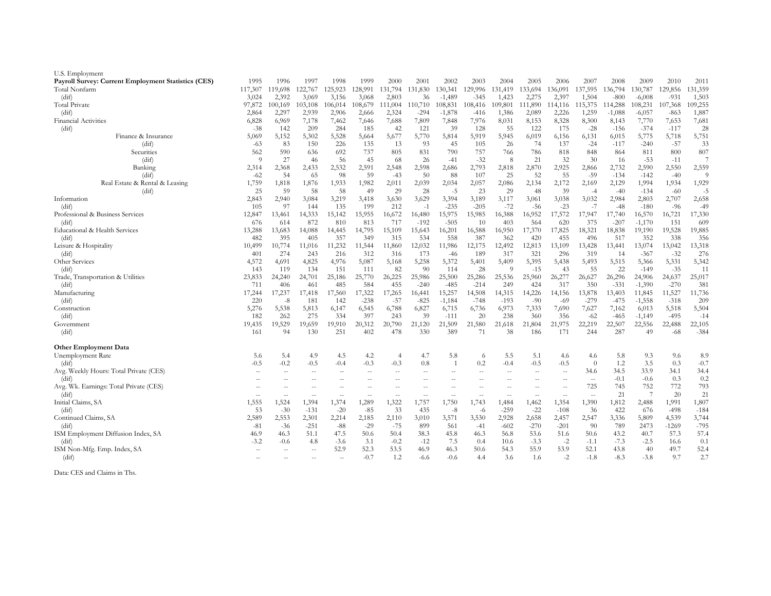U.S. Employment

| **Payroll Survey: Current Employment Statistics (CES)** | 1995 | 1996 | 1997 | 1998 | 1999 | 2000 | 2001 | 2002 | 2003 | 2004 | 2005 | 2006 | 2007 | 2008 | 2009 | 2010 | 2011 |
|---|---|---|---|---|---|---|---|---|---|---|---|---|---|---|---|---|---|
| Total Nonfarm | 117,307 | 119,698 | 122,767 | 125,923 | 128,991 | 131,794 | 131,830 | 130,341 | 129,996 | 131,419 | 133,694 | 136,091 | 137,595 | 136,794 | 130,787 | 129,856 | 131,359 |
| (dif) | 3,024 | 2,392 | 3,069 | 3,156 | 3,068 | 2,803 | 36 | -1,489 | -345 | 1,423 | 2,275 | 2,397 | 1,504 | -800 | -6,008 | -931 | 1,503 |
| Total Private | 97,872 | 100,169 | 103,108 | 106,014 | 108,679 | 111,004 | 110,710 | 108,831 | 108,416 | 109,801 | 111,890 | 114,116 | 115,375 | 114,288 | 108,231 | 107,368 | 109,255 |
| (dif) | 2,864 | 2,297 | 2,939 | 2,906 | 2,666 | 2,324 | -294 | -1,878 | -416 | 1,386 | 2,089 | 2,226 | 1,259 | -1,088 | -6,057 | -863 | 1,887 |
| Financial Activities | 6,828 | 6,969 | 7,178 | 7,462 | 7,646 | 7,688 | 7,809 | 7,848 | 7,976 | 8,031 | 8,153 | 8,328 | 8,300 | 8,143 | 7,770 | 7,653 | 7,681 |
| (dif) | -38 | 142 | 209 | 284 | 185 | 42 | 121 | 39 | 128 | 55 | 122 | 175 | -28 | -156 | -374 | -117 | 28 |
| Finance & Insurance | 5,069 | 5,152 | 5,302 | 5,528 | 5,664 | 5,677 | 5,770 | 5,814 | 5,919 | 5,945 | 6,019 | 6,156 | 6,131 | 6,015 | 5,775 | 5,718 | 5,751 |
| (dif) | -63 | 83 | 150 | 226 | 135 | 13 | 93 | 45 | 105 | 26 | 74 | 137 | -24 | -117 | -240 | -57 | 33 |
| Securities | 562 | 590 | 636 | 692 | 737 | 805 | 831 | 790 | 757 | 766 | 786 | 818 | 848 | 864 | 811 | 800 | 807 |
| (dif) | 9 | 27 | 46 | 56 | 45 | 68 | 26 | -41 | -32 | 8 | 21 | 32 | 30 | 16 | -53 | -11 | 7 |
| Banking | 2,314 | 2,368 | 2,433 | 2,532 | 2,591 | 2,548 | 2,598 | 2,686 | 2,793 | 2,818 | 2,870 | 2,925 | 2,866 | 2,732 | 2,590 | 2,550 | 2,559 |
| (dif) | -62 | 54 | 65 | 98 | 59 | -43 | 50 | 88 | 107 | 25 | 52 | 55 | -59 | -134 | -142 | -40 | 9 |
| Real Estate & Rental & Leasing | 1,759 | 1,818 | 1,876 | 1,933 | 1,982 | 2,011 | 2,039 | 2,034 | 2,057 | 2,086 | 2,134 | 2,172 | 2,169 | 2,129 | 1,994 | 1,934 | 1,929 |
| (dif) | 25 | 59 | 58 | 58 | 49 | 29 | 28 | -5 | 23 | 29 | 48 | 39 | -4 | -40 | -134 | -60 | -5 |
| Information | 2,843 | 2,940 | 3,084 | 3,219 | 3,418 | 3,630 | 3,629 | 3,394 | 3,189 | 3,117 | 3,061 | 3,038 | 3,032 | 2,984 | 2,803 | 2,707 | 2,658 |
| (dif) | 105 | 97 | 144 | 135 | 199 | 212 | -1 | -235 | -205 | -72 | -56 | -23 | -7 | -48 | -180 | -96 | -49 |
| Professional & Business Services | 12,847 | 13,461 | 14,333 | 15,142 | 15,955 | 16,672 | 16,480 | 15,975 | 15,985 | 16,388 | 16,952 | 17,572 | 17,947 | 17,740 | 16,570 | 16,721 | 17,330 |
| (dif) | 676 | 614 | 872 | 810 | 813 | 717 | -192 | -505 | 10 | 403 | 564 | 620 | 375 | -207 | -1,170 | 151 | 609 |
| Educational & Health Services | 13,288 | 13,683 | 14,088 | 14,445 | 14,795 | 15,109 | 15,643 | 16,201 | 16,588 | 16,950 | 17,370 | 17,825 | 18,321 | 18,838 | 19,190 | 19,528 | 19,885 |
| (dif) | 482 | 395 | 405 | 357 | 349 | 315 | 534 | 558 | 387 | 362 | 420 | 455 | 496 | 517 | 352 | 338 | 356 |
| Leisure & Hospitality | 10,499 | 10,774 | 11,016 | 11,232 | 11,544 | 11,860 | 12,032 | 11,986 | 12,175 | 12,492 | 12,813 | 13,109 | 13,428 | 13,441 | 13,074 | 13,042 | 13,318 |
| (dif) | 401 | 274 | 243 | 216 | 312 | 316 | 173 | -46 | 189 | 317 | 321 | 296 | 319 | 14 | -367 | -32 | 276 |
| Other Services | 4,572 | 4,691 | 4,825 | 4,976 | 5,087 | 5,168 | 5,258 | 5,372 | 5,401 | 5,409 | 5,395 | 5,438 | 5,493 | 5,515 | 5,366 | 5,331 | 5,342 |
| (dif) | 143 | 119 | 134 | 151 | 111 | 82 | 90 | 114 | 28 | 9 | -15 | 43 | 55 | 22 | -149 | -35 | 11 |
| Trade, Transportation & Utilities | 23,833 | 24,240 | 24,701 | 25,186 | 25,770 | 26,225 | 25,986 | 25,500 | 25,286 | 25,536 | 25,960 | 26,277 | 26,627 | 26,296 | 24,906 | 24,637 | 25,017 |
| (dif) | 711 | 406 | 461 | 485 | 584 | 455 | -240 | -485 | -214 | 249 | 424 | 317 | 350 | -331 | -1,390 | -270 | 381 |
| Manufacturing | 17,244 | 17,237 | 17,418 | 17,560 | 17,322 | 17,265 | 16,441 | 15,257 | 14,508 | 14,315 | 14,226 | 14,156 | 13,878 | 13,403 | 11,845 | 11,527 | 11,736 |
| (dif) | 220 | -8 | 181 | 142 | -238 | -57 | -825 | -1,184 | -748 | -193 | -90 | -69 | -279 | -475 | -1,558 | -318 | 209 |
| Construction | 5,276 | 5,538 | 5,813 | 6,147 | 6,545 | 6,788 | 6,827 | 6,715 | 6,736 | 6,973 | 7,333 | 7,690 | 7,627 | 7,162 | 6,013 | 5,518 | 5,504 |
| (dif) | 182 | 262 | 275 | 334 | 397 | 243 | 39 | -111 | 20 | 238 | 360 | 356 | -62 | -465 | -1,149 | -495 | -14 |
| Government | 19,435 | 19,529 | 19,659 | 19,910 | 20,312 | 20,790 | 21,120 | 21,509 | 21,580 | 21,618 | 21,804 | 21,975 | 22,219 | 22,507 | 22,556 | 22,488 | 22,105 |
| (dif) | 161 | 94 | 130 | 251 | 402 | 478 | 330 | 389 | 71 | 38 | 186 | 171 | 244 | 287 | 49 | -68 | -384 |
| | | | | | | | | | | | | | | | | | |
| **Other Employment Data** | | | | | | | | | | | | | | | | | |
| Unemployment Rate | 5.6 | 5.4 | 4.9 | 4.5 | 4.2 | 4 | 4.7 | 5.8 | 6 | 5.5 | 5.1 | 4.6 | 4.6 | 5.8 | 9.3 | 9.6 | 8.9 |
| (dif) | -0.5 | -0.2 | -0.5 | -0.4 | -0.3 | -0.3 | 0.8 | 1 | 0.2 | -0.4 | -0.5 | -0.5 | 0 | 1.2 | 3.5 | 0.3 | -0.7 |
| Avg. Weekly Hours: Total Private (CES) | -- | -- | -- | -- | -- | -- | -- | -- | -- | -- | -- | -- | 34.6 | 34.5 | 33.9 | 34.1 | 34.4 |
| (dif) | -- | -- | -- | -- | -- | -- | -- | -- | -- | -- | -- | -- | -- | -0.1 | -0.6 | 0.3 | 0.2 |
| Avg. Wk. Earnings: Total Private (CES) | -- | -- | -- | -- | -- | -- | -- | -- | -- | -- | -- | -- | 725 | 745 | 752 | 772 | 793 |
| (dif) | -- | -- | -- | -- | -- | -- | -- | -- | -- | -- | -- | -- | -- | 21 | 7 | 20 | 21 |
| Initial Claims, SA | 1,555 | 1,524 | 1,394 | 1,374 | 1,289 | 1,322 | 1,757 | 1,750 | 1,743 | 1,484 | 1,462 | 1,354 | 1,390 | 1,812 | 2,488 | 1,991 | 1,807 |
| (dif) | 53 | -30 | -131 | -20 | -85 | 33 | 435 | -8 | -6 | -259 | -22 | -108 | 36 | 422 | 676 | -498 | -184 |
| Continued Claims, SA | 2,589 | 2,553 | 2,301 | 2,214 | 2,185 | 2,110 | 3,010 | 3,571 | 3,530 | 2,928 | 2,658 | 2,457 | 2,547 | 3,336 | 5,809 | 4,539 | 3,744 |
| (dif) | -81 | -36 | -251 | -88 | -29 | -75 | 899 | 561 | -41 | -602 | -270 | -201 | 90 | 789 | 2473 | -1269 | -795 |
| ISM Employment Diffusion Index, SA | 46.9 | 46.3 | 51.1 | 47.5 | 50.6 | 50.4 | 38.3 | 45.8 | 46.3 | 56.8 | 53.6 | 51.6 | 50.6 | 43.2 | 40.7 | 57.3 | 57.4 |
| (dif) | -3.2 | -0.6 | 4.8 | -3.6 | 3.1 | -0.2 | -12 | 7.5 | 0.4 | 10.6 | -3.3 | -2 | -1.1 | -7.3 | -2.5 | 16.6 | 0.1 |
| ISM Non-Mfg. Emp. Index, SA | -- | -- | -- | 52.9 | 52.3 | 53.5 | 46.9 | 46.3 | 50.6 | 54.3 | 55.9 | 53.9 | 52.1 | 43.8 | 40 | 49.7 | 52.4 |
| (dif) | -- | -- | -- | -- | -0.7 | 1.2 | -6.6 | -0.6 | 4.4 | 3.6 | 1.6 | -2 | -1.8 | -8.3 | -3.8 | 9.7 | 2.7 |

Data: CES and Claims in Ths.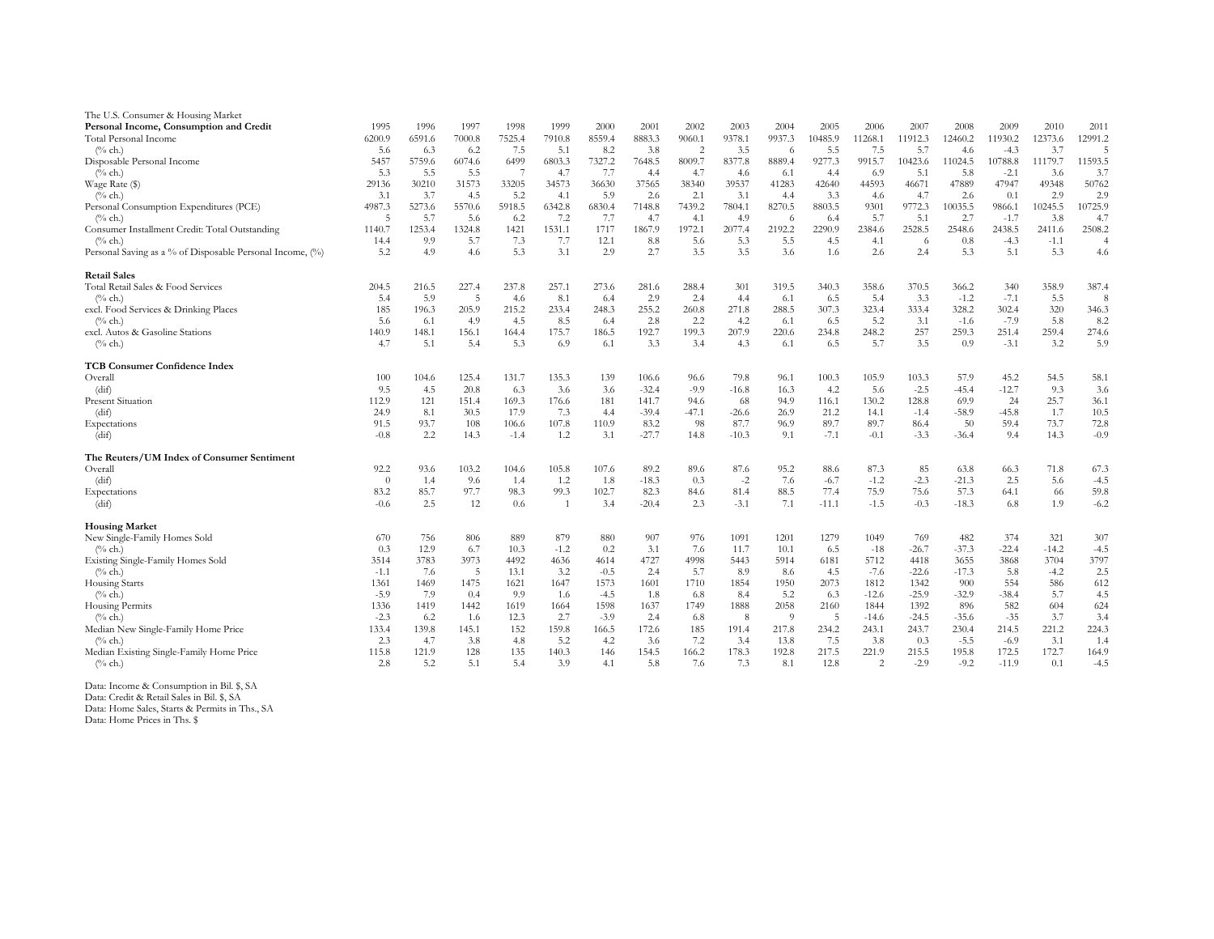The U.S. Consumer & Housing Market

| Personal Income, Consumption and Credit | 1995 | 1996 | 1997 | 1998 | 1999 | 2000 | 2001 | 2002 | 2003 | 2004 | 2005 | 2006 | 2007 | 2008 | 2009 | 2010 | 2011 |
|---|---|---|---|---|---|---|---|---|---|---|---|---|---|---|---|---|---|
| Total Personal Income | 6200.9 | 6591.6 | 7000.8 | 7525.4 | 7910.8 | 8559.4 | 8883.3 | 9060.1 | 9378.1 | 9937.3 | 10485.9 | 11268.1 | 11912.3 | 12460.2 | 11930.2 | 12373.6 | 12991.2 |
| (% ch.) | 5.6 | 6.3 | 6.2 | 7.5 | 5.1 | 8.2 | 3.8 | 2 | 3.5 | 6 | 5.5 | 7.5 | 5.7 | 4.6 | -4.3 | 3.7 | 5 |
| Disposable Personal Income | 5457 | 5759.6 | 6074.6 | 6499 | 6803.3 | 7327.2 | 7648.5 | 8009.7 | 8377.8 | 8889.4 | 9277.3 | 9915.7 | 10423.6 | 11024.5 | 10788.8 | 11179.7 | 11593.5 |
| (% ch.) | 5.3 | 5.5 | 5.5 | 7 | 4.7 | 7.7 | 4.4 | 4.7 | 4.6 | 6.1 | 4.4 | 6.9 | 5.1 | 5.8 | -2.1 | 3.6 | 3.7 |
| Wage Rate ($) | 29136 | 30210 | 31573 | 33205 | 34573 | 36630 | 37565 | 38340 | 39537 | 41283 | 42640 | 44593 | 46671 | 47889 | 47947 | 49348 | 50762 |
| (% ch.) | 3.1 | 3.7 | 4.5 | 5.2 | 4.1 | 5.9 | 2.6 | 2.1 | 3.1 | 4.4 | 3.3 | 4.6 | 4.7 | 2.6 | 0.1 | 2.9 | 2.9 |
| Personal Consumption Expenditures (PCE) | 4987.3 | 5273.6 | 5570.6 | 5918.5 | 6342.8 | 6830.4 | 7148.8 | 7439.2 | 7804.1 | 8270.5 | 8803.5 | 9301 | 9772.3 | 10035.5 | 9866.1 | 10245.5 | 10725.9 |
| (% ch.) | 5 | 5.7 | 5.6 | 6.2 | 7.2 | 7.7 | 4.7 | 4.1 | 4.9 | 6 | 6.4 | 5.7 | 5.1 | 2.7 | -1.7 | 3.8 | 4.7 |
| Consumer Installment Credit: Total Outstanding | 1140.7 | 1253.4 | 1324.8 | 1421 | 1531.1 | 1717 | 1867.9 | 1972.1 | 2077.4 | 2192.2 | 2290.9 | 2384.6 | 2528.5 | 2548.6 | 2438.5 | 2411.6 | 2508.2 |
| (% ch.) | 14.4 | 9.9 | 5.7 | 7.3 | 7.7 | 12.1 | 8.8 | 5.6 | 5.3 | 5.5 | 4.5 | 4.1 | 6 | 0.8 | -4.3 | -1.1 | 4 |
| Personal Saving as a % of Disposable Personal Income, (%) | 5.2 | 4.9 | 4.6 | 5.3 | 3.1 | 2.9 | 2.7 | 3.5 | 3.5 | 3.6 | 1.6 | 2.6 | 2.4 | 5.3 | 5.1 | 5.3 | 4.6 |
| **Retail Sales** | | | | | | | | | | | | | | | | | |
| Total Retail Sales & Food Services | 204.5 | 216.5 | 227.4 | 237.8 | 257.1 | 273.6 | 281.6 | 288.4 | 301 | 319.5 | 340.3 | 358.6 | 370.5 | 366.2 | 340 | 358.9 | 387.4 |
| (% ch.) | 5.4 | 5.9 | 5 | 4.6 | 8.1 | 6.4 | 2.9 | 2.4 | 4.4 | 6.1 | 6.5 | 5.4 | 3.3 | -1.2 | -7.1 | 5.5 | 8 |
| excl. Food Services & Drinking Places | 185 | 196.3 | 205.9 | 215.2 | 233.4 | 248.3 | 255.2 | 260.8 | 271.8 | 288.5 | 307.3 | 323.4 | 333.4 | 328.2 | 302.4 | 320 | 346.3 |
| (% ch.) | 5.6 | 6.1 | 4.9 | 4.5 | 8.5 | 6.4 | 2.8 | 2.2 | 4.2 | 6.1 | 6.5 | 5.2 | 3.1 | -1.6 | -7.9 | 5.8 | 8.2 |
| excl. Autos & Gasoline Stations | 140.9 | 148.1 | 156.1 | 164.4 | 175.7 | 186.5 | 192.7 | 199.3 | 207.9 | 220.6 | 234.8 | 248.2 | 257 | 259.3 | 251.4 | 259.4 | 274.6 |
| (% ch.) | 4.7 | 5.1 | 5.4 | 5.3 | 6.9 | 6.1 | 3.3 | 3.4 | 4.3 | 6.1 | 6.5 | 5.7 | 3.5 | 0.9 | -3.1 | 3.2 | 5.9 |
| **TCB Consumer Confidence Index** | | | | | | | | | | | | | | | | | |
| Overall | 100 | 104.6 | 125.4 | 131.7 | 135.3 | 139 | 106.6 | 96.6 | 79.8 | 96.1 | 100.3 | 105.9 | 103.3 | 57.9 | 45.2 | 54.5 | 58.1 |
| (dif) | 9.5 | 4.5 | 20.8 | 6.3 | 3.6 | 3.6 | -32.4 | -9.9 | -16.8 | 16.3 | 4.2 | 5.6 | -2.5 | -45.4 | -12.7 | 9.3 | 3.6 |
| Present Situation | 112.9 | 121 | 151.4 | 169.3 | 176.6 | 181 | 141.7 | 94.6 | 68 | 94.9 | 116.1 | 130.2 | 128.8 | 69.9 | 24 | 25.7 | 36.1 |
| (dif) | 24.9 | 8.1 | 30.5 | 17.9 | 7.3 | 4.4 | -39.4 | -47.1 | -26.6 | 26.9 | 21.2 | 14.1 | -1.4 | -58.9 | -45.8 | 1.7 | 10.5 |
| Expectations | 91.5 | 93.7 | 108 | 106.6 | 107.8 | 110.9 | 83.2 | 98 | 87.7 | 96.9 | 89.7 | 89.7 | 86.4 | 50 | 59.4 | 73.7 | 72.8 |
| (dif) | -0.8 | 2.2 | 14.3 | -1.4 | 1.2 | 3.1 | -27.7 | 14.8 | -10.3 | 9.1 | -7.1 | -0.1 | -3.3 | -36.4 | 9.4 | 14.3 | -0.9 |
| **The Reuters/UM Index of Consumer Sentiment** | | | | | | | | | | | | | | | | | |
| Overall | 92.2 | 93.6 | 103.2 | 104.6 | 105.8 | 107.6 | 89.2 | 89.6 | 87.6 | 95.2 | 88.6 | 87.3 | 85 | 63.8 | 66.3 | 71.8 | 67.3 |
| (dif) | 0 | 1.4 | 9.6 | 1.4 | 1.2 | 1.8 | -18.3 | 0.3 | -2 | 7.6 | -6.7 | -1.2 | -2.3 | -21.3 | 2.5 | 5.6 | -4.5 |
| Expectations | 83.2 | 85.7 | 97.7 | 98.3 | 99.3 | 102.7 | 82.3 | 84.6 | 81.4 | 88.5 | 77.4 | 75.9 | 75.6 | 57.3 | 64.1 | 66 | 59.8 |
| (dif) | -0.6 | 2.5 | 12 | 0.6 | 1 | 3.4 | -20.4 | 2.3 | -3.1 | 7.1 | -11.1 | -1.5 | -0.3 | -18.3 | 6.8 | 1.9 | -6.2 |
| **Housing Market** | | | | | | | | | | | | | | | | | |
| New Single-Family Homes Sold | 670 | 756 | 806 | 889 | 879 | 880 | 907 | 976 | 1091 | 1201 | 1279 | 1049 | 769 | 482 | 374 | 321 | 307 |
| (% ch.) | 0.3 | 12.9 | 6.7 | 10.3 | -1.2 | 0.2 | 3.1 | 7.6 | 11.7 | 10.1 | 6.5 | -18 | -26.7 | -37.3 | -22.4 | -14.2 | -4.5 |
| Existing Single-Family Homes Sold | 3514 | 3783 | 3973 | 4492 | 4636 | 4614 | 4727 | 4998 | 5443 | 5914 | 6181 | 5712 | 4418 | 3655 | 3868 | 3704 | 3797 |
| (% ch.) | -1.1 | 7.6 | 5 | 13.1 | 3.2 | -0.5 | 2.4 | 5.7 | 8.9 | 8.6 | 4.5 | -7.6 | -22.6 | -17.3 | 5.8 | -4.2 | 2.5 |
| Housing Starts | 1361 | 1469 | 1475 | 1621 | 1647 | 1573 | 1601 | 1710 | 1854 | 1950 | 2073 | 1812 | 1342 | 900 | 554 | 586 | 612 |
| (% ch.) | -5.9 | 7.9 | 0.4 | 9.9 | 1.6 | -4.5 | 1.8 | 6.8 | 8.4 | 5.2 | 6.3 | -12.6 | -25.9 | -32.9 | -38.4 | 5.7 | 4.5 |
| Housing Permits | 1336 | 1419 | 1442 | 1619 | 1664 | 1598 | 1637 | 1749 | 1888 | 2058 | 2160 | 1844 | 1392 | 896 | 582 | 604 | 624 |
| (% ch.) | -2.3 | 6.2 | 1.6 | 12.3 | 2.7 | -3.9 | 2.4 | 6.8 | 8 | 9 | 5 | -14.6 | -24.5 | -35.6 | -35 | 3.7 | 3.4 |
| Median New Single-Family Home Price | 133.4 | 139.8 | 145.1 | 152 | 159.8 | 166.5 | 172.6 | 185 | 191.4 | 217.8 | 234.2 | 243.1 | 243.7 | 230.4 | 214.5 | 221.2 | 224.3 |
| (% ch.) | 2.3 | 4.7 | 3.8 | 4.8 | 5.2 | 4.2 | 3.6 | 7.2 | 3.4 | 13.8 | 7.5 | 3.8 | 0.3 | -5.5 | -6.9 | 3.1 | 1.4 |
| Median Existing Single-Family Home Price | 115.8 | 121.9 | 128 | 135 | 140.3 | 146 | 154.5 | 166.2 | 178.3 | 192.8 | 217.5 | 221.9 | 215.5 | 195.8 | 172.5 | 172.7 | 164.9 |
| (% ch.) | 2.8 | 5.2 | 5.1 | 5.4 | 3.9 | 4.1 | 5.8 | 7.6 | 7.3 | 8.1 | 12.8 | 2 | -2.9 | -9.2 | -11.9 | 0.1 | -4.5 |

Data: Income & Consumption in Bil. $, SA
Data: Credit & Retail Sales in Bil. $, SA
Data: Home Sales, Starts & Permits in Ths., SA
Data: Home Prices in Ths. $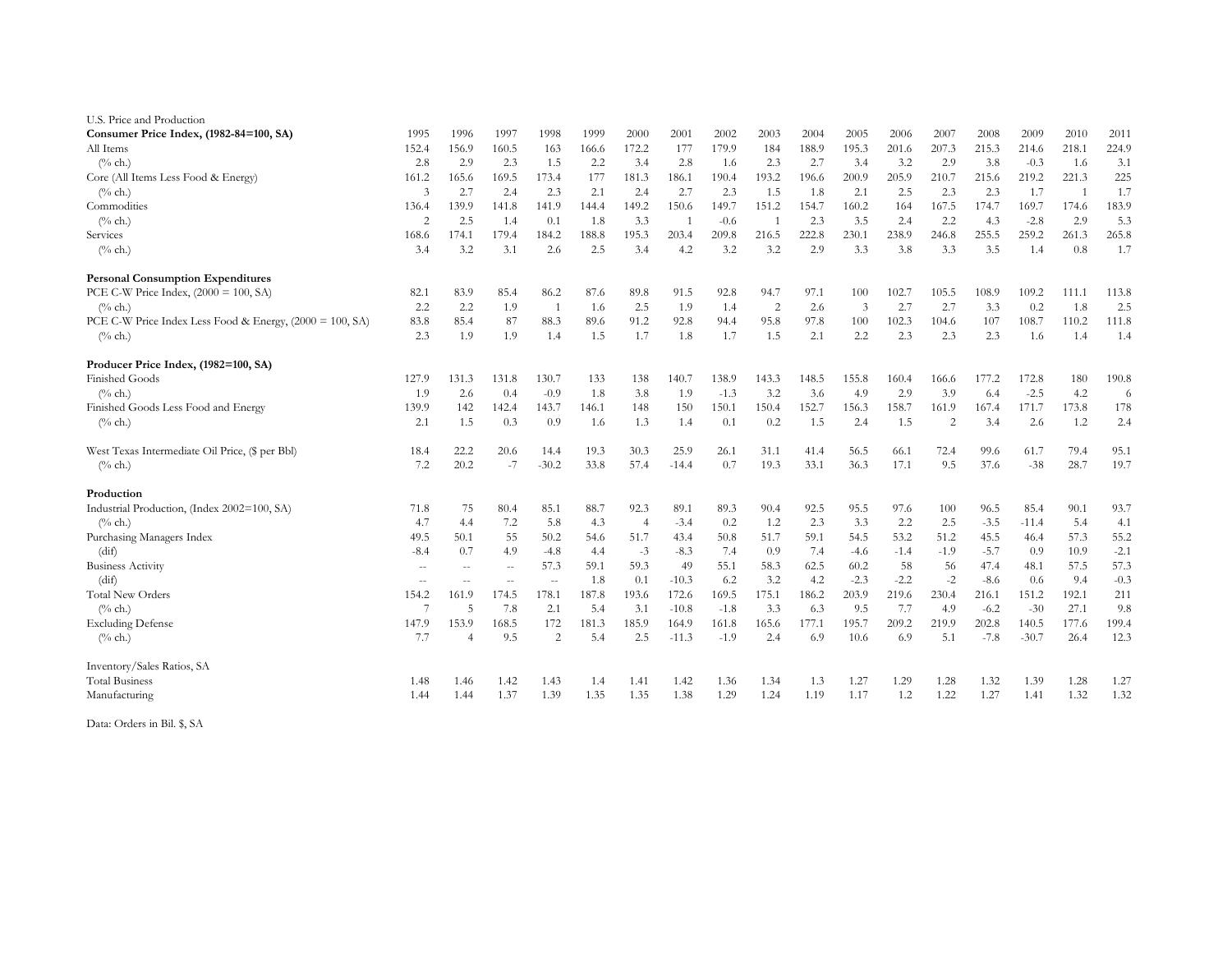U.S. Price and Production

| **Consumer Price Index, (1982-84=100, SA)** | 1995 | 1996 | 1997 | 1998 | 1999 | 2000 | 2001 | 2002 | 2003 | 2004 | 2005 | 2006 | 2007 | 2008 | 2009 | 2010 | 2011 |
|---|---|---|---|---|---|---|---|---|---|---|---|---|---|---|---|---|---|
| All Items | 152.4 | 156.9 | 160.5 | 163 | 166.6 | 172.2 | 177 | 179.9 | 184 | 188.9 | 195.3 | 201.6 | 207.3 | 215.3 | 214.6 | 218.1 | 224.9 |
| (% ch.) | 2.8 | 2.9 | 2.3 | 1.5 | 2.2 | 3.4 | 2.8 | 1.6 | 2.3 | 2.7 | 3.4 | 3.2 | 2.9 | 3.8 | -0.3 | 1.6 | 3.1 |
| Core (All Items Less Food & Energy) | 161.2 | 165.6 | 169.5 | 173.4 | 177 | 181.3 | 186.1 | 190.4 | 193.2 | 196.6 | 200.9 | 205.9 | 210.7 | 215.6 | 219.2 | 221.3 | 225 |
| (% ch.) | 3 | 2.7 | 2.4 | 2.3 | 2.1 | 2.4 | 2.7 | 2.3 | 1.5 | 1.8 | 2.1 | 2.5 | 2.3 | 2.3 | 1.7 | 1 | 1.7 |
| Commodities | 136.4 | 139.9 | 141.8 | 141.9 | 144.4 | 149.2 | 150.6 | 149.7 | 151.2 | 154.7 | 160.2 | 164 | 167.5 | 174.7 | 169.7 | 174.6 | 183.9 |
| (% ch.) | 2 | 2.5 | 1.4 | 0.1 | 1.8 | 3.3 | 1 | -0.6 | 1 | 2.3 | 3.5 | 2.4 | 2.2 | 4.3 | -2.8 | 2.9 | 5.3 |
| Services | 168.6 | 174.1 | 179.4 | 184.2 | 188.8 | 195.3 | 203.4 | 209.8 | 216.5 | 222.8 | 230.1 | 238.9 | 246.8 | 255.5 | 259.2 | 261.3 | 265.8 |
| (% ch.) | 3.4 | 3.2 | 3.1 | 2.6 | 2.5 | 3.4 | 4.2 | 3.2 | 3.2 | 2.9 | 3.3 | 3.8 | 3.3 | 3.5 | 1.4 | 0.8 | 1.7 |
| | | | | | | | | | | | | | | | | | |
| **Personal Consumption Expenditures** | | | | | | | | | | | | | | | | | |
| PCE C-W Price Index, (2000 = 100, SA) | 82.1 | 83.9 | 85.4 | 86.2 | 87.6 | 89.8 | 91.5 | 92.8 | 94.7 | 97.1 | 100 | 102.7 | 105.5 | 108.9 | 109.2 | 111.1 | 113.8 |
| (% ch.) | 2.2 | 2.2 | 1.9 | 1 | 1.6 | 2.5 | 1.9 | 1.4 | 2 | 2.6 | 3 | 2.7 | 2.7 | 3.3 | 0.2 | 1.8 | 2.5 |
| PCE C-W Price Index Less Food & Energy, (2000 = 100, SA) | 83.8 | 85.4 | 87 | 88.3 | 89.6 | 91.2 | 92.8 | 94.4 | 95.8 | 97.8 | 100 | 102.3 | 104.6 | 107 | 108.7 | 110.2 | 111.8 |
| (% ch.) | 2.3 | 1.9 | 1.9 | 1.4 | 1.5 | 1.7 | 1.8 | 1.7 | 1.5 | 2.1 | 2.2 | 2.3 | 2.3 | 2.3 | 1.6 | 1.4 | 1.4 |
| | | | | | | | | | | | | | | | | | |
| **Producer Price Index, (1982=100, SA)** | | | | | | | | | | | | | | | | | |
| Finished Goods | 127.9 | 131.3 | 131.8 | 130.7 | 133 | 138 | 140.7 | 138.9 | 143.3 | 148.5 | 155.8 | 160.4 | 166.6 | 177.2 | 172.8 | 180 | 190.8 |
| (% ch.) | 1.9 | 2.6 | 0.4 | -0.9 | 1.8 | 3.8 | 1.9 | -1.3 | 3.2 | 3.6 | 4.9 | 2.9 | 3.9 | 6.4 | -2.5 | 4.2 | 6 |
| Finished Goods Less Food and Energy | 139.9 | 142 | 142.4 | 143.7 | 146.1 | 148 | 150 | 150.1 | 150.4 | 152.7 | 156.3 | 158.7 | 161.9 | 167.4 | 171.7 | 173.8 | 178 |
| (% ch.) | 2.1 | 1.5 | 0.3 | 0.9 | 1.6 | 1.3 | 1.4 | 0.1 | 0.2 | 1.5 | 2.4 | 1.5 | 2 | 3.4 | 2.6 | 1.2 | 2.4 |
| | | | | | | | | | | | | | | | | | |
| West Texas Intermediate Oil Price, ($ per Bbl) | 18.4 | 22.2 | 20.6 | 14.4 | 19.3 | 30.3 | 25.9 | 26.1 | 31.1 | 41.4 | 56.5 | 66.1 | 72.4 | 99.6 | 61.7 | 79.4 | 95.1 |
| (% ch.) | 7.2 | 20.2 | -7 | -30.2 | 33.8 | 57.4 | -14.4 | 0.7 | 19.3 | 33.1 | 36.3 | 17.1 | 9.5 | 37.6 | -38 | 28.7 | 19.7 |
| | | | | | | | | | | | | | | | | | |
| **Production** | | | | | | | | | | | | | | | | | |
| Industrial Production, (Index 2002=100, SA) | 71.8 | 75 | 80.4 | 85.1 | 88.7 | 92.3 | 89.1 | 89.3 | 90.4 | 92.5 | 95.5 | 97.6 | 100 | 96.5 | 85.4 | 90.1 | 93.7 |
| (% ch.) | 4.7 | 4.4 | 7.2 | 5.8 | 4.3 | 4 | -3.4 | 0.2 | 1.2 | 2.3 | 3.3 | 2.2 | 2.5 | -3.5 | -11.4 | 5.4 | 4.1 |
| Purchasing Managers Index | 49.5 | 50.1 | 55 | 50.2 | 54.6 | 51.7 | 43.4 | 50.8 | 51.7 | 59.1 | 54.5 | 53.2 | 51.2 | 45.5 | 46.4 | 57.3 | 55.2 |
| (dif) | -8.4 | 0.7 | 4.9 | -4.8 | 4.4 | -3 | -8.3 | 7.4 | 0.9 | 7.4 | -4.6 | -1.4 | -1.9 | -5.7 | 0.9 | 10.9 | -2.1 |
| Business Activity | -- | -- | -- | 57.3 | 59.1 | 59.3 | 49 | 55.1 | 58.3 | 62.5 | 60.2 | 58 | 56 | 47.4 | 48.1 | 57.5 | 57.3 |
| (dif) | -- | -- | -- | -- | 1.8 | 0.1 | -10.3 | 6.2 | 3.2 | 4.2 | -2.3 | -2.2 | -2 | -8.6 | 0.6 | 9.4 | -0.3 |
| Total New Orders | 154.2 | 161.9 | 174.5 | 178.1 | 187.8 | 193.6 | 172.6 | 169.5 | 175.1 | 186.2 | 203.9 | 219.6 | 230.4 | 216.1 | 151.2 | 192.1 | 211 |
| (% ch.) | 7 | 5 | 7.8 | 2.1 | 5.4 | 3.1 | -10.8 | -1.8 | 3.3 | 6.3 | 9.5 | 7.7 | 4.9 | -6.2 | -30 | 27.1 | 9.8 |
| Excluding Defense | 147.9 | 153.9 | 168.5 | 172 | 181.3 | 185.9 | 164.9 | 161.8 | 165.6 | 177.1 | 195.7 | 209.2 | 219.9 | 202.8 | 140.5 | 177.6 | 199.4 |
| (% ch.) | 7.7 | 4 | 9.5 | 2 | 5.4 | 2.5 | -11.3 | -1.9 | 2.4 | 6.9 | 10.6 | 6.9 | 5.1 | -7.8 | -30.7 | 26.4 | 12.3 |
| | | | | | | | | | | | | | | | | | |
| Inventory/Sales Ratios, SA | | | | | | | | | | | | | | | | | |
| Total Business | 1.48 | 1.46 | 1.42 | 1.43 | 1.4 | 1.41 | 1.42 | 1.36 | 1.34 | 1.3 | 1.27 | 1.29 | 1.28 | 1.32 | 1.39 | 1.28 | 1.27 |
| Manufacturing | 1.44 | 1.44 | 1.37 | 1.39 | 1.35 | 1.35 | 1.38 | 1.29 | 1.24 | 1.19 | 1.17 | 1.2 | 1.22 | 1.27 | 1.41 | 1.32 | 1.32 |

Data: Orders in Bil. $, SA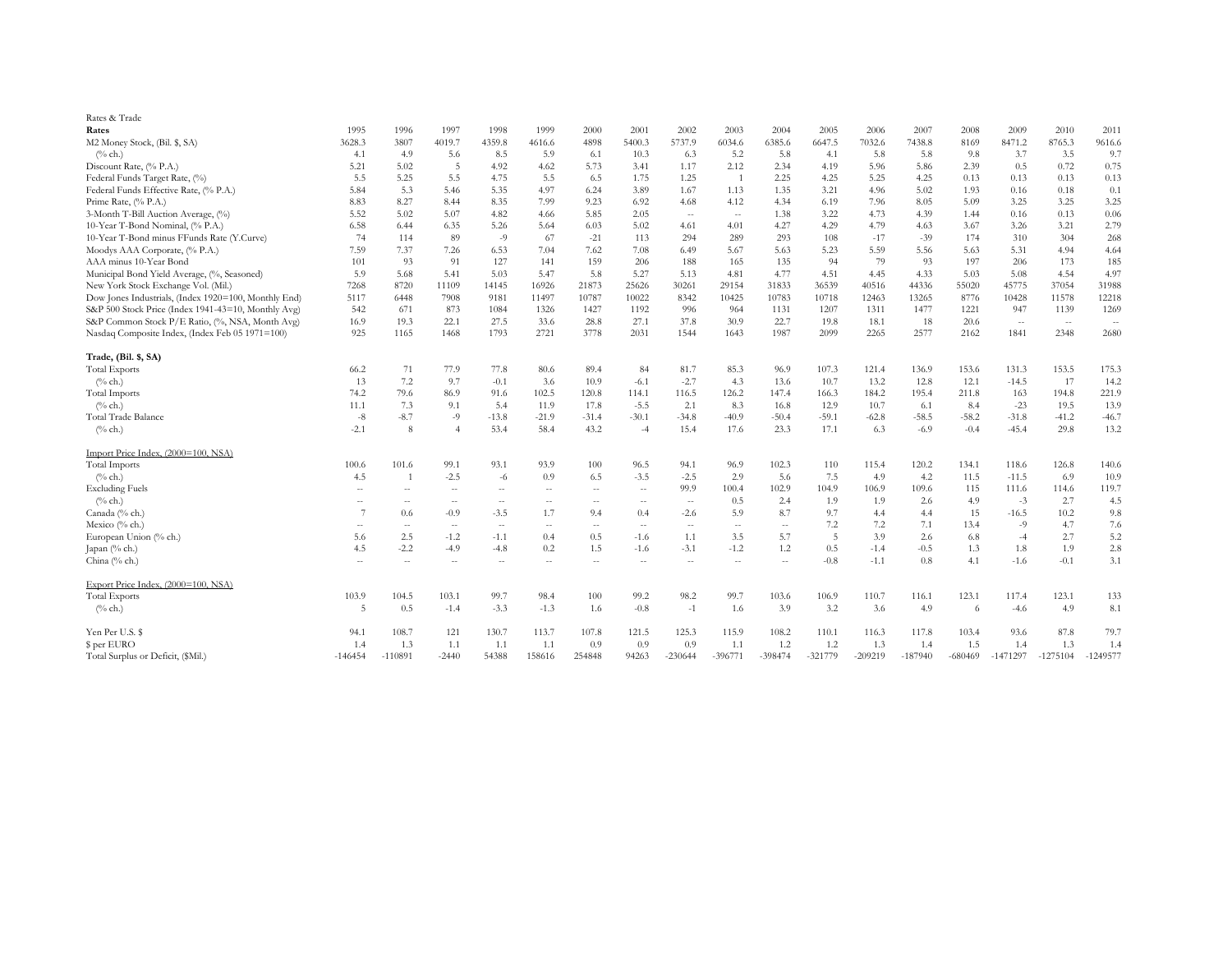Rates & Trade

| Rates | 1995 | 1996 | 1997 | 1998 | 1999 | 2000 | 2001 | 2002 | 2003 | 2004 | 2005 | 2006 | 2007 | 2008 | 2009 | 2010 | 2011 |
|---|---|---|---|---|---|---|---|---|---|---|---|---|---|---|---|---|---|
| M2 Money Stock, (Bil. $, SA) | 3628.3 | 3807 | 4019.7 | 4359.8 | 4616.6 | 4898 | 5400.3 | 5737.9 | 6034.6 | 6385.6 | 6647.5 | 7032.6 | 7438.8 | 8169 | 8471.2 | 8765.3 | 9616.6 |
| (% ch.) | 4.1 | 4.9 | 5.6 | 8.5 | 5.9 | 6.1 | 10.3 | 6.3 | 5.2 | 5.8 | 4.1 | 5.8 | 5.8 | 9.8 | 3.7 | 3.5 | 9.7 |
| Discount Rate, (% P.A.) | 5.21 | 5.02 | 5 | 4.92 | 4.62 | 5.73 | 3.41 | 1.17 | 2.12 | 2.34 | 4.19 | 5.96 | 5.86 | 2.39 | 0.5 | 0.72 | 0.75 |
| Federal Funds Target Rate, (%) | 5.5 | 5.25 | 5.5 | 4.75 | 5.5 | 6.5 | 1.75 | 1.25 | 1 | 2.25 | 4.25 | 5.25 | 4.25 | 0.13 | 0.13 | 0.13 | 0.13 |
| Federal Funds Effective Rate, (% P.A.) | 5.84 | 5.3 | 5.46 | 5.35 | 4.97 | 6.24 | 3.89 | 1.67 | 1.13 | 1.35 | 3.21 | 4.96 | 5.02 | 1.93 | 0.16 | 0.18 | 0.1 |
| Prime Rate, (% P.A.) | 8.83 | 8.27 | 8.44 | 8.35 | 7.99 | 9.23 | 6.92 | 4.68 | 4.12 | 4.34 | 6.19 | 7.96 | 8.05 | 5.09 | 3.25 | 3.25 | 3.25 |
| 3-Month T-Bill Auction Average, (%) | 5.52 | 5.02 | 5.07 | 4.82 | 4.66 | 5.85 | 2.05 | -- | -- | 1.38 | 3.22 | 4.73 | 4.39 | 1.44 | 0.16 | 0.13 | 0.06 |
| 10-Year T-Bond Nominal, (% P.A.) | 6.58 | 6.44 | 6.35 | 5.26 | 5.64 | 6.03 | 5.02 | 4.61 | 4.01 | 4.27 | 4.29 | 4.79 | 4.63 | 3.67 | 3.26 | 3.21 | 2.79 |
| 10-Year T-Bond minus FFunds Rate (Y.Curve) | 74 | 114 | 89 | -9 | 67 | -21 | 113 | 294 | 289 | 293 | 108 | -17 | -39 | 174 | 310 | 304 | 268 |
| Moodys AAA Corporate, (% P.A.) | 7.59 | 7.37 | 7.26 | 6.53 | 7.04 | 7.62 | 7.08 | 6.49 | 5.67 | 5.63 | 5.23 | 5.59 | 5.56 | 5.63 | 5.31 | 4.94 | 4.64 |
| AAA minus 10-Year Bond | 101 | 93 | 91 | 127 | 141 | 159 | 206 | 188 | 165 | 135 | 94 | 79 | 93 | 197 | 206 | 173 | 185 |
| Municipal Bond Yield Average, (%, Seasoned) | 5.9 | 5.68 | 5.41 | 5.03 | 5.47 | 5.8 | 5.27 | 5.13 | 4.81 | 4.77 | 4.51 | 4.45 | 4.33 | 5.03 | 5.08 | 4.54 | 4.97 |
| New York Stock Exchange Vol. (Mil.) | 7268 | 8720 | 11109 | 14145 | 16926 | 21873 | 25626 | 30261 | 29154 | 31833 | 36539 | 40516 | 44336 | 55020 | 45775 | 37054 | 31988 |
| Dow Jones Industrials, (Index 1920=100, Monthly End) | 5117 | 6448 | 7908 | 9181 | 11497 | 10787 | 10022 | 8342 | 10425 | 10783 | 10718 | 12463 | 13265 | 8776 | 10428 | 11578 | 12218 |
| S&P 500 Stock Price (Index 1941-43=10, Monthly Avg) | 542 | 671 | 873 | 1084 | 1326 | 1427 | 1192 | 996 | 964 | 1131 | 1207 | 1311 | 1477 | 1221 | 947 | 1139 | 1269 |
| S&P Common Stock P/E Ratio, (%, NSA, Month Avg) | 16.9 | 19.3 | 22.1 | 27.5 | 33.6 | 28.8 | 27.1 | 37.8 | 30.9 | 22.7 | 19.8 | 18.1 | 18 | 20.6 | -- | -- | -- |
| Nasdaq Composite Index, (Index Feb 05 1971=100) | 925 | 1165 | 1468 | 1793 | 2721 | 3778 | 2031 | 1544 | 1643 | 1987 | 2099 | 2265 | 2577 | 2162 | 1841 | 2348 | 2680 |
| **Trade, (Bil. $, SA)** | | | | | | | | | | | | | | | | | |
| Total Exports | 66.2 | 71 | 77.9 | 77.8 | 80.6 | 89.4 | 84 | 81.7 | 85.3 | 96.9 | 107.3 | 121.4 | 136.9 | 153.6 | 131.3 | 153.5 | 175.3 |
| (% ch.) | 13 | 7.2 | 9.7 | -0.1 | 3.6 | 10.9 | -6.1 | -2.7 | 4.3 | 13.6 | 10.7 | 13.2 | 12.8 | 12.1 | -14.5 | 17 | 14.2 |
| Total Imports | 74.2 | 79.6 | 86.9 | 91.6 | 102.5 | 120.8 | 114.1 | 116.5 | 126.2 | 147.4 | 166.3 | 184.2 | 195.4 | 211.8 | 163 | 194.8 | 221.9 |
| (% ch.) | 11.1 | 7.3 | 9.1 | 5.4 | 11.9 | 17.8 | -5.5 | 2.1 | 8.3 | 16.8 | 12.9 | 10.7 | 6.1 | 8.4 | -23 | 19.5 | 13.9 |
| Total Trade Balance | -8 | -8.7 | -9 | -13.8 | -21.9 | -31.4 | -30.1 | -34.8 | -40.9 | -50.4 | -59.1 | -62.8 | -58.5 | -58.2 | -31.8 | -41.2 | -46.7 |
| (% ch.) | -2.1 | 8 | 4 | 53.4 | 58.4 | 43.2 | -4 | 15.4 | 17.6 | 23.3 | 17.1 | 6.3 | -6.9 | -0.4 | -45.4 | 29.8 | 13.2 |
| Import Price Index, (2000=100, NSA) | | | | | | | | | | | | | | | | | |
| Total Imports | 100.6 | 101.6 | 99.1 | 93.1 | 93.9 | 100 | 96.5 | 94.1 | 96.9 | 102.3 | 110 | 115.4 | 120.2 | 134.1 | 118.6 | 126.8 | 140.6 |
| (% ch.) | 4.5 | 1 | -2.5 | -6 | 0.9 | 6.5 | -3.5 | -2.5 | 2.9 | 5.6 | 7.5 | 4.9 | 4.2 | 11.5 | -11.5 | 6.9 | 10.9 |
| Excluding Fuels | -- | -- | -- | -- | -- | -- | -- | 99.9 | 100.4 | 102.9 | 104.9 | 106.9 | 109.6 | 115 | 111.6 | 114.6 | 119.7 |
| (% ch.) | -- | -- | -- | -- | -- | -- | -- | -- | 0.5 | 2.4 | 1.9 | 1.9 | 2.6 | 4.9 | -3 | 2.7 | 4.5 |
| Canada (% ch.) | 7 | 0.6 | -0.9 | -3.5 | 1.7 | 9.4 | 0.4 | -2.6 | 5.9 | 8.7 | 9.7 | 4.4 | 4.4 | 15 | -16.5 | 10.2 | 9.8 |
| Mexico (% ch.) | -- | -- | -- | -- | -- | -- | -- | -- | -- | -- | 7.2 | 7.2 | 7.1 | 13.4 | -9 | 4.7 | 7.6 |
| European Union (% ch.) | 5.6 | 2.5 | -1.2 | -1.1 | 0.4 | 0.5 | -1.6 | 1.1 | 3.5 | 5.7 | 5 | 3.9 | 2.6 | 6.8 | -4 | 2.7 | 5.2 |
| Japan (% ch.) | 4.5 | -2.2 | -4.9 | -4.8 | 0.2 | 1.5 | -1.6 | -3.1 | -1.2 | 1.2 | 0.5 | -1.4 | -0.5 | 1.3 | 1.8 | 1.9 | 2.8 |
| China (% ch.) | -- | -- | -- | -- | -- | -- | -- | -- | -- | -- | -0.8 | -1.1 | 0.8 | 4.1 | -1.6 | -0.1 | 3.1 |
| Export Price Index, (2000=100, NSA) | | | | | | | | | | | | | | | | | |
| Total Exports | 103.9 | 104.5 | 103.1 | 99.7 | 98.4 | 100 | 99.2 | 98.2 | 99.7 | 103.6 | 106.9 | 110.7 | 116.1 | 123.1 | 117.4 | 123.1 | 133 |
| (% ch.) | 5 | 0.5 | -1.4 | -3.3 | -1.3 | 1.6 | -0.8 | -1 | 1.6 | 3.9 | 3.2 | 3.6 | 4.9 | 6 | -4.6 | 4.9 | 8.1 |
| Yen Per U.S. $ | 94.1 | 108.7 | 121 | 130.7 | 113.7 | 107.8 | 121.5 | 125.3 | 115.9 | 108.2 | 110.1 | 116.3 | 117.8 | 103.4 | 93.6 | 87.8 | 79.7 |
| $ per EURO | 1.4 | 1.3 | 1.1 | 1.1 | 1.1 | 0.9 | 0.9 | 0.9 | 1.1 | 1.2 | 1.2 | 1.3 | 1.4 | 1.5 | 1.4 | 1.3 | 1.4 |
| Total Surplus or Deficit, ($Mil.) | -146454 | -110891 | -2440 | 54388 | 158616 | 254848 | 94263 | -230644 | -396771 | -398474 | -321779 | -209219 | -187940 | -680469 | -1471297 | -1275104 | -1249577 |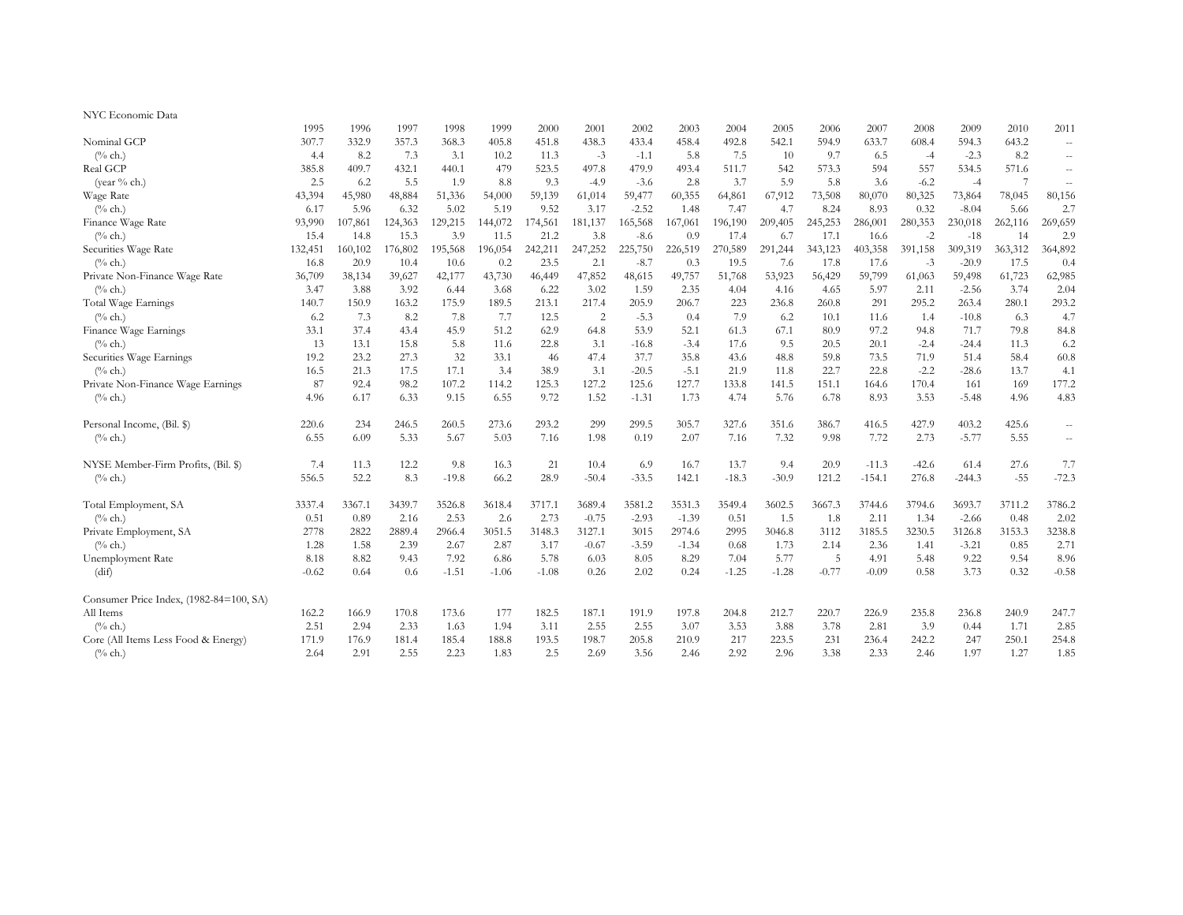NYC Economic Data

| | 1995 | 1996 | 1997 | 1998 | 1999 | 2000 | 2001 | 2002 | 2003 | 2004 | 2005 | 2006 | 2007 | 2008 | 2009 | 2010 | 2011 |
|---|---|---|---|---|---|---|---|---|---|---|---|---|---|---|---|---|---|
| Nominal GCP | 307.7 | 332.9 | 357.3 | 368.3 | 405.8 | 451.8 | 438.3 | 433.4 | 458.4 | 492.8 | 542.1 | 594.9 | 633.7 | 608.4 | 594.3 | 643.2 | -- |
| (% ch.) | 4.4 | 8.2 | 7.3 | 3.1 | 10.2 | 11.3 | -3 | -1.1 | 5.8 | 7.5 | 10 | 9.7 | 6.5 | -4 | -2.3 | 8.2 | -- |
| Real GCP | 385.8 | 409.7 | 432.1 | 440.1 | 479 | 523.5 | 497.8 | 479.9 | 493.4 | 511.7 | 542 | 573.3 | 594 | 557 | 534.5 | 571.6 | -- |
| (year % ch.) | 2.5 | 6.2 | 5.5 | 1.9 | 8.8 | 9.3 | -4.9 | -3.6 | 2.8 | 3.7 | 5.9 | 5.8 | 3.6 | -6.2 | -4 | 7 | -- |
| Wage Rate | 43,394 | 45,980 | 48,884 | 51,336 | 54,000 | 59,139 | 61,014 | 59,477 | 60,355 | 64,861 | 67,912 | 73,508 | 80,070 | 80,325 | 73,864 | 78,045 | 80,156 |
| (% ch.) | 6.17 | 5.96 | 6.32 | 5.02 | 5.19 | 9.52 | 3.17 | -2.52 | 1.48 | 7.47 | 4.7 | 8.24 | 8.93 | 0.32 | -8.04 | 5.66 | 2.7 |
| Finance Wage Rate | 93,990 | 107,861 | 124,363 | 129,215 | 144,072 | 174,561 | 181,137 | 165,568 | 167,061 | 196,190 | 209,405 | 245,253 | 286,001 | 280,353 | 230,018 | 262,116 | 269,659 |
| (% ch.) | 15.4 | 14.8 | 15.3 | 3.9 | 11.5 | 21.2 | 3.8 | -8.6 | 0.9 | 17.4 | 6.7 | 17.1 | 16.6 | -2 | -18 | 14 | 2.9 |
| Securities Wage Rate | 132,451 | 160,102 | 176,802 | 195,568 | 196,054 | 242,211 | 247,252 | 225,750 | 226,519 | 270,589 | 291,244 | 343,123 | 403,358 | 391,158 | 309,319 | 363,312 | 364,892 |
| (% ch.) | 16.8 | 20.9 | 10.4 | 10.6 | 0.2 | 23.5 | 2.1 | -8.7 | 0.3 | 19.5 | 7.6 | 17.8 | 17.6 | -3 | -20.9 | 17.5 | 0.4 |
| Private Non-Finance Wage Rate | 36,709 | 38,134 | 39,627 | 42,177 | 43,730 | 46,449 | 47,852 | 48,615 | 49,757 | 51,768 | 53,923 | 56,429 | 59,799 | 61,063 | 59,498 | 61,723 | 62,985 |
| (% ch.) | 3.47 | 3.88 | 3.92 | 6.44 | 3.68 | 6.22 | 3.02 | 1.59 | 2.35 | 4.04 | 4.16 | 4.65 | 5.97 | 2.11 | -2.56 | 3.74 | 2.04 |
| Total Wage Earnings | 140.7 | 150.9 | 163.2 | 175.9 | 189.5 | 213.1 | 217.4 | 205.9 | 206.7 | 223 | 236.8 | 260.8 | 291 | 295.2 | 263.4 | 280.1 | 293.2 |
| (% ch.) | 6.2 | 7.3 | 8.2 | 7.8 | 7.7 | 12.5 | 2 | -5.3 | 0.4 | 7.9 | 6.2 | 10.1 | 11.6 | 1.4 | -10.8 | 6.3 | 4.7 |
| Finance Wage Earnings | 33.1 | 37.4 | 43.4 | 45.9 | 51.2 | 62.9 | 64.8 | 53.9 | 52.1 | 61.3 | 67.1 | 80.9 | 97.2 | 94.8 | 71.7 | 79.8 | 84.8 |
| (% ch.) | 13 | 13.1 | 15.8 | 5.8 | 11.6 | 22.8 | 3.1 | -16.8 | -3.4 | 17.6 | 9.5 | 20.5 | 20.1 | -2.4 | -24.4 | 11.3 | 6.2 |
| Securities Wage Earnings | 19.2 | 23.2 | 27.3 | 32 | 33.1 | 46 | 47.4 | 37.7 | 35.8 | 43.6 | 48.8 | 59.8 | 73.5 | 71.9 | 51.4 | 58.4 | 60.8 |
| (% ch.) | 16.5 | 21.3 | 17.5 | 17.1 | 3.4 | 38.9 | 3.1 | -20.5 | -5.1 | 21.9 | 11.8 | 22.7 | 22.8 | -2.2 | -28.6 | 13.7 | 4.1 |
| Private Non-Finance Wage Earnings | 87 | 92.4 | 98.2 | 107.2 | 114.2 | 125.3 | 127.2 | 125.6 | 127.7 | 133.8 | 141.5 | 151.1 | 164.6 | 170.4 | 161 | 169 | 177.2 |
| (% ch.) | 4.96 | 6.17 | 6.33 | 9.15 | 6.55 | 9.72 | 1.52 | -1.31 | 1.73 | 4.74 | 5.76 | 6.78 | 8.93 | 3.53 | -5.48 | 4.96 | 4.83 |
| | | | | | | | | | | | | | | | | | |
| Personal Income, (Bil. $) | 220.6 | 234 | 246.5 | 260.5 | 273.6 | 293.2 | 299 | 299.5 | 305.7 | 327.6 | 351.6 | 386.7 | 416.5 | 427.9 | 403.2 | 425.6 | -- |
| (% ch.) | 6.55 | 6.09 | 5.33 | 5.67 | 5.03 | 7.16 | 1.98 | 0.19 | 2.07 | 7.16 | 7.32 | 9.98 | 7.72 | 2.73 | -5.77 | 5.55 | -- |
| | | | | | | | | | | | | | | | | | |
| NYSE Member-Firm Profits, (Bil. $) | 7.4 | 11.3 | 12.2 | 9.8 | 16.3 | 21 | 10.4 | 6.9 | 16.7 | 13.7 | 9.4 | 20.9 | -11.3 | -42.6 | 61.4 | 27.6 | 7.7 |
| (% ch.) | 556.5 | 52.2 | 8.3 | -19.8 | 66.2 | 28.9 | -50.4 | -33.5 | 142.1 | -18.3 | -30.9 | 121.2 | -154.1 | 276.8 | -244.3 | -55 | -72.3 |
| | | | | | | | | | | | | | | | | | |
| Total Employment, SA | 3337.4 | 3367.1 | 3439.7 | 3526.8 | 3618.4 | 3717.1 | 3689.4 | 3581.2 | 3531.3 | 3549.4 | 3602.5 | 3667.3 | 3744.6 | 3794.6 | 3693.7 | 3711.2 | 3786.2 |
| (% ch.) | 0.51 | 0.89 | 2.16 | 2.53 | 2.6 | 2.73 | -0.75 | -2.93 | -1.39 | 0.51 | 1.5 | 1.8 | 2.11 | 1.34 | -2.66 | 0.48 | 2.02 |
| Private Employment, SA | 2778 | 2822 | 2889.4 | 2966.4 | 3051.5 | 3148.3 | 3127.1 | 3015 | 2974.6 | 2995 | 3046.8 | 3112 | 3185.5 | 3230.5 | 3126.8 | 3153.3 | 3238.8 |
| (% ch.) | 1.28 | 1.58 | 2.39 | 2.67 | 2.87 | 3.17 | -0.67 | -3.59 | -1.34 | 0.68 | 1.73 | 2.14 | 2.36 | 1.41 | -3.21 | 0.85 | 2.71 |
| Unemployment Rate | 8.18 | 8.82 | 9.43 | 7.92 | 6.86 | 5.78 | 6.03 | 8.05 | 8.29 | 7.04 | 5.77 | 5 | 4.91 | 5.48 | 9.22 | 9.54 | 8.96 |
| (dif) | -0.62 | 0.64 | 0.6 | -1.51 | -1.06 | -1.08 | 0.26 | 2.02 | 0.24 | -1.25 | -1.28 | -0.77 | -0.09 | 0.58 | 3.73 | 0.32 | -0.58 |
| | | | | | | | | | | | | | | | | | |
| Consumer Price Index, (1982-84=100, SA) | | | | | | | | | | | | | | | | | |
| All Items | 162.2 | 166.9 | 170.8 | 173.6 | 177 | 182.5 | 187.1 | 191.9 | 197.8 | 204.8 | 212.7 | 220.7 | 226.9 | 235.8 | 236.8 | 240.9 | 247.7 |
| (% ch.) | 2.51 | 2.94 | 2.33 | 1.63 | 1.94 | 3.11 | 2.55 | 2.55 | 3.07 | 3.53 | 3.88 | 3.78 | 2.81 | 3.9 | 0.44 | 1.71 | 2.85 |
| Core (All Items Less Food & Energy) | 171.9 | 176.9 | 181.4 | 185.4 | 188.8 | 193.5 | 198.7 | 205.8 | 210.9 | 217 | 223.5 | 231 | 236.4 | 242.2 | 247 | 250.1 | 254.8 |
| (% ch.) | 2.64 | 2.91 | 2.55 | 2.23 | 1.83 | 2.5 | 2.69 | 3.56 | 2.46 | 2.92 | 2.96 | 3.38 | 2.33 | 2.46 | 1.97 | 1.27 | 1.85 |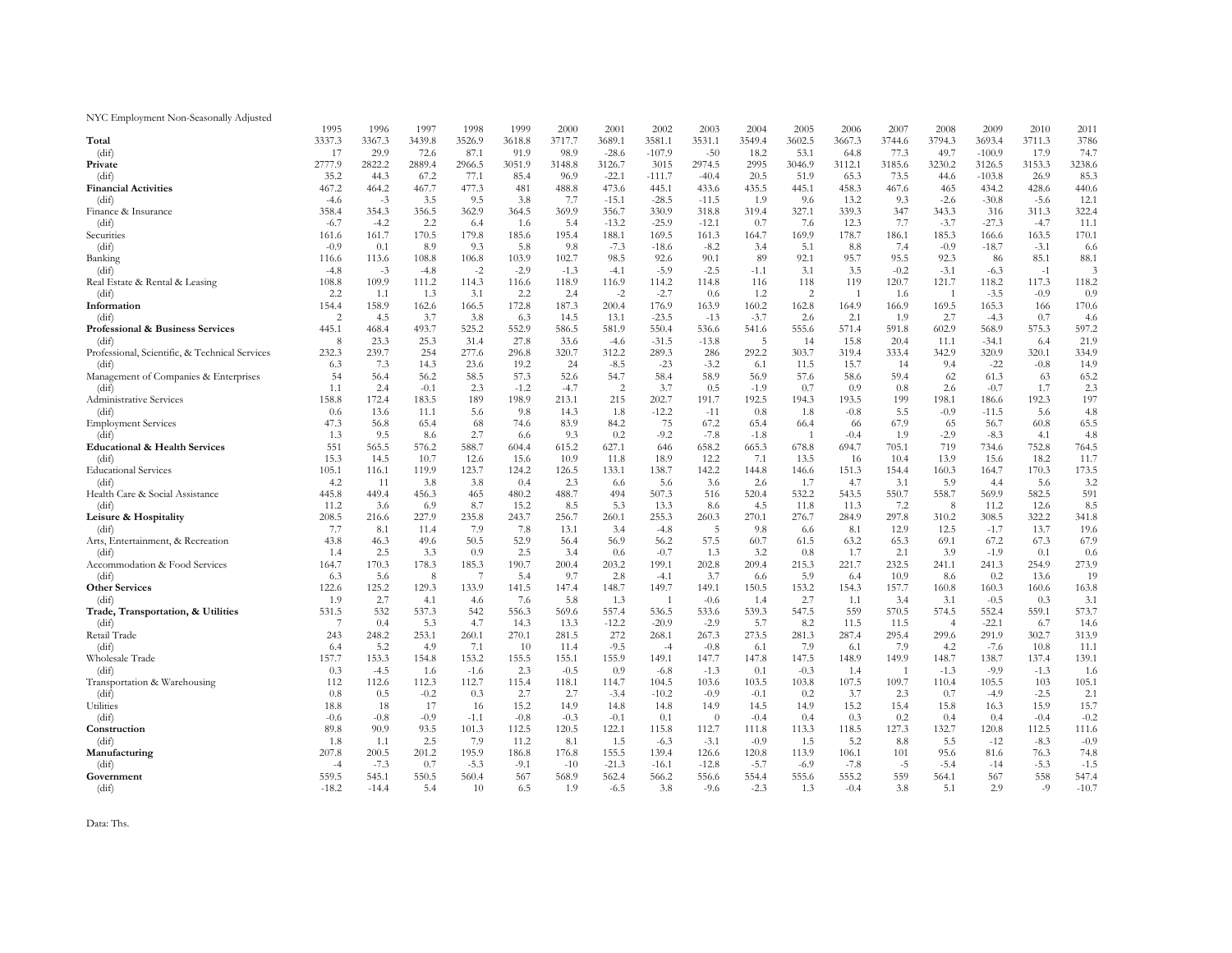NYC Employment Non-Seasonally Adjusted

| | 1995 | 1996 | 1997 | 1998 | 1999 | 2000 | 2001 | 2002 | 2003 | 2004 | 2005 | 2006 | 2007 | 2008 | 2009 | 2010 | 2011 |
|---|---|---|---|---|---|---|---|---|---|---|---|---|---|---|---|---|---|
| **Total** | 3337.3 | 3367.3 | 3439.8 | 3526.9 | 3618.8 | 3717.7 | 3689.1 | 3581.1 | 3531.1 | 3549.4 | 3602.5 | 3667.3 | 3744.6 | 3794.3 | 3693.4 | 3711.3 | 3786 |
| (dif) | 17 | 29.9 | 72.6 | 87.1 | 91.9 | 98.9 | -28.6 | -107.9 | -50 | 18.2 | 53.1 | 64.8 | 77.3 | 49.7 | -100.9 | 17.9 | 74.7 |
| **Private** | 2777.9 | 2822.2 | 2889.4 | 2966.5 | 3051.9 | 3148.8 | 3126.7 | 3015 | 2974.5 | 2995 | 3046.9 | 3112.1 | 3185.6 | 3230.2 | 3126.5 | 3153.3 | 3238.6 |
| (dif) | 35.2 | 44.3 | 67.2 | 77.1 | 85.4 | 96.9 | -22.1 | -111.7 | -40.4 | 20.5 | 51.9 | 65.3 | 73.5 | 44.6 | -103.8 | 26.9 | 85.3 |
| **Financial Activities** | 467.2 | 464.2 | 467.7 | 477.3 | 481 | 488.8 | 473.6 | 445.1 | 433.6 | 435.5 | 445.1 | 458.3 | 467.6 | 465 | 434.2 | 428.6 | 440.6 |
| (dif) | -4.6 | -3 | 3.5 | 9.5 | 3.8 | 7.7 | -15.1 | -28.5 | -11.5 | 1.9 | 9.6 | 13.2 | 9.3 | -2.6 | -30.8 | -5.6 | 12.1 |
| Finance & Insurance | 358.4 | 354.3 | 356.5 | 362.9 | 364.5 | 369.9 | 356.7 | 330.9 | 318.8 | 319.4 | 327.1 | 339.3 | 347 | 343.3 | 316 | 311.3 | 322.4 |
| (dif) | -6.7 | -4.2 | 2.2 | 6.4 | 1.6 | 5.4 | -13.2 | -25.9 | -12.1 | 0.7 | 7.6 | 12.3 | 7.7 | -3.7 | -27.3 | -4.7 | 11.1 |
| Securities | 161.6 | 161.7 | 170.5 | 179.8 | 185.6 | 195.4 | 188.1 | 169.5 | 161.3 | 164.7 | 169.9 | 178.7 | 186.1 | 185.3 | 166.6 | 163.5 | 170.1 |
| (dif) | -0.9 | 0.1 | 8.9 | 9.3 | 5.8 | 9.8 | -7.3 | -18.6 | -8.2 | 3.4 | 5.1 | 8.8 | 7.4 | -0.9 | -18.7 | -3.1 | 6.6 |
| Banking | 116.6 | 113.6 | 108.8 | 106.8 | 103.9 | 102.7 | 98.5 | 92.6 | 90.1 | 89 | 92.1 | 95.7 | 95.5 | 92.3 | 86 | 85.1 | 88.1 |
| (dif) | -4.8 | -3 | -4.8 | -2 | -2.9 | -1.3 | -4.1 | -5.9 | -2.5 | -1.1 | 3.1 | 3.5 | -0.2 | -3.1 | -6.3 | -1 | 3 |
| Real Estate & Rental & Leasing | 108.8 | 109.9 | 111.2 | 114.3 | 116.6 | 118.9 | 116.9 | 114.2 | 114.8 | 116 | 118 | 119 | 120.7 | 121.7 | 118.2 | 117.3 | 118.2 |
| (dif) | 2.2 | 1.1 | 1.3 | 3.1 | 2.2 | 2.4 | -2 | -2.7 | 0.6 | 1.2 | 2 | 1 | 1.6 | 1 | -3.5 | -0.9 | 0.9 |
| **Information** | 154.4 | 158.9 | 162.6 | 166.5 | 172.8 | 187.3 | 200.4 | 176.9 | 163.9 | 160.2 | 162.8 | 164.9 | 166.9 | 169.5 | 165.3 | 166 | 170.6 |
| (dif) | 2 | 4.5 | 3.7 | 3.8 | 6.3 | 14.5 | 13.1 | -23.5 | -13 | -3.7 | 2.6 | 2.1 | 1.9 | 2.7 | -4.3 | 0.7 | 4.6 |
| **Professional & Business Services** | 445.1 | 468.4 | 493.7 | 525.2 | 552.9 | 586.5 | 581.9 | 550.4 | 536.6 | 541.6 | 555.6 | 571.4 | 591.8 | 602.9 | 568.9 | 575.3 | 597.2 |
| (dif) | 8 | 23.3 | 25.3 | 31.4 | 27.8 | 33.6 | -4.6 | -31.5 | -13.8 | 5 | 14 | 15.8 | 20.4 | 11.1 | -34.1 | 6.4 | 21.9 |
| Professional, Scientific, & Technical Services | 232.3 | 239.7 | 254 | 277.6 | 296.8 | 320.7 | 312.2 | 289.3 | 286 | 292.2 | 303.7 | 319.4 | 333.4 | 342.9 | 320.9 | 320.1 | 334.9 |
| (dif) | 6.3 | 7.3 | 14.3 | 23.6 | 19.2 | 24 | -8.5 | -23 | -3.2 | 6.1 | 11.5 | 15.7 | 14 | 9.4 | -22 | -0.8 | 14.9 |
| Management of Companies & Enterprises | 54 | 56.4 | 56.2 | 58.5 | 57.3 | 52.6 | 54.7 | 58.4 | 58.9 | 56.9 | 57.6 | 58.6 | 59.4 | 62 | 61.3 | 63 | 65.2 |
| (dif) | 1.1 | 2.4 | -0.1 | 2.3 | -1.2 | -4.7 | 2 | 3.7 | 0.5 | -1.9 | 0.7 | 0.9 | 0.8 | 2.6 | -0.7 | 1.7 | 2.3 |
| Administrative Services | 158.8 | 172.4 | 183.5 | 189 | 198.9 | 213.1 | 215 | 202.7 | 191.7 | 192.5 | 194.3 | 193.5 | 199 | 198.1 | 186.6 | 192.3 | 197 |
| (dif) | 0.6 | 13.6 | 11.1 | 5.6 | 9.8 | 14.3 | 1.8 | -12.2 | -11 | 0.8 | 1.8 | -0.8 | 5.5 | -0.9 | -11.5 | 5.6 | 4.8 |
| Employment Services | 47.3 | 56.8 | 65.4 | 68 | 74.6 | 83.9 | 84.2 | 75 | 67.2 | 65.4 | 66.4 | 66 | 67.9 | 65 | 56.7 | 60.8 | 65.5 |
| (dif) | 1.3 | 9.5 | 8.6 | 2.7 | 6.6 | 9.3 | 0.2 | -9.2 | -7.8 | -1.8 | 1 | -0.4 | 1.9 | -2.9 | -8.3 | 4.1 | 4.8 |
| **Educational & Health Services** | 551 | 565.5 | 576.2 | 588.7 | 604.4 | 615.2 | 627.1 | 646 | 658.2 | 665.3 | 678.8 | 694.7 | 705.1 | 719 | 734.6 | 752.8 | 764.5 |
| (dif) | 15.3 | 14.5 | 10.7 | 12.6 | 15.6 | 10.9 | 11.8 | 18.9 | 12.2 | 7.1 | 13.5 | 16 | 10.4 | 13.9 | 15.6 | 18.2 | 11.7 |
| Educational Services | 105.1 | 116.1 | 119.9 | 123.7 | 124.2 | 126.5 | 133.1 | 138.7 | 142.2 | 144.8 | 146.6 | 151.3 | 154.4 | 160.3 | 164.7 | 170.3 | 173.5 |
| (dif) | 4.2 | 11 | 3.8 | 3.8 | 0.4 | 2.3 | 6.6 | 5.6 | 3.6 | 2.6 | 1.7 | 4.7 | 3.1 | 5.9 | 4.4 | 5.6 | 3.2 |
| Health Care & Social Assistance | 445.8 | 449.4 | 456.3 | 465 | 480.2 | 488.7 | 494 | 507.3 | 516 | 520.4 | 532.2 | 543.5 | 550.7 | 558.7 | 569.9 | 582.5 | 591 |
| (dif) | 11.2 | 3.6 | 6.9 | 8.7 | 15.2 | 8.5 | 5.3 | 13.3 | 8.6 | 4.5 | 11.8 | 11.3 | 7.2 | 8 | 11.2 | 12.6 | 8.5 |
| **Leisure & Hospitality** | 208.5 | 216.6 | 227.9 | 235.8 | 243.7 | 256.7 | 260.1 | 255.3 | 260.3 | 270.1 | 276.7 | 284.9 | 297.8 | 310.2 | 308.5 | 322.2 | 341.8 |
| (dif) | 7.7 | 8.1 | 11.4 | 7.9 | 7.8 | 13.1 | 3.4 | -4.8 | 5 | 9.8 | 6.6 | 8.1 | 12.9 | 12.5 | -1.7 | 13.7 | 19.6 |
| Arts, Entertainment, & Recreation | 43.8 | 46.3 | 49.6 | 50.5 | 52.9 | 56.4 | 56.9 | 56.2 | 57.5 | 60.7 | 61.5 | 63.2 | 65.3 | 69.1 | 67.2 | 67.3 | 67.9 |
| (dif) | 1.4 | 2.5 | 3.3 | 0.9 | 2.5 | 3.4 | 0.6 | -0.7 | 1.3 | 3.2 | 0.8 | 1.7 | 2.1 | 3.9 | -1.9 | 0.1 | 0.6 |
| Accommodation & Food Services | 164.7 | 170.3 | 178.3 | 185.3 | 190.7 | 200.4 | 203.2 | 199.1 | 202.8 | 209.4 | 215.3 | 221.7 | 232.5 | 241.1 | 241.3 | 254.9 | 273.9 |
| (dif) | 6.3 | 5.6 | 8 | 7 | 5.4 | 9.7 | 2.8 | -4.1 | 3.7 | 6.6 | 5.9 | 6.4 | 10.9 | 8.6 | 0.2 | 13.6 | 19 |
| **Other Services** | 122.6 | 125.2 | 129.3 | 133.9 | 141.5 | 147.4 | 148.7 | 149.7 | 149.1 | 150.5 | 153.2 | 154.3 | 157.7 | 160.8 | 160.3 | 160.6 | 163.8 |
| (dif) | 1.9 | 2.7 | 4.1 | 4.6 | 7.6 | 5.8 | 1.3 | 1 | -0.6 | 1.4 | 2.7 | 1.1 | 3.4 | 3.1 | -0.5 | 0.3 | 3.1 |
| **Trade, Transportation, & Utilities** | 531.5 | 532 | 537.3 | 542 | 556.3 | 569.6 | 557.4 | 536.5 | 533.6 | 539.3 | 547.5 | 559 | 570.5 | 574.5 | 552.4 | 559.1 | 573.7 |
| (dif) | 7 | 0.4 | 5.3 | 4.7 | 14.3 | 13.3 | -12.2 | -20.9 | -2.9 | 5.7 | 8.2 | 11.5 | 11.5 | 4 | -22.1 | 6.7 | 14.6 |
| Retail Trade | 243 | 248.2 | 253.1 | 260.1 | 270.1 | 281.5 | 272 | 268.1 | 267.3 | 273.5 | 281.3 | 287.4 | 295.4 | 299.6 | 291.9 | 302.7 | 313.9 |
| (dif) | 6.4 | 5.2 | 4.9 | 7.1 | 10 | 11.4 | -9.5 | -4 | -0.8 | 6.1 | 7.9 | 6.1 | 7.9 | 4.2 | -7.6 | 10.8 | 11.1 |
| Wholesale Trade | 157.7 | 153.3 | 154.8 | 153.2 | 155.5 | 155.1 | 155.9 | 149.1 | 147.7 | 147.8 | 147.5 | 148.9 | 149.9 | 148.7 | 138.7 | 137.4 | 139.1 |
| (dif) | 0.3 | -4.5 | 1.6 | -1.6 | 2.3 | -0.5 | 0.9 | -6.8 | -1.3 | 0.1 | -0.3 | 1.4 | 1 | -1.3 | -9.9 | -1.3 | 1.6 |
| Transportation & Warehousing | 112 | 112.6 | 112.3 | 112.7 | 115.4 | 118.1 | 114.7 | 104.5 | 103.6 | 103.5 | 103.8 | 107.5 | 109.7 | 110.4 | 105.5 | 103 | 105.1 |
| (dif) | 0.8 | 0.5 | -0.2 | 0.3 | 2.7 | 2.7 | -3.4 | -10.2 | -0.9 | -0.1 | 0.2 | 3.7 | 2.3 | 0.7 | -4.9 | -2.5 | 2.1 |
| Utilities | 18.8 | 18 | 17 | 16 | 15.2 | 14.9 | 14.8 | 14.8 | 14.9 | 14.5 | 14.9 | 15.2 | 15.4 | 15.8 | 16.3 | 15.9 | 15.7 |
| (dif) | -0.6 | -0.8 | -0.9 | -1.1 | -0.8 | -0.3 | -0.1 | 0.1 | 0 | -0.4 | 0.4 | 0.3 | 0.2 | 0.4 | 0.4 | -0.4 | -0.2 |
| **Construction** | 89.8 | 90.9 | 93.5 | 101.3 | 112.5 | 120.5 | 122.1 | 115.8 | 112.7 | 111.8 | 113.3 | 118.5 | 127.3 | 132.7 | 120.8 | 112.5 | 111.6 |
| (dif) | 1.8 | 1.1 | 2.5 | 7.9 | 11.2 | 8.1 | 1.5 | -6.3 | -3.1 | -0.9 | 1.5 | 5.2 | 8.8 | 5.5 | -12 | -8.3 | -0.9 |
| **Manufacturing** | 207.8 | 200.5 | 201.2 | 195.9 | 186.8 | 176.8 | 155.5 | 139.4 | 126.6 | 120.8 | 113.9 | 106.1 | 101 | 95.6 | 81.6 | 76.3 | 74.8 |
| (dif) | -4 | -7.3 | 0.7 | -5.3 | -9.1 | -10 | -21.3 | -16.1 | -12.8 | -5.7 | -6.9 | -7.8 | -5 | -5.4 | -14 | -5.3 | -1.5 |
| **Government** | 559.5 | 545.1 | 550.5 | 560.4 | 567 | 568.9 | 562.4 | 566.2 | 556.6 | 554.4 | 555.6 | 555.2 | 559 | 564.1 | 567 | 558 | 547.4 |
| (dif) | -18.2 | -14.4 | 5.4 | 10 | 6.5 | 1.9 | -6.5 | 3.8 | -9.6 | -2.3 | 1.3 | -0.4 | 3.8 | 5.1 | 2.9 | -9 | -10.7 |

Data: Ths.